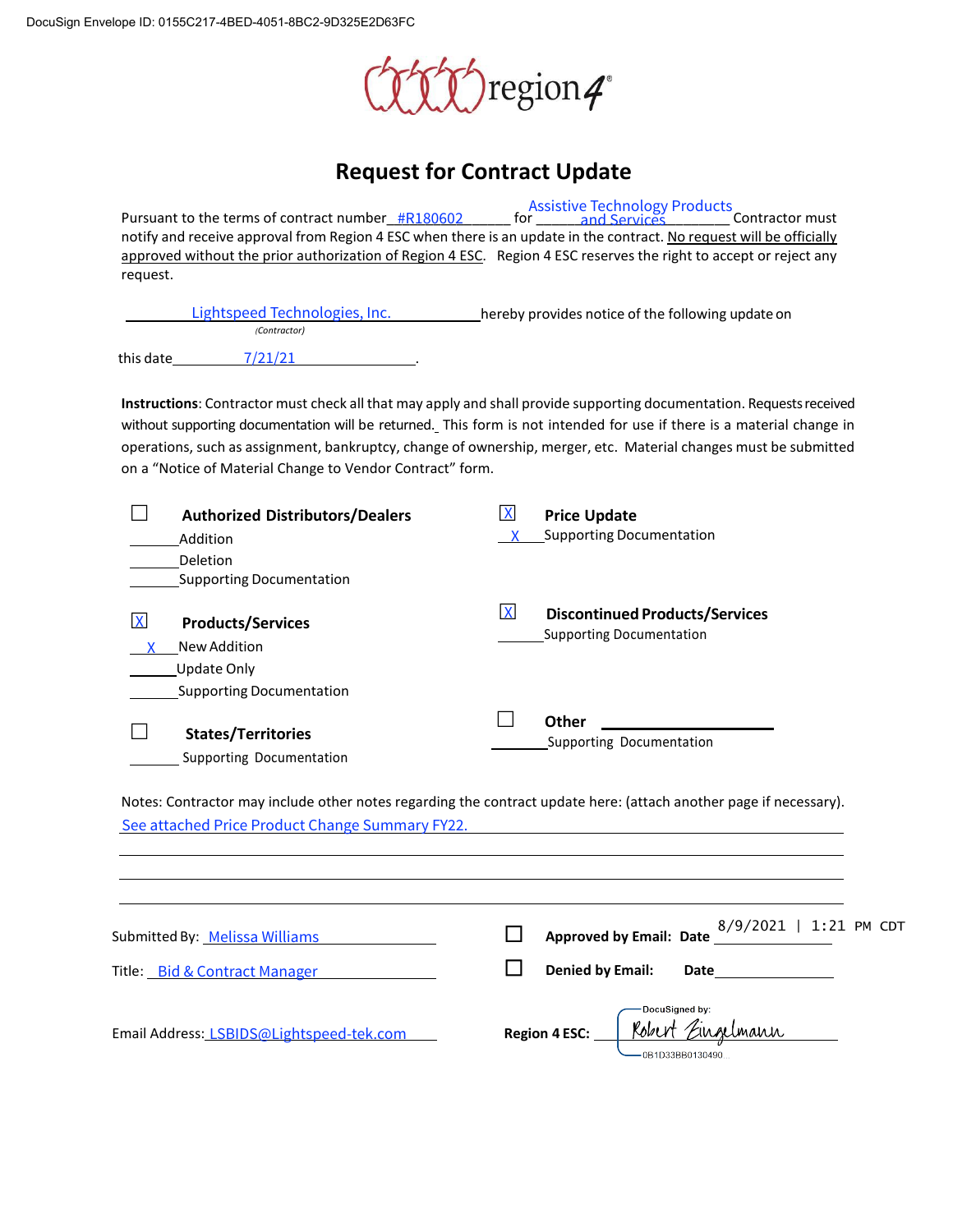DocuSign Envelope ID: 0155C217-4BED-4051-8BC2-9D325E2D63FC

region4

# Request for Contract Update

Pursuant to the terms of contract number #R180602 for Assistive Technology Products and Services Contractor must notify and receive approval from Region 4 ESC when there is an update in the contract. No request will be officially approved without the prior authorization of Region 4 ESC. Region 4 ESC reserves the right to accept or reject any request.

Lightspeed Technologies, Inc. hereby provides notice of the following update on
*(Contractor)*

this date 7/21/21.

**Instructions**: Contractor must check all that may apply and shall provide supporting documentation. Requests received without supporting documentation will be returned. This form is not intended for use if there is a material change in operations, such as assignment, bankruptcy, change of ownership, merger, etc. Material changes must be submitted on a "Notice of Material Change to Vendor Contract" form.

☐ **Authorized Distributors/Dealers**
- ____ Addition
- ____ Deletion
- ____ Supporting Documentation

☒ **Products/Services**
- X New Addition
- ____ Update Only
- ____ Supporting Documentation

☐ **States/Territories**
- ____ Supporting Documentation

☒ **Price Update**
- X Supporting Documentation

☒ **Discontinued Products/Services**
- ____ Supporting Documentation

☐ **Other** ____________
- ____ Supporting Documentation

Notes: Contractor may include other notes regarding the contract update here: (attach another page if necessary).
See attached Price Product Change Summary FY22.

Submitted By: Melissa Williams

Title: Bid & Contract Manager

Email Address: LSBIDS@Lightspeed-tek.com

☐ Approved by Email: Date 8/9/2021 | 1:21 PM CDT

☐ Denied by Email: Date ____________

Region 4 ESC: DocuSigned by: Robert Zingelmann
0B1D33BB0130490...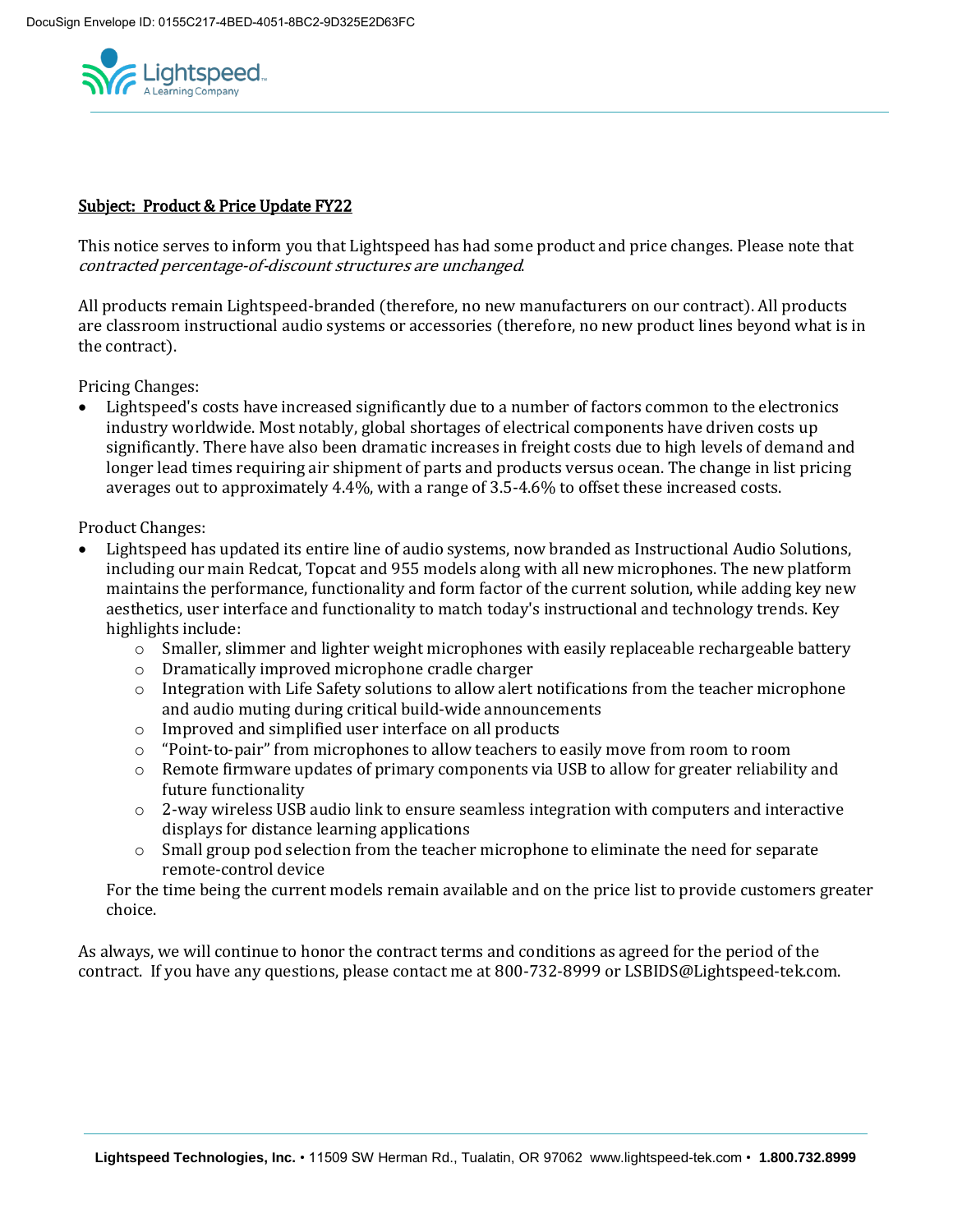**Subject: Product & Price Update FY22**

This notice serves to inform you that Lightspeed has had some product and price changes. Please note that *contracted percentage-of-discount structures are unchanged*.

All products remain Lightspeed-branded (therefore, no new manufacturers on our contract). All products are classroom instructional audio systems or accessories (therefore, no new product lines beyond what is in the contract).

Pricing Changes:

- Lightspeed's costs have increased significantly due to a number of factors common to the electronics industry worldwide. Most notably, global shortages of electrical components have driven costs up significantly. There have also been dramatic increases in freight costs due to high levels of demand and longer lead times requiring air shipment of parts and products versus ocean. The change in list pricing averages out to approximately 4.4%, with a range of 3.5-4.6% to offset these increased costs.

Product Changes:

- Lightspeed has updated its entire line of audio systems, now branded as Instructional Audio Solutions, including our main Redcat, Topcat and 955 models along with all new microphones. The new platform maintains the performance, functionality and form factor of the current solution, while adding key new aesthetics, user interface and functionality to match today's instructional and technology trends. Key highlights include:
  - Smaller, slimmer and lighter weight microphones with easily replaceable rechargeable battery
  - Dramatically improved microphone cradle charger
  - Integration with Life Safety solutions to allow alert notifications from the teacher microphone and audio muting during critical build-wide announcements
  - Improved and simplified user interface on all products
  - "Point-to-pair" from microphones to allow teachers to easily move from room to room
  - Remote firmware updates of primary components via USB to allow for greater reliability and future functionality
  - 2-way wireless USB audio link to ensure seamless integration with computers and interactive displays for distance learning applications
  - Small group pod selection from the teacher microphone to eliminate the need for separate remote-control device

  For the time being the current models remain available and on the price list to provide customers greater choice.

As always, we will continue to honor the contract terms and conditions as agreed for the period of the contract. If you have any questions, please contact me at 800-732-8999 or LSBIDS@Lightspeed-tek.com.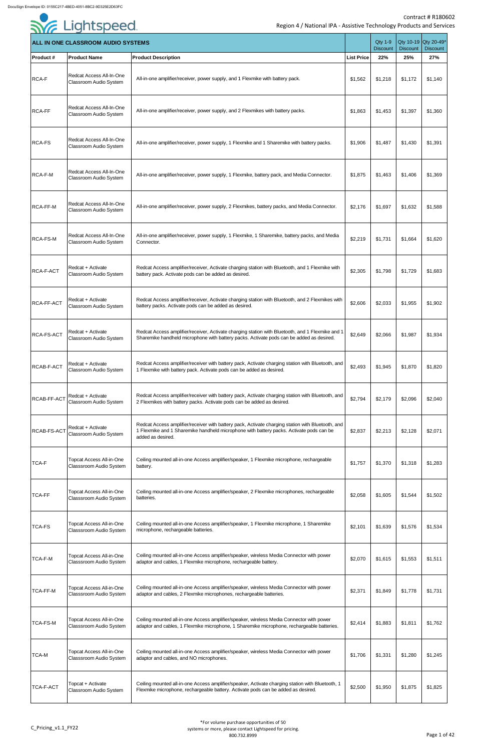Contract # R180602

Region 4 / National IPA - Assistive Technology Products and Services

| ALL IN ONE CLASSROOM AUDIO SYSTEMS | | | | Qty 1-9 Discount | Qty 10-19 Discount | Qty 20-49* Discount |
|---|---|---|---|---|---|---|
| **Product #** | **Product Name** | **Product Description** | **List Price** | **22%** | **25%** | **27%** |
| RCA-F | Redcat Access All-In-One Classroom Audio System | All-in-one amplifier/receiver, power supply, and 1 Flexmike with battery pack. | $1,562 | $1,218 | $1,172 | $1,140 |
| RCA-FF | Redcat Access All-In-One Classroom Audio System | All-in-one amplifier/receiver, power supply, and 2 Flexmikes with battery packs. | $1,863 | $1,453 | $1,397 | $1,360 |
| RCA-FS | Redcat Access All-In-One Classroom Audio System | All-in-one amplifier/receiver, power supply, 1 Flexmike and 1 Sharemike with battery packs. | $1,906 | $1,487 | $1,430 | $1,391 |
| RCA-F-M | Redcat Access All-In-One Classroom Audio System | All-in-one amplifier/receiver, power supply, 1 Flexmike, battery pack, and Media Connector. | $1,875 | $1,463 | $1,406 | $1,369 |
| RCA-FF-M | Redcat Access All-In-One Classroom Audio System | All-in-one amplifier/receiver, power supply, 2 Flexmikes, battery packs, and Media Connector. | $2,176 | $1,697 | $1,632 | $1,588 |
| RCA-FS-M | Redcat Access All-In-One Classroom Audio System | All-in-one amplifier/receiver, power supply, 1 Flexmike, 1 Sharemike, battery packs, and Media Connector. | $2,219 | $1,731 | $1,664 | $1,620 |
| RCA-F-ACT | Redcat + Activate Classroom Audio System | Redcat Access amplifier/receiver, Activate charging station with Bluetooth, and 1 Flexmike with battery pack. Activate pods can be added as desired. | $2,305 | $1,798 | $1,729 | $1,683 |
| RCA-FF-ACT | Redcat + Activate Classroom Audio System | Redcat Access amplifier/receiver, Activate charging station with Bluetooth, and 2 Flexmikes with battery packs. Activate pods can be added as desired. | $2,606 | $2,033 | $1,955 | $1,902 |
| RCA-FS-ACT | Redcat + Activate Classroom Audio System | Redcat Access amplifier/receiver, Activate charging station with Bluetooth, and 1 Flexmike and 1 Sharemike handheld microphone with battery packs. Activate pods can be added as desired. | $2,649 | $2,066 | $1,987 | $1,934 |
| RCAB-F-ACT | Redcat + Activate Classroom Audio System | Redcat Access amplifier/receiver with battery pack, Activate charging station with Bluetooth, and 1 Flexmike with battery pack. Activate pods can be added as desired. | $2,493 | $1,945 | $1,870 | $1,820 |
| RCAB-FF-ACT | Redcat + Activate Classroom Audio System | Redcat Access amplifier/receiver with battery pack, Activate charging station with Bluetooth, and 2 Flexmikes with battery packs. Activate pods can be added as desired. | $2,794 | $2,179 | $2,096 | $2,040 |
| RCAB-FS-ACT | Redcat + Activate Classroom Audio System | Redcat Access amplifier/receiver with battery pack, Activate charging station with Bluetooth, and 1 Flexmike and 1 Sharemike handheld microphone with battery packs. Activate pods can be added as desired. | $2,837 | $2,213 | $2,128 | $2,071 |
| TCA-F | Topcat Access All-in-One Classsroom Audio System | Ceiling mounted all-in-one Access amplifier/speaker, 1 Flexmike microphone, rechargeable battery. | $1,757 | $1,370 | $1,318 | $1,283 |
| TCA-FF | Topcat Access All-in-One Classsroom Audio System | Ceiling mounted all-in-one Access amplifier/speaker, 2 Flexmike microphones, rechargeable batteries. | $2,058 | $1,605 | $1,544 | $1,502 |
| TCA-FS | Topcat Access All-in-One Classsroom Audio System | Ceiling mounted all-in-one Access amplifier/speaker, 1 Flexmike microphone, 1 Sharemike microphone, rechargeable batteries. | $2,101 | $1,639 | $1,576 | $1,534 |
| TCA-F-M | Topcat Access All-in-One Classsroom Audio System | Ceiling mounted all-in-one Access amplifier/speaker, wireless Media Connector with power adaptor and cables, 1 Flexmike microphone, rechargeable battery. | $2,070 | $1,615 | $1,553 | $1,511 |
| TCA-FF-M | Topcat Access All-in-One Classsroom Audio System | Ceiling mounted all-in-one Access amplifier/speaker, wireless Media Connector with power adaptor and cables, 2 Flexmike microphones, rechargeable batteries. | $2,371 | $1,849 | $1,778 | $1,731 |
| TCA-FS-M | Topcat Access All-in-One Classsroom Audio System | Ceiling mounted all-in-one Access amplifier/speaker, wireless Media Connector with power adaptor and cables, 1 Flexmike microphone, 1 Sharemike microphone, rechargeable batteries. | $2,414 | $1,883 | $1,811 | $1,762 |
| TCA-M | Topcat Access All-in-One Classsroom Audio System | Ceiling mounted all-in-one Access amplifier/speaker, wireless Media Connector with power adaptor and cables, and NO microphones. | $1,706 | $1,331 | $1,280 | $1,245 |
| TCA-F-ACT | Topcat + Activate Classroom Audio System | Ceiling mounted all-in-one Access amplifier/speaker, Activate charging station with Bluetooth, 1 Flexmike microphone, rechargeable battery. Activate pods can be added as desired. | $2,500 | $1,950 | $1,875 | $1,825 |

C_Pricing_v1.1_FY22

*For volume purchase opportunities of 50 systems or more, please contact Lightspeed for pricing. 800.732.8999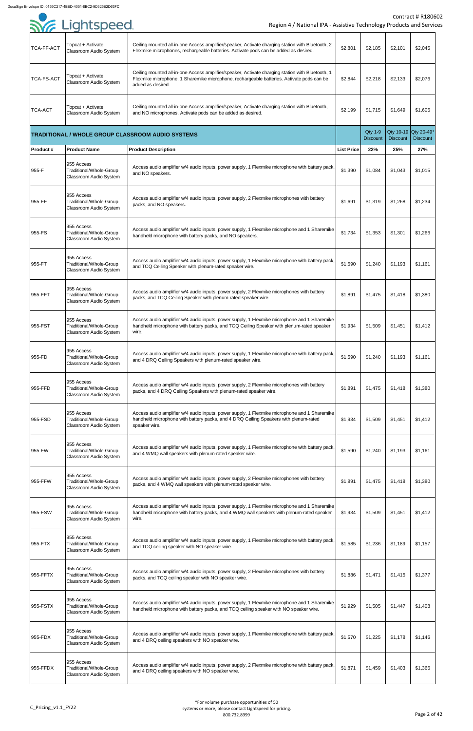| | | | | | | |
|---|---|---|---|---|---|---|
| TCA-FF-ACT | Topcat + Activate Classroom Audio System | Ceiling mounted all-in-one Access amplifier/speaker, Activate charging station with Bluetooth, 2 Flexmike microphones, rechargeable batteries. Activate pods can be added as desired. | $2,801 | $2,185 | $2,101 | $2,045 |
| TCA-FS-ACT | Topcat + Activate Classroom Audio System | Ceiling mounted all-in-one Access amplifier/speaker, Activate charging station with Bluetooth, 1 Flexmike microphone, 1 Sharemike microphone, rechargeable batteries. Activate pods can be added as desired. | $2,844 | $2,218 | $2,133 | $2,076 |
| TCA-ACT | Topcat + Activate Classroom Audio System | Ceiling mounted all-in-one Access amplifier/speaker, Activate charging station with Bluetooth, and NO microphones. Activate pods can be added as desired. | $2,199 | $1,715 | $1,649 | $1,605 |

| **TRADITIONAL / WHOLE GROUP CLASSROOM AUDIO SYSTEMS** | | | | Qty 1-9 Discount | Qty 10-19 Discount | Qty 20-49* Discount |
|---|---|---|---|---|---|---|
| **Product #** | **Product Name** | **Product Description** | **List Price** | **22%** | **25%** | **27%** |
| 955-F | 955 Access Traditional/Whole-Group Classroom Audio System | Access audio amplifier w/4 audio inputs, power supply, 1 Flexmike microphone with battery pack, and NO speakers. | $1,390 | $1,084 | $1,043 | $1,015 |
| 955-FF | 955 Access Traditional/Whole-Group Classroom Audio System | Access audio amplifier w/4 audio inputs, power supply, 2 Flexmike microphones with battery packs, and NO speakers. | $1,691 | $1,319 | $1,268 | $1,234 |
| 955-FS | 955 Access Traditional/Whole-Group Classroom Audio System | Access audio amplifier w/4 audio inputs, power supply, 1 Flexmike microphone and 1 Sharemike handheld microphone with battery packs, and NO speakers. | $1,734 | $1,353 | $1,301 | $1,266 |
| 955-FT | 955 Access Traditional/Whole-Group Classroom Audio System | Access audio amplifier w/4 audio inputs, power supply, 1 Flexmike microphone with battery pack, and TCQ Ceiling Speaker with plenum-rated speaker wire. | $1,590 | $1,240 | $1,193 | $1,161 |
| 955-FFT | 955 Access Traditional/Whole-Group Classroom Audio System | Access audio amplifier w/4 audio inputs, power supply, 2 Flexmike microphones with battery packs, and TCQ Ceiling Speaker with plenum-rated speaker wire. | $1,891 | $1,475 | $1,418 | $1,380 |
| 955-FST | 955 Access Traditional/Whole-Group Classroom Audio System | Access audio amplifier w/4 audio inputs, power supply, 1 Flexmike microphone and 1 Sharemike handheld microphone with battery packs, and TCQ Ceiling Speaker with plenum-rated speaker wire. | $1,934 | $1,509 | $1,451 | $1,412 |
| 955-FD | 955 Access Traditional/Whole-Group Classroom Audio System | Access audio amplifier w/4 audio inputs, power supply, 1 Flexmike microphone with battery pack, and 4 DRQ Ceiling Speakers with plenum-rated speaker wire. | $1,590 | $1,240 | $1,193 | $1,161 |
| 955-FFD | 955 Access Traditional/Whole-Group Classroom Audio System | Access audio amplifier w/4 audio inputs, power supply, 2 Flexmike microphones with battery packs, and 4 DRQ Ceiling Speakers with plenum-rated speaker wire. | $1,891 | $1,475 | $1,418 | $1,380 |
| 955-FSD | 955 Access Traditional/Whole-Group Classroom Audio System | Access audio amplifier w/4 audio inputs, power supply, 1 Flexmike microphone and 1 Sharemike handheld microphone with battery packs, and 4 DRQ Ceiling Speakers with plenum-rated speaker wire. | $1,934 | $1,509 | $1,451 | $1,412 |
| 955-FW | 955 Access Traditional/Whole-Group Classroom Audio System | Access audio amplifier w/4 audio inputs, power supply, 1 Flexmike microphone with battery pack, and 4 WMQ wall speakers with plenum-rated speaker wire. | $1,590 | $1,240 | $1,193 | $1,161 |
| 955-FFW | 955 Access Traditional/Whole-Group Classroom Audio System | Access audio amplifier w/4 audio inputs, power supply, 2 Flexmike microphones with battery packs, and 4 WMQ wall speakers with plenum-rated speaker wire. | $1,891 | $1,475 | $1,418 | $1,380 |
| 955-FSW | 955 Access Traditional/Whole-Group Classroom Audio System | Access audio amplifier w/4 audio inputs, power supply, 1 Flexmike microphone and 1 Sharemike handheld microphone with battery packs, and 4 WMQ wall speakers with plenum-rated speaker wire. | $1,934 | $1,509 | $1,451 | $1,412 |
| 955-FTX | 955 Access Traditional/Whole-Group Classroom Audio System | Access audio amplifier w/4 audio inputs, power supply, 1 Flexmike microphone with battery pack, and TCQ ceiling speaker with NO speaker wire. | $1,585 | $1,236 | $1,189 | $1,157 |
| 955-FFTX | 955 Access Traditional/Whole-Group Classroom Audio System | Access audio amplifier w/4 audio inputs, power supply, 2 Flexmike microphones with battery packs, and TCQ ceiling speaker with NO speaker wire. | $1,886 | $1,471 | $1,415 | $1,377 |
| 955-FSTX | 955 Access Traditional/Whole-Group Classroom Audio System | Access audio amplifier w/4 audio inputs, power supply, 1 Flexmike microphone and 1 Sharemike handheld microphone with battery packs, and TCQ ceiling speaker with NO speaker wire. | $1,929 | $1,505 | $1,447 | $1,408 |
| 955-FDX | 955 Access Traditional/Whole-Group Classroom Audio System | Access audio amplifier w/4 audio inputs, power supply, 1 Flexmike microphone with battery pack, and 4 DRQ ceiling speakers with NO speaker wire. | $1,570 | $1,225 | $1,178 | $1,146 |
| 955-FFDX | 955 Access Traditional/Whole-Group Classroom Audio System | Access audio amplifier w/4 audio inputs, power supply, 2 Flexmike microphone with battery pack, and 4 DRQ ceiling speakers with NO speaker wire. | $1,871 | $1,459 | $1,403 | $1,366 |

*For volume purchase opportunities of 50 systems or more, please contact Lightspeed for pricing. 800.732.8999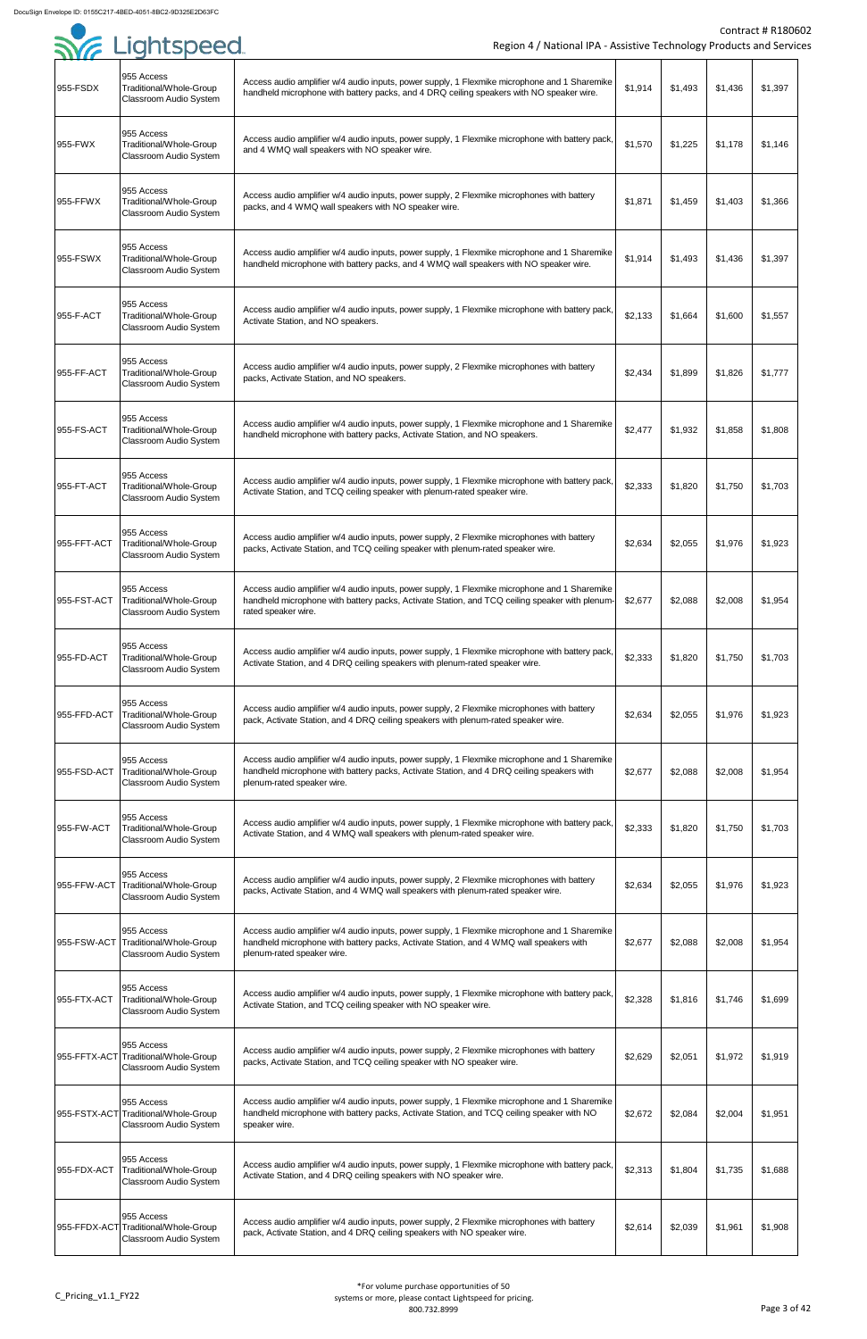| | | | | | | |
|---|---|---|---|---|---|---|
| 955-FSDX | 955 Access Traditional/Whole-Group Classroom Audio System | Access audio amplifier w/4 audio inputs, power supply, 1 Flexmike microphone and 1 Sharemike handheld microphone with battery packs, and 4 DRQ ceiling speakers with NO speaker wire. | $1,914 | $1,493 | $1,436 | $1,397 |
| 955-FWX | 955 Access Traditional/Whole-Group Classroom Audio System | Access audio amplifier w/4 audio inputs, power supply, 1 Flexmike microphone with battery pack, and 4 WMQ wall speakers with NO speaker wire. | $1,570 | $1,225 | $1,178 | $1,146 |
| 955-FFWX | 955 Access Traditional/Whole-Group Classroom Audio System | Access audio amplifier w/4 audio inputs, power supply, 2 Flexmike microphones with battery packs, and 4 WMQ wall speakers with NO speaker wire. | $1,871 | $1,459 | $1,403 | $1,366 |
| 955-FSWX | 955 Access Traditional/Whole-Group Classroom Audio System | Access audio amplifier w/4 audio inputs, power supply, 1 Flexmike microphone and 1 Sharemike handheld microphone with battery packs, and 4 WMQ wall speakers with NO speaker wire. | $1,914 | $1,493 | $1,436 | $1,397 |
| 955-F-ACT | 955 Access Traditional/Whole-Group Classroom Audio System | Access audio amplifier w/4 audio inputs, power supply, 1 Flexmike microphone with battery pack, Activate Station, and NO speakers. | $2,133 | $1,664 | $1,600 | $1,557 |
| 955-FF-ACT | 955 Access Traditional/Whole-Group Classroom Audio System | Access audio amplifier w/4 audio inputs, power supply, 2 Flexmike microphones with battery packs, Activate Station, and NO speakers. | $2,434 | $1,899 | $1,826 | $1,777 |
| 955-FS-ACT | 955 Access Traditional/Whole-Group Classroom Audio System | Access audio amplifier w/4 audio inputs, power supply, 1 Flexmike microphone and 1 Sharemike handheld microphone with battery packs, Activate Station, and NO speakers. | $2,477 | $1,932 | $1,858 | $1,808 |
| 955-FT-ACT | 955 Access Traditional/Whole-Group Classroom Audio System | Access audio amplifier w/4 audio inputs, power supply, 1 Flexmike microphone with battery pack, Activate Station, and TCQ ceiling speaker with plenum-rated speaker wire. | $2,333 | $1,820 | $1,750 | $1,703 |
| 955-FFT-ACT | 955 Access Traditional/Whole-Group Classroom Audio System | Access audio amplifier w/4 audio inputs, power supply, 2 Flexmike microphones with battery packs, Activate Station, and TCQ ceiling speaker with plenum-rated speaker wire. | $2,634 | $2,055 | $1,976 | $1,923 |
| 955-FST-ACT | 955 Access Traditional/Whole-Group Classroom Audio System | Access audio amplifier w/4 audio inputs, power supply, 1 Flexmike microphone and 1 Sharemike handheld microphone with battery packs, Activate Station, and TCQ ceiling speaker with plenum-rated speaker wire. | $2,677 | $2,088 | $2,008 | $1,954 |
| 955-FD-ACT | 955 Access Traditional/Whole-Group Classroom Audio System | Access audio amplifier w/4 audio inputs, power supply, 1 Flexmike microphone with battery pack, Activate Station, and 4 DRQ ceiling speakers with plenum-rated speaker wire. | $2,333 | $1,820 | $1,750 | $1,703 |
| 955-FFD-ACT | 955 Access Traditional/Whole-Group Classroom Audio System | Access audio amplifier w/4 audio inputs, power supply, 2 Flexmike microphones with battery pack, Activate Station, and 4 DRQ ceiling speakers with plenum-rated speaker wire. | $2,634 | $2,055 | $1,976 | $1,923 |
| 955-FSD-ACT | 955 Access Traditional/Whole-Group Classroom Audio System | Access audio amplifier w/4 audio inputs, power supply, 1 Flexmike microphone and 1 Sharemike handheld microphone with battery packs, Activate Station, and 4 DRQ ceiling speakers with plenum-rated speaker wire. | $2,677 | $2,088 | $2,008 | $1,954 |
| 955-FW-ACT | 955 Access Traditional/Whole-Group Classroom Audio System | Access audio amplifier w/4 audio inputs, power supply, 1 Flexmike microphone with battery pack, Activate Station, and 4 WMQ wall speakers with plenum-rated speaker wire. | $2,333 | $1,820 | $1,750 | $1,703 |
| 955-FFW-ACT | 955 Access Traditional/Whole-Group Classroom Audio System | Access audio amplifier w/4 audio inputs, power supply, 2 Flexmike microphones with battery packs, Activate Station, and 4 WMQ wall speakers with plenum-rated speaker wire. | $2,634 | $2,055 | $1,976 | $1,923 |
| 955-FSW-ACT | 955 Access Traditional/Whole-Group Classroom Audio System | Access audio amplifier w/4 audio inputs, power supply, 1 Flexmike microphone and 1 Sharemike handheld microphone with battery packs, Activate Station, and 4 WMQ wall speakers with plenum-rated speaker wire. | $2,677 | $2,088 | $2,008 | $1,954 |
| 955-FTX-ACT | 955 Access Traditional/Whole-Group Classroom Audio System | Access audio amplifier w/4 audio inputs, power supply, 1 Flexmike microphone with battery pack, Activate Station, and TCQ ceiling speaker with NO speaker wire. | $2,328 | $1,816 | $1,746 | $1,699 |
| 955-FFTX-ACT | 955 Access Traditional/Whole-Group Classroom Audio System | Access audio amplifier w/4 audio inputs, power supply, 2 Flexmike microphones with battery packs, Activate Station, and TCQ ceiling speaker with NO speaker wire. | $2,629 | $2,051 | $1,972 | $1,919 |
| 955-FSTX-ACT | 955 Access Traditional/Whole-Group Classroom Audio System | Access audio amplifier w/4 audio inputs, power supply, 1 Flexmike microphone and 1 Sharemike handheld microphone with battery packs, Activate Station, and TCQ ceiling speaker with NO speaker wire. | $2,672 | $2,084 | $2,004 | $1,951 |
| 955-FDX-ACT | 955 Access Traditional/Whole-Group Classroom Audio System | Access audio amplifier w/4 audio inputs, power supply, 1 Flexmike microphone with battery pack, Activate Station, and 4 DRQ ceiling speakers with NO speaker wire. | $2,313 | $1,804 | $1,735 | $1,688 |
| 955-FFDX-ACT | 955 Access Traditional/Whole-Group Classroom Audio System | Access audio amplifier w/4 audio inputs, power supply, 2 Flexmike microphones with battery pack, Activate Station, and 4 DRQ ceiling speakers with NO speaker wire. | $2,614 | $2,039 | $1,961 | $1,908 |

*For volume purchase opportunities of 50 systems or more, please contact Lightspeed for pricing. 800.732.8999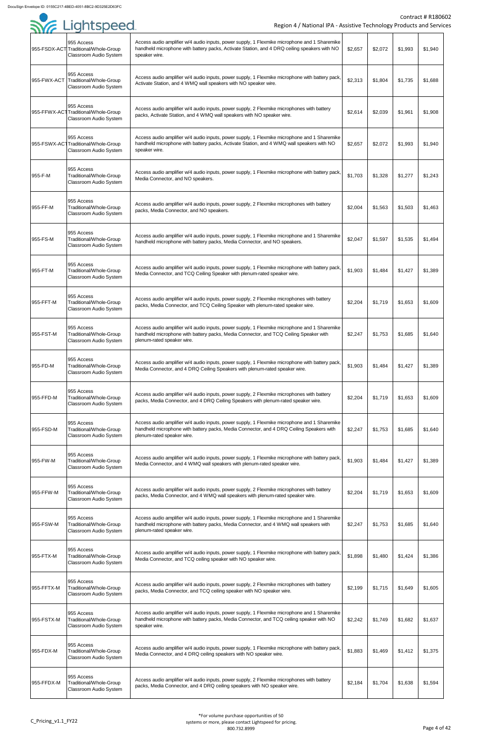| 955-FSDX-ACT | 955 Access Traditional/Whole-Group Classroom Audio System | Access audio amplifier w/4 audio inputs, power supply, 1 Flexmike microphone and 1 Sharemike handheld microphone with battery packs, Activate Station, and 4 DRQ ceiling speakers with NO speaker wire. | $2,657 | $2,072 | $1,993 | $1,940 |
|---|---|---|---|---|---|---|
| 955-FWX-ACT | 955 Access Traditional/Whole-Group Classroom Audio System | Access audio amplifier w/4 audio inputs, power supply, 1 Flexmike microphone with battery pack, Activate Station, and 4 WMQ wall speakers with NO speaker wire. | $2,313 | $1,804 | $1,735 | $1,688 |
| 955-FFWX-ACT | 955 Access Traditional/Whole-Group Classroom Audio System | Access audio amplifier w/4 audio inputs, power supply, 2 Flexmike microphones with battery packs, Activate Station, and 4 WMQ wall speakers with NO speaker wire. | $2,614 | $2,039 | $1,961 | $1,908 |
| 955-FSWX-ACT | 955 Access Traditional/Whole-Group Classroom Audio System | Access audio amplifier w/4 audio inputs, power supply, 1 Flexmike microphone and 1 Sharemike handheld microphone with battery packs, Activate Station, and 4 WMQ wall speakers with NO speaker wire. | $2,657 | $2,072 | $1,993 | $1,940 |
| 955-F-M | 955 Access Traditional/Whole-Group Classroom Audio System | Access audio amplifier w/4 audio inputs, power supply, 1 Flexmike microphone with battery pack, Media Connector, and NO speakers. | $1,703 | $1,328 | $1,277 | $1,243 |
| 955-FF-M | 955 Access Traditional/Whole-Group Classroom Audio System | Access audio amplifier w/4 audio inputs, power supply, 2 Flexmike microphones with battery packs, Media Connector, and NO speakers. | $2,004 | $1,563 | $1,503 | $1,463 |
| 955-FS-M | 955 Access Traditional/Whole-Group Classroom Audio System | Access audio amplifier w/4 audio inputs, power supply, 1 Flexmike microphone and 1 Sharemike handheld microphone with battery packs, Media Connector, and NO speakers. | $2,047 | $1,597 | $1,535 | $1,494 |
| 955-FT-M | 955 Access Traditional/Whole-Group Classroom Audio System | Access audio amplifier w/4 audio inputs, power supply, 1 Flexmike microphone with battery pack, Media Connector, and TCQ Ceiling Speaker with plenum-rated speaker wire. | $1,903 | $1,484 | $1,427 | $1,389 |
| 955-FFT-M | 955 Access Traditional/Whole-Group Classroom Audio System | Access audio amplifier w/4 audio inputs, power supply, 2 Flexmike microphones with battery packs, Media Connector, and TCQ Ceiling Speaker with plenum-rated speaker wire. | $2,204 | $1,719 | $1,653 | $1,609 |
| 955-FST-M | 955 Access Traditional/Whole-Group Classroom Audio System | Access audio amplifier w/4 audio inputs, power supply, 1 Flexmike microphone and 1 Sharemike handheld microphone with battery packs, Media Connector, and TCQ Ceiling Speaker with plenum-rated speaker wire. | $2,247 | $1,753 | $1,685 | $1,640 |
| 955-FD-M | 955 Access Traditional/Whole-Group Classroom Audio System | Access audio amplifier w/4 audio inputs, power supply, 1 Flexmike microphone with battery pack, Media Connector, and 4 DRQ Ceiling Speakers with plenum-rated speaker wire. | $1,903 | $1,484 | $1,427 | $1,389 |
| 955-FFD-M | 955 Access Traditional/Whole-Group Classroom Audio System | Access audio amplifier w/4 audio inputs, power supply, 2 Flexmike microphones with battery packs, Media Connector, and 4 DRQ Ceiling Speakers with plenum-rated speaker wire. | $2,204 | $1,719 | $1,653 | $1,609 |
| 955-FSD-M | 955 Access Traditional/Whole-Group Classroom Audio System | Access audio amplifier w/4 audio inputs, power supply, 1 Flexmike microphone and 1 Sharemike handheld microphone with battery packs, Media Connector, and 4 DRQ Ceiling Speakers with plenum-rated speaker wire. | $2,247 | $1,753 | $1,685 | $1,640 |
| 955-FW-M | 955 Access Traditional/Whole-Group Classroom Audio System | Access audio amplifier w/4 audio inputs, power supply, 1 Flexmike microphone with battery pack, Media Connector, and 4 WMQ wall speakers with plenum-rated speaker wire. | $1,903 | $1,484 | $1,427 | $1,389 |
| 955-FFW-M | 955 Access Traditional/Whole-Group Classroom Audio System | Access audio amplifier w/4 audio inputs, power supply, 2 Flexmike microphones with battery packs, Media Connector, and 4 WMQ wall speakers with plenum-rated speaker wire. | $2,204 | $1,719 | $1,653 | $1,609 |
| 955-FSW-M | 955 Access Traditional/Whole-Group Classroom Audio System | Access audio amplifier w/4 audio inputs, power supply, 1 Flexmike microphone and 1 Sharemike handheld microphone with battery packs, Media Connector, and 4 WMQ wall speakers with plenum-rated speaker wire. | $2,247 | $1,753 | $1,685 | $1,640 |
| 955-FTX-M | 955 Access Traditional/Whole-Group Classroom Audio System | Access audio amplifier w/4 audio inputs, power supply, 1 Flexmike microphone with battery pack, Media Connector, and TCQ ceiling speaker with NO speaker wire. | $1,898 | $1,480 | $1,424 | $1,386 |
| 955-FFTX-M | 955 Access Traditional/Whole-Group Classroom Audio System | Access audio amplifier w/4 audio inputs, power supply, 2 Flexmike microphones with battery packs, Media Connector, and TCQ ceiling speaker with NO speaker wire. | $2,199 | $1,715 | $1,649 | $1,605 |
| 955-FSTX-M | 955 Access Traditional/Whole-Group Classroom Audio System | Access audio amplifier w/4 audio inputs, power supply, 1 Flexmike microphone and 1 Sharemike handheld microphone with battery packs, Media Connector, and TCQ ceiling speaker with NO speaker wire. | $2,242 | $1,749 | $1,682 | $1,637 |
| 955-FDX-M | 955 Access Traditional/Whole-Group Classroom Audio System | Access audio amplifier w/4 audio inputs, power supply, 1 Flexmike microphone with battery pack, Media Connector, and 4 DRQ ceiling speakers with NO speaker wire. | $1,883 | $1,469 | $1,412 | $1,375 |
| 955-FFDX-M | 955 Access Traditional/Whole-Group Classroom Audio System | Access audio amplifier w/4 audio inputs, power supply, 2 Flexmike microphones with battery packs, Media Connector, and 4 DRQ ceiling speakers with NO speaker wire. | $2,184 | $1,704 | $1,638 | $1,594 |

*For volume purchase opportunities of 50 systems or more, please contact Lightspeed for pricing. 800.732.8999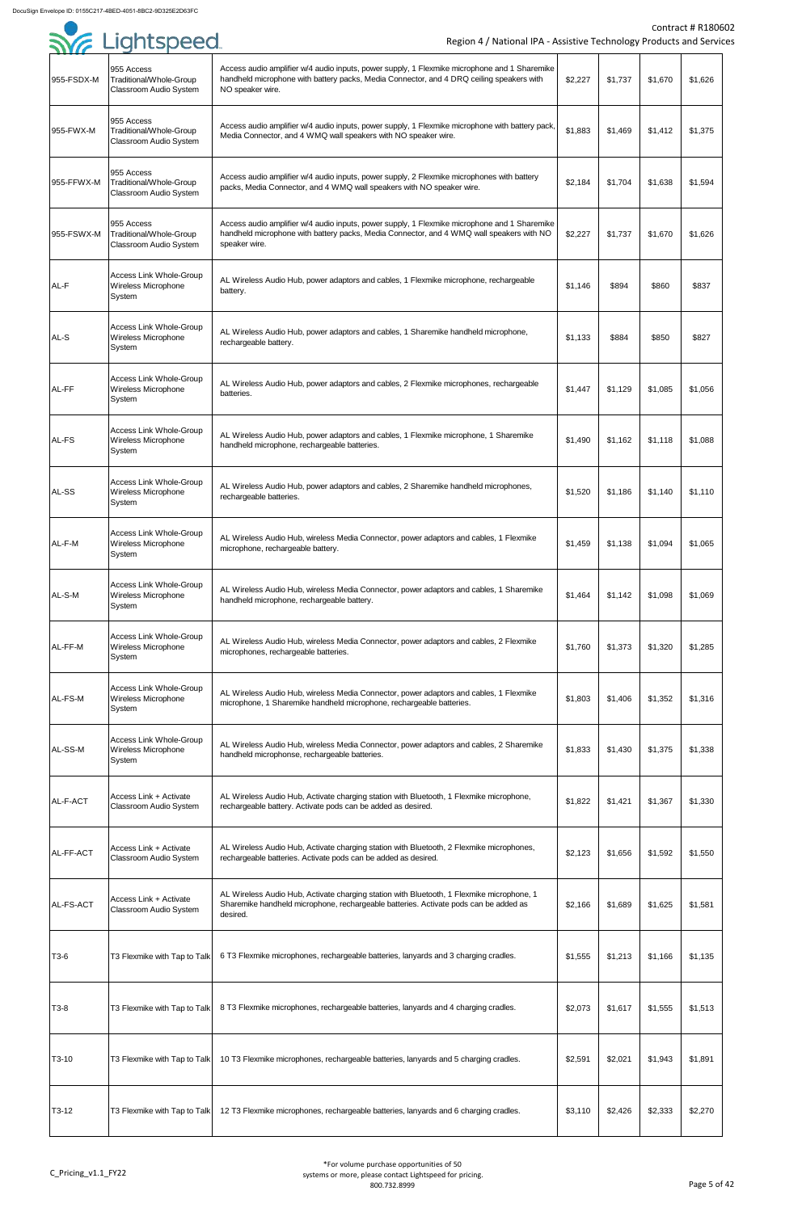| | | | | | | |
|---|---|---|---|---|---|---|
| 955-FSDX-M | 955 Access Traditional/Whole-Group Classroom Audio System | Access audio amplifier w/4 audio inputs, power supply, 1 Flexmike microphone and 1 Sharemike handheld microphone with battery packs, Media Connector, and 4 DRQ ceiling speakers with NO speaker wire. | $2,227 | $1,737 | $1,670 | $1,626 |
| 955-FWX-M | 955 Access Traditional/Whole-Group Classroom Audio System | Access audio amplifier w/4 audio inputs, power supply, 1 Flexmike microphone with battery pack, Media Connector, and 4 WMQ wall speakers with NO speaker wire. | $1,883 | $1,469 | $1,412 | $1,375 |
| 955-FFWX-M | 955 Access Traditional/Whole-Group Classroom Audio System | Access audio amplifier w/4 audio inputs, power supply, 2 Flexmike microphones with battery packs, Media Connector, and 4 WMQ wall speakers with NO speaker wire. | $2,184 | $1,704 | $1,638 | $1,594 |
| 955-FSWX-M | 955 Access Traditional/Whole-Group Classroom Audio System | Access audio amplifier w/4 audio inputs, power supply, 1 Flexmike microphone and 1 Sharemike handheld microphone with battery packs, Media Connector, and 4 WMQ wall speakers with NO speaker wire. | $2,227 | $1,737 | $1,670 | $1,626 |
| AL-F | Access Link Whole-Group Wireless Microphone System | AL Wireless Audio Hub, power adaptors and cables, 1 Flexmike microphone, rechargeable battery. | $1,146 | $894 | $860 | $837 |
| AL-S | Access Link Whole-Group Wireless Microphone System | AL Wireless Audio Hub, power adaptors and cables, 1 Sharemike handheld microphone, rechargeable battery. | $1,133 | $884 | $850 | $827 |
| AL-FF | Access Link Whole-Group Wireless Microphone System | AL Wireless Audio Hub, power adaptors and cables, 2 Flexmike microphones, rechargeable batteries. | $1,447 | $1,129 | $1,085 | $1,056 |
| AL-FS | Access Link Whole-Group Wireless Microphone System | AL Wireless Audio Hub, power adaptors and cables, 1 Flexmike microphone, 1 Sharemike handheld microphone, rechargeable batteries. | $1,490 | $1,162 | $1,118 | $1,088 |
| AL-SS | Access Link Whole-Group Wireless Microphone System | AL Wireless Audio Hub, power adaptors and cables, 2 Sharemike handheld microphones, rechargeable batteries. | $1,520 | $1,186 | $1,140 | $1,110 |
| AL-F-M | Access Link Whole-Group Wireless Microphone System | AL Wireless Audio Hub, wireless Media Connector, power adaptors and cables, 1 Flexmike microphone, rechargeable battery. | $1,459 | $1,138 | $1,094 | $1,065 |
| AL-S-M | Access Link Whole-Group Wireless Microphone System | AL Wireless Audio Hub, wireless Media Connector, power adaptors and cables, 1 Sharemike handheld microphone, rechargeable battery. | $1,464 | $1,142 | $1,098 | $1,069 |
| AL-FF-M | Access Link Whole-Group Wireless Microphone System | AL Wireless Audio Hub, wireless Media Connector, power adaptors and cables, 2 Flexmike microphones, rechargeable batteries. | $1,760 | $1,373 | $1,320 | $1,285 |
| AL-FS-M | Access Link Whole-Group Wireless Microphone System | AL Wireless Audio Hub, wireless Media Connector, power adaptors and cables, 1 Flexmike microphone, 1 Sharemike handheld microphone, rechargeable batteries. | $1,803 | $1,406 | $1,352 | $1,316 |
| AL-SS-M | Access Link Whole-Group Wireless Microphone System | AL Wireless Audio Hub, wireless Media Connector, power adaptors and cables, 2 Sharemike handheld microphonse, rechargeable batteries. | $1,833 | $1,430 | $1,375 | $1,338 |
| AL-F-ACT | Access Link + Activate Classroom Audio System | AL Wireless Audio Hub, Activate charging station with Bluetooth, 1 Flexmike microphone, rechargeable battery. Activate pods can be added as desired. | $1,822 | $1,421 | $1,367 | $1,330 |
| AL-FF-ACT | Access Link + Activate Classroom Audio System | AL Wireless Audio Hub, Activate charging station with Bluetooth, 2 Flexmike microphones, rechargeable batteries. Activate pods can be added as desired. | $2,123 | $1,656 | $1,592 | $1,550 |
| AL-FS-ACT | Access Link + Activate Classroom Audio System | AL Wireless Audio Hub, Activate charging station with Bluetooth, 1 Flexmike microphone, 1 Sharemike handheld microphone, rechargeable batteries. Activate pods can be added as desired. | $2,166 | $1,689 | $1,625 | $1,581 |
| T3-6 | T3 Flexmike with Tap to Talk | 6 T3 Flexmike microphones, rechargeable batteries, lanyards and 3 charging cradles. | $1,555 | $1,213 | $1,166 | $1,135 |
| T3-8 | T3 Flexmike with Tap to Talk | 8 T3 Flexmike microphones, rechargeable batteries, lanyards and 4 charging cradles. | $2,073 | $1,617 | $1,555 | $1,513 |
| T3-10 | T3 Flexmike with Tap to Talk | 10 T3 Flexmike microphones, rechargeable batteries, lanyards and 5 charging cradles. | $2,591 | $2,021 | $1,943 | $1,891 |
| T3-12 | T3 Flexmike with Tap to Talk | 12 T3 Flexmike microphones, rechargeable batteries, lanyards and 6 charging cradles. | $3,110 | $2,426 | $2,333 | $2,270 |

*For volume purchase opportunities of 50 systems or more, please contact Lightspeed for pricing. 800.732.8999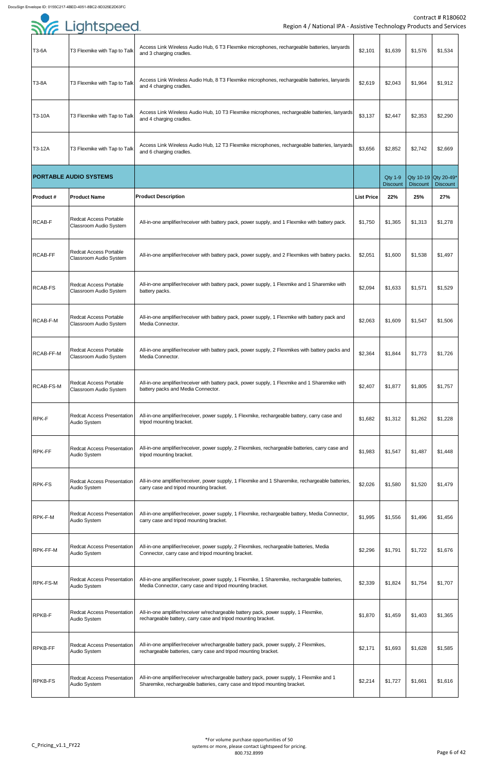| T3-6A | T3 Flexmike with Tap to Talk | Access Link Wireless Audio Hub, 6 T3 Flexmike microphones, rechargeable batteries, lanyards and 3 charging cradles. | $2,101 | $1,639 | $1,576 | $1,534 |
|---|---|---|---|---|---|---|
| T3-8A | T3 Flexmike with Tap to Talk | Access Link Wireless Audio Hub, 8 T3 Flexmike microphones, rechargeable batteries, lanyards and 4 charging cradles. | $2,619 | $2,043 | $1,964 | $1,912 |
| T3-10A | T3 Flexmike with Tap to Talk | Access Link Wireless Audio Hub, 10 T3 Flexmike microphones, rechargeable batteries, lanyards and 4 charging cradles. | $3,137 | $2,447 | $2,353 | $2,290 |
| T3-12A | T3 Flexmike with Tap to Talk | Access Link Wireless Audio Hub, 12 T3 Flexmike microphones, rechargeable batteries, lanyards and 6 charging cradles. | $3,656 | $2,852 | $2,742 | $2,669 |

| **PORTABLE AUDIO SYSTEMS** | | | | Qty 1-9 Discount | Qty 10-19 Discount | Qty 20-49* Discount |
|---|---|---|---|---|---|---|
| **Product #** | **Product Name** | **Product Description** | **List Price** | **22%** | **25%** | **27%** |
| RCAB-F | Redcat Access Portable Classroom Audio System | All-in-one amplifier/receiver with battery pack, power supply, and 1 Flexmike with battery pack. | $1,750 | $1,365 | $1,313 | $1,278 |
| RCAB-FF | Redcat Access Portable Classroom Audio System | All-in-one amplifier/receiver with battery pack, power supply, and 2 Flexmikes with battery packs. | $2,051 | $1,600 | $1,538 | $1,497 |
| RCAB-FS | Redcat Access Portable Classroom Audio System | All-in-one amplifier/receiver with battery pack, power supply, 1 Flexmike and 1 Sharemike with battery packs. | $2,094 | $1,633 | $1,571 | $1,529 |
| RCAB-F-M | Redcat Access Portable Classroom Audio System | All-in-one amplifier/receiver with battery pack, power supply, 1 Flexmike with battery pack and Media Connector. | $2,063 | $1,609 | $1,547 | $1,506 |
| RCAB-FF-M | Redcat Access Portable Classroom Audio System | All-in-one amplifier/receiver with battery pack, power supply, 2 Flexmikes with battery packs and Media Connector. | $2,364 | $1,844 | $1,773 | $1,726 |
| RCAB-FS-M | Redcat Access Portable Classroom Audio System | All-in-one amplifier/receiver with battery pack, power supply, 1 Flexmike and 1 Sharemike with battery packs and Media Connector. | $2,407 | $1,877 | $1,805 | $1,757 |
| RPK-F | Redcat Access Presentation Audio System | All-in-one amplifier/receiver, power supply, 1 Flexmike, rechargeable battery, carry case and tripod mounting bracket. | $1,682 | $1,312 | $1,262 | $1,228 |
| RPK-FF | Redcat Access Presentation Audio System | All-in-one amplifier/receiver, power supply, 2 Flexmikes, rechargeable batteries, carry case and tripod mounting bracket. | $1,983 | $1,547 | $1,487 | $1,448 |
| RPK-FS | Redcat Access Presentation Audio System | All-in-one amplifier/receiver, power supply, 1 Flexmike and 1 Sharemike, rechargeable batteries, carry case and tripod mounting bracket. | $2,026 | $1,580 | $1,520 | $1,479 |
| RPK-F-M | Redcat Access Presentation Audio System | All-in-one amplifier/receiver, power supply, 1 Flexmike, rechargeable battery, Media Connector, carry case and tripod mounting bracket. | $1,995 | $1,556 | $1,496 | $1,456 |
| RPK-FF-M | Redcat Access Presentation Audio System | All-in-one amplifier/receiver, power supply, 2 Flexmikes, rechargeable batteries, Media Connector, carry case and tripod mounting bracket. | $2,296 | $1,791 | $1,722 | $1,676 |
| RPK-FS-M | Redcat Access Presentation Audio System | All-in-one amplifier/receiver, power supply, 1 Flexmike, 1 Sharemike, rechargeable batteries, Media Connector, carry case and tripod mounting bracket. | $2,339 | $1,824 | $1,754 | $1,707 |
| RPKB-F | Redcat Access Presentation Audio System | All-in-one amplifier/receiver w/rechargeable battery pack, power supply, 1 Flexmike, rechargeable battery, carry case and tripod mounting bracket. | $1,870 | $1,459 | $1,403 | $1,365 |
| RPKB-FF | Redcat Access Presentation Audio System | All-in-one amplifier/receiver w/rechargeable battery pack, power supply, 2 Flexmikes, rechargeable batteries, carry case and tripod mounting bracket. | $2,171 | $1,693 | $1,628 | $1,585 |
| RPKB-FS | Redcat Access Presentation Audio System | All-in-one amplifier/receiver w/rechargeable battery pack, power supply, 1 Flexmike and 1 Sharemike, rechargeable batteries, carry case and tripod mounting bracket. | $2,214 | $1,727 | $1,661 | $1,616 |

*For volume purchase opportunities of 50 systems or more, please contact Lightspeed for pricing. 800.732.8999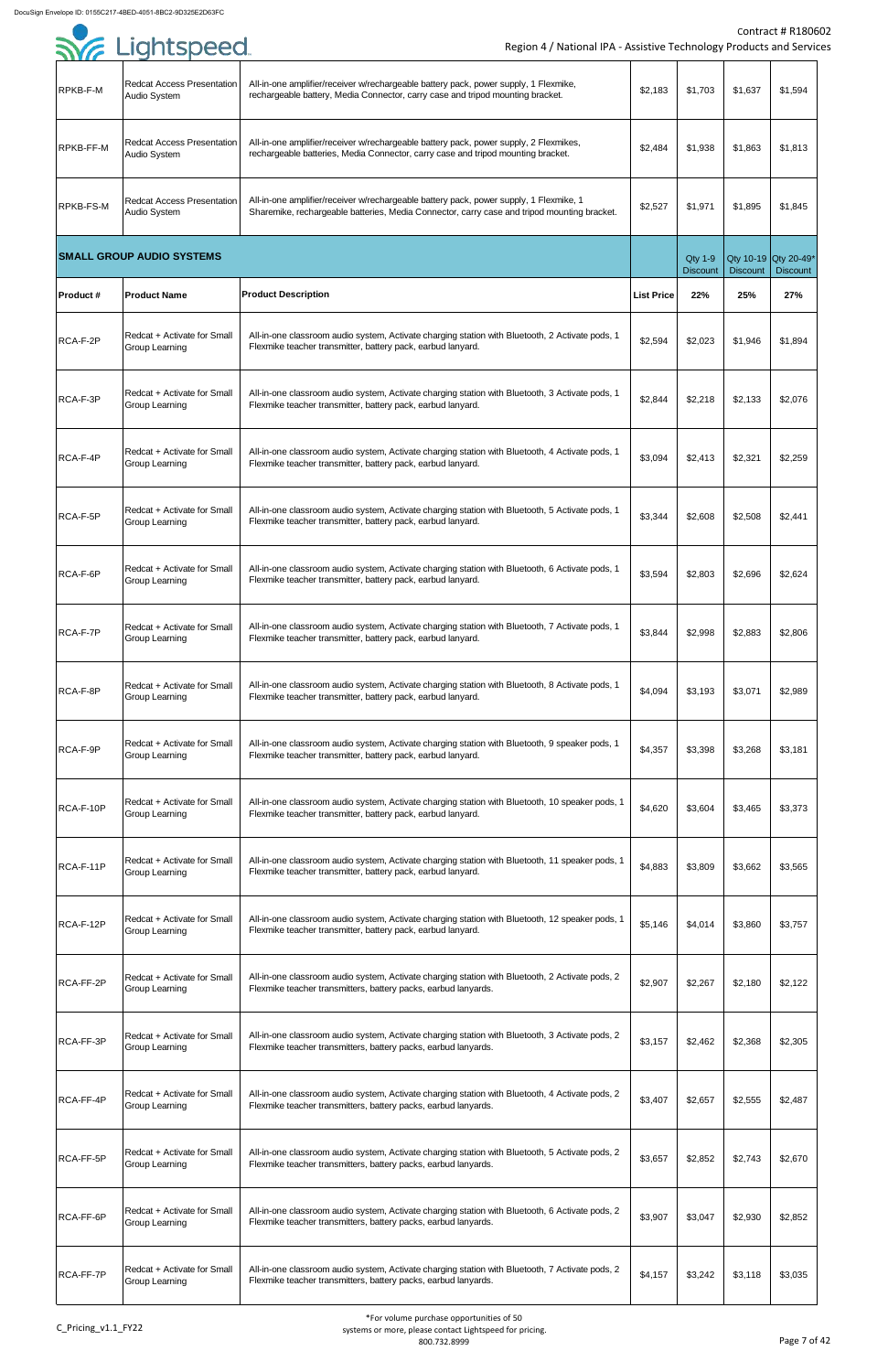| | | | | | | |
|---|---|---|---|---|---|---|
| RPKB-F-M | Redcat Access Presentation Audio System | All-in-one amplifier/receiver w/rechargeable battery pack, power supply, 1 Flexmike, rechargeable battery, Media Connector, carry case and tripod mounting bracket. | $2,183 | $1,703 | $1,637 | $1,594 |
| RPKB-FF-M | Redcat Access Presentation Audio System | All-in-one amplifier/receiver w/rechargeable battery pack, power supply, 2 Flexmikes, rechargeable batteries, Media Connector, carry case and tripod mounting bracket. | $2,484 | $1,938 | $1,863 | $1,813 |
| RPKB-FS-M | Redcat Access Presentation Audio System | All-in-one amplifier/receiver w/rechargeable battery pack, power supply, 1 Flexmike, 1 Sharemike, rechargeable batteries, Media Connector, carry case and tripod mounting bracket. | $2,527 | $1,971 | $1,895 | $1,845 |
| **SMALL GROUP AUDIO SYSTEMS** | | | | Qty 1-9 Discount | Qty 10-19 Discount | Qty 20-49* Discount |
| **Product #** | **Product Name** | **Product Description** | **List Price** | **22%** | **25%** | **27%** |
| RCA-F-2P | Redcat + Activate for Small Group Learning | All-in-one classroom audio system, Activate charging station with Bluetooth, 2 Activate pods, 1 Flexmike teacher transmitter, battery pack, earbud lanyard. | $2,594 | $2,023 | $1,946 | $1,894 |
| RCA-F-3P | Redcat + Activate for Small Group Learning | All-in-one classroom audio system, Activate charging station with Bluetooth, 3 Activate pods, 1 Flexmike teacher transmitter, battery pack, earbud lanyard. | $2,844 | $2,218 | $2,133 | $2,076 |
| RCA-F-4P | Redcat + Activate for Small Group Learning | All-in-one classroom audio system, Activate charging station with Bluetooth, 4 Activate pods, 1 Flexmike teacher transmitter, battery pack, earbud lanyard. | $3,094 | $2,413 | $2,321 | $2,259 |
| RCA-F-5P | Redcat + Activate for Small Group Learning | All-in-one classroom audio system, Activate charging station with Bluetooth, 5 Activate pods, 1 Flexmike teacher transmitter, battery pack, earbud lanyard. | $3,344 | $2,608 | $2,508 | $2,441 |
| RCA-F-6P | Redcat + Activate for Small Group Learning | All-in-one classroom audio system, Activate charging station with Bluetooth, 6 Activate pods, 1 Flexmike teacher transmitter, battery pack, earbud lanyard. | $3,594 | $2,803 | $2,696 | $2,624 |
| RCA-F-7P | Redcat + Activate for Small Group Learning | All-in-one classroom audio system, Activate charging station with Bluetooth, 7 Activate pods, 1 Flexmike teacher transmitter, battery pack, earbud lanyard. | $3,844 | $2,998 | $2,883 | $2,806 |
| RCA-F-8P | Redcat + Activate for Small Group Learning | All-in-one classroom audio system, Activate charging station with Bluetooth, 8 Activate pods, 1 Flexmike teacher transmitter, battery pack, earbud lanyard. | $4,094 | $3,193 | $3,071 | $2,989 |
| RCA-F-9P | Redcat + Activate for Small Group Learning | All-in-one classroom audio system, Activate charging station with Bluetooth, 9 speaker pods, 1 Flexmike teacher transmitter, battery pack, earbud lanyard. | $4,357 | $3,398 | $3,268 | $3,181 |
| RCA-F-10P | Redcat + Activate for Small Group Learning | All-in-one classroom audio system, Activate charging station with Bluetooth, 10 speaker pods, 1 Flexmike teacher transmitter, battery pack, earbud lanyard. | $4,620 | $3,604 | $3,465 | $3,373 |
| RCA-F-11P | Redcat + Activate for Small Group Learning | All-in-one classroom audio system, Activate charging station with Bluetooth, 11 speaker pods, 1 Flexmike teacher transmitter, battery pack, earbud lanyard. | $4,883 | $3,809 | $3,662 | $3,565 |
| RCA-F-12P | Redcat + Activate for Small Group Learning | All-in-one classroom audio system, Activate charging station with Bluetooth, 12 speaker pods, 1 Flexmike teacher transmitter, battery pack, earbud lanyard. | $5,146 | $4,014 | $3,860 | $3,757 |
| RCA-FF-2P | Redcat + Activate for Small Group Learning | All-in-one classroom audio system, Activate charging station with Bluetooth, 2 Activate pods, 2 Flexmike teacher transmitters, battery packs, earbud lanyards. | $2,907 | $2,267 | $2,180 | $2,122 |
| RCA-FF-3P | Redcat + Activate for Small Group Learning | All-in-one classroom audio system, Activate charging station with Bluetooth, 3 Activate pods, 2 Flexmike teacher transmitters, battery packs, earbud lanyards. | $3,157 | $2,462 | $2,368 | $2,305 |
| RCA-FF-4P | Redcat + Activate for Small Group Learning | All-in-one classroom audio system, Activate charging station with Bluetooth, 4 Activate pods, 2 Flexmike teacher transmitters, battery packs, earbud lanyards. | $3,407 | $2,657 | $2,555 | $2,487 |
| RCA-FF-5P | Redcat + Activate for Small Group Learning | All-in-one classroom audio system, Activate charging station with Bluetooth, 5 Activate pods, 2 Flexmike teacher transmitters, battery packs, earbud lanyards. | $3,657 | $2,852 | $2,743 | $2,670 |
| RCA-FF-6P | Redcat + Activate for Small Group Learning | All-in-one classroom audio system, Activate charging station with Bluetooth, 6 Activate pods, 2 Flexmike teacher transmitters, battery packs, earbud lanyards. | $3,907 | $3,047 | $2,930 | $2,852 |
| RCA-FF-7P | Redcat + Activate for Small Group Learning | All-in-one classroom audio system, Activate charging station with Bluetooth, 7 Activate pods, 2 Flexmike teacher transmitters, battery packs, earbud lanyards. | $4,157 | $3,242 | $3,118 | $3,035 |

*For volume purchase opportunities of 50 systems or more, please contact Lightspeed for pricing. 800.732.8999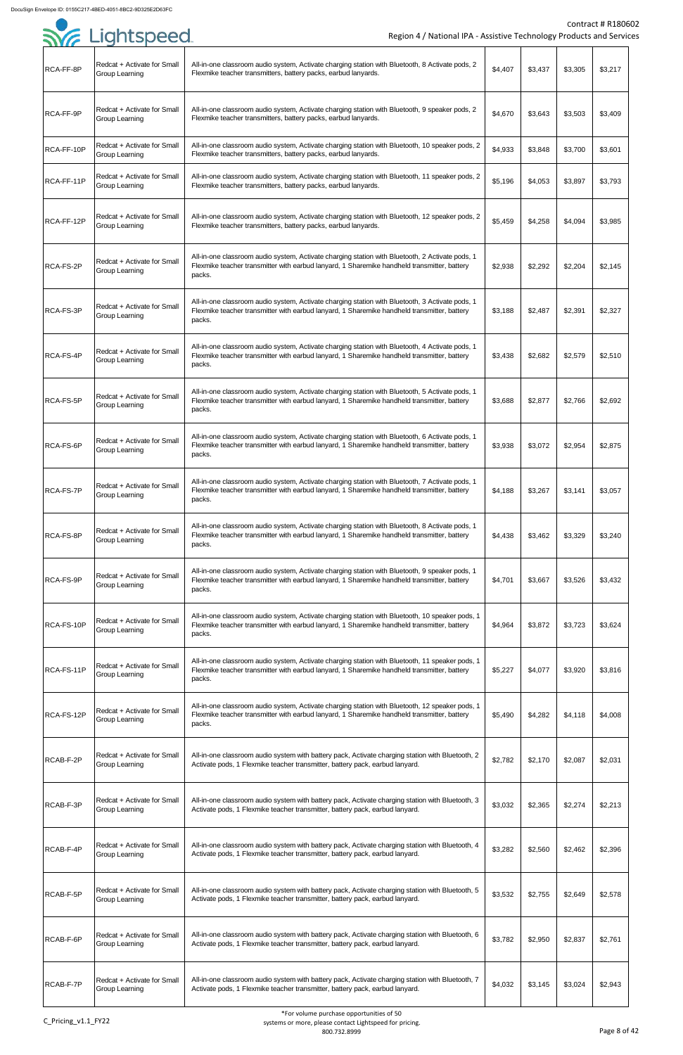| | | | | | | |
|---|---|---|---|---|---|---|
| RCA-FF-8P | Redcat + Activate for Small Group Learning | All-in-one classroom audio system, Activate charging station with Bluetooth, 8 Activate pods, 2 Flexmike teacher transmitters, battery packs, earbud lanyards. | $4,407 | $3,437 | $3,305 | $3,217 |
| RCA-FF-9P | Redcat + Activate for Small Group Learning | All-in-one classroom audio system, Activate charging station with Bluetooth, 9 speaker pods, 2 Flexmike teacher transmitters, battery packs, earbud lanyards. | $4,670 | $3,643 | $3,503 | $3,409 |
| RCA-FF-10P | Redcat + Activate for Small Group Learning | All-in-one classroom audio system, Activate charging station with Bluetooth, 10 speaker pods, 2 Flexmike teacher transmitters, battery packs, earbud lanyards. | $4,933 | $3,848 | $3,700 | $3,601 |
| RCA-FF-11P | Redcat + Activate for Small Group Learning | All-in-one classroom audio system, Activate charging station with Bluetooth, 11 speaker pods, 2 Flexmike teacher transmitters, battery packs, earbud lanyards. | $5,196 | $4,053 | $3,897 | $3,793 |
| RCA-FF-12P | Redcat + Activate for Small Group Learning | All-in-one classroom audio system, Activate charging station with Bluetooth, 12 speaker pods, 2 Flexmike teacher transmitters, battery packs, earbud lanyards. | $5,459 | $4,258 | $4,094 | $3,985 |
| RCA-FS-2P | Redcat + Activate for Small Group Learning | All-in-one classroom audio system, Activate charging station with Bluetooth, 2 Activate pods, 1 Flexmike teacher transmitter with earbud lanyard, 1 Sharemike handheld transmitter, battery packs. | $2,938 | $2,292 | $2,204 | $2,145 |
| RCA-FS-3P | Redcat + Activate for Small Group Learning | All-in-one classroom audio system, Activate charging station with Bluetooth, 3 Activate pods, 1 Flexmike teacher transmitter with earbud lanyard, 1 Sharemike handheld transmitter, battery packs. | $3,188 | $2,487 | $2,391 | $2,327 |
| RCA-FS-4P | Redcat + Activate for Small Group Learning | All-in-one classroom audio system, Activate charging station with Bluetooth, 4 Activate pods, 1 Flexmike teacher transmitter with earbud lanyard, 1 Sharemike handheld transmitter, battery packs. | $3,438 | $2,682 | $2,579 | $2,510 |
| RCA-FS-5P | Redcat + Activate for Small Group Learning | All-in-one classroom audio system, Activate charging station with Bluetooth, 5 Activate pods, 1 Flexmike teacher transmitter with earbud lanyard, 1 Sharemike handheld transmitter, battery packs. | $3,688 | $2,877 | $2,766 | $2,692 |
| RCA-FS-6P | Redcat + Activate for Small Group Learning | All-in-one classroom audio system, Activate charging station with Bluetooth, 6 Activate pods, 1 Flexmike teacher transmitter with earbud lanyard, 1 Sharemike handheld transmitter, battery packs. | $3,938 | $3,072 | $2,954 | $2,875 |
| RCA-FS-7P | Redcat + Activate for Small Group Learning | All-in-one classroom audio system, Activate charging station with Bluetooth, 7 Activate pods, 1 Flexmike teacher transmitter with earbud lanyard, 1 Sharemike handheld transmitter, battery packs. | $4,188 | $3,267 | $3,141 | $3,057 |
| RCA-FS-8P | Redcat + Activate for Small Group Learning | All-in-one classroom audio system, Activate charging station with Bluetooth, 8 Activate pods, 1 Flexmike teacher transmitter with earbud lanyard, 1 Sharemike handheld transmitter, battery packs. | $4,438 | $3,462 | $3,329 | $3,240 |
| RCA-FS-9P | Redcat + Activate for Small Group Learning | All-in-one classroom audio system, Activate charging station with Bluetooth, 9 speaker pods, 1 Flexmike teacher transmitter with earbud lanyard, 1 Sharemike handheld transmitter, battery packs. | $4,701 | $3,667 | $3,526 | $3,432 |
| RCA-FS-10P | Redcat + Activate for Small Group Learning | All-in-one classroom audio system, Activate charging station with Bluetooth, 10 speaker pods, 1 Flexmike teacher transmitter with earbud lanyard, 1 Sharemike handheld transmitter, battery packs. | $4,964 | $3,872 | $3,723 | $3,624 |
| RCA-FS-11P | Redcat + Activate for Small Group Learning | All-in-one classroom audio system, Activate charging station with Bluetooth, 11 speaker pods, 1 Flexmike teacher transmitter with earbud lanyard, 1 Sharemike handheld transmitter, battery packs. | $5,227 | $4,077 | $3,920 | $3,816 |
| RCA-FS-12P | Redcat + Activate for Small Group Learning | All-in-one classroom audio system, Activate charging station with Bluetooth, 12 speaker pods, 1 Flexmike teacher transmitter with earbud lanyard, 1 Sharemike handheld transmitter, battery packs. | $5,490 | $4,282 | $4,118 | $4,008 |
| RCAB-F-2P | Redcat + Activate for Small Group Learning | All-in-one classroom audio system with battery pack, Activate charging station with Bluetooth, 2 Activate pods, 1 Flexmike teacher transmitter, battery pack, earbud lanyard. | $2,782 | $2,170 | $2,087 | $2,031 |
| RCAB-F-3P | Redcat + Activate for Small Group Learning | All-in-one classroom audio system with battery pack, Activate charging station with Bluetooth, 3 Activate pods, 1 Flexmike teacher transmitter, battery pack, earbud lanyard. | $3,032 | $2,365 | $2,274 | $2,213 |
| RCAB-F-4P | Redcat + Activate for Small Group Learning | All-in-one classroom audio system with battery pack, Activate charging station with Bluetooth, 4 Activate pods, 1 Flexmike teacher transmitter, battery pack, earbud lanyard. | $3,282 | $2,560 | $2,462 | $2,396 |
| RCAB-F-5P | Redcat + Activate for Small Group Learning | All-in-one classroom audio system with battery pack, Activate charging station with Bluetooth, 5 Activate pods, 1 Flexmike teacher transmitter, battery pack, earbud lanyard. | $3,532 | $2,755 | $2,649 | $2,578 |
| RCAB-F-6P | Redcat + Activate for Small Group Learning | All-in-one classroom audio system with battery pack, Activate charging station with Bluetooth, 6 Activate pods, 1 Flexmike teacher transmitter, battery pack, earbud lanyard. | $3,782 | $2,950 | $2,837 | $2,761 |
| RCAB-F-7P | Redcat + Activate for Small Group Learning | All-in-one classroom audio system with battery pack, Activate charging station with Bluetooth, 7 Activate pods, 1 Flexmike teacher transmitter, battery pack, earbud lanyard. | $4,032 | $3,145 | $3,024 | $2,943 |

*For volume purchase opportunities of 50 systems or more, please contact Lightspeed for pricing. 800.732.8999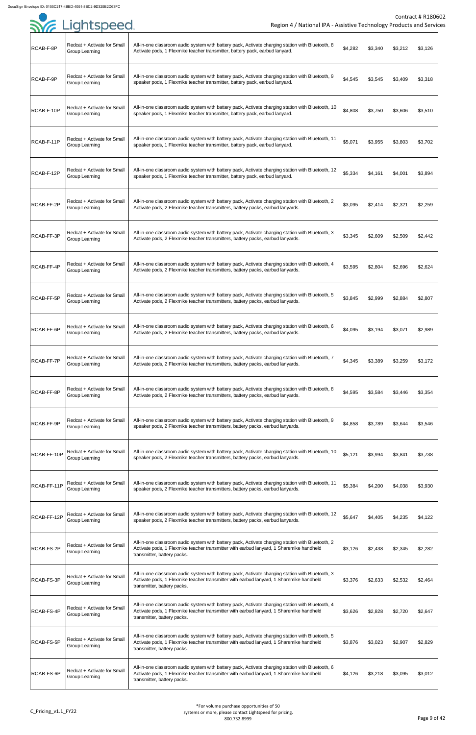| RCAB-F-8P | Redcat + Activate for Small Group Learning | All-in-one classroom audio system with battery pack, Activate charging station with Bluetooth, 8 Activate pods, 1 Flexmike teacher transmitter, battery pack, earbud lanyard. | $4,282 | $3,340 | $3,212 | $3,126 |
|---|---|---|---|---|---|---|
| RCAB-F-9P | Redcat + Activate for Small Group Learning | All-in-one classroom audio system with battery pack, Activate charging station with Bluetooth, 9 speaker pods, 1 Flexmike teacher transmitter, battery pack, earbud lanyard. | $4,545 | $3,545 | $3,409 | $3,318 |
| RCAB-F-10P | Redcat + Activate for Small Group Learning | All-in-one classroom audio system with battery pack, Activate charging station with Bluetooth, 10 speaker pods, 1 Flexmike teacher transmitter, battery pack, earbud lanyard. | $4,808 | $3,750 | $3,606 | $3,510 |
| RCAB-F-11P | Redcat + Activate for Small Group Learning | All-in-one classroom audio system with battery pack, Activate charging station with Bluetooth, 11 speaker pods, 1 Flexmike teacher transmitter, battery pack, earbud lanyard. | $5,071 | $3,955 | $3,803 | $3,702 |
| RCAB-F-12P | Redcat + Activate for Small Group Learning | All-in-one classroom audio system with battery pack, Activate charging station with Bluetooth, 12 speaker pods, 1 Flexmike teacher transmitter, battery pack, earbud lanyard. | $5,334 | $4,161 | $4,001 | $3,894 |
| RCAB-FF-2P | Redcat + Activate for Small Group Learning | All-in-one classroom audio system with battery pack, Activate charging station with Bluetooth, 2 Activate pods, 2 Flexmike teacher transmitters, battery packs, earbud lanyards. | $3,095 | $2,414 | $2,321 | $2,259 |
| RCAB-FF-3P | Redcat + Activate for Small Group Learning | All-in-one classroom audio system with battery pack, Activate charging station with Bluetooth, 3 Activate pods, 2 Flexmike teacher transmitters, battery packs, earbud lanyards. | $3,345 | $2,609 | $2,509 | $2,442 |
| RCAB-FF-4P | Redcat + Activate for Small Group Learning | All-in-one classroom audio system with battery pack, Activate charging station with Bluetooth, 4 Activate pods, 2 Flexmike teacher transmitters, battery packs, earbud lanyards. | $3,595 | $2,804 | $2,696 | $2,624 |
| RCAB-FF-5P | Redcat + Activate for Small Group Learning | All-in-one classroom audio system with battery pack, Activate charging station with Bluetooth, 5 Activate pods, 2 Flexmike teacher transmitters, battery packs, earbud lanyards. | $3,845 | $2,999 | $2,884 | $2,807 |
| RCAB-FF-6P | Redcat + Activate for Small Group Learning | All-in-one classroom audio system with battery pack, Activate charging station with Bluetooth, 6 Activate pods, 2 Flexmike teacher transmitters, battery packs, earbud lanyards. | $4,095 | $3,194 | $3,071 | $2,989 |
| RCAB-FF-7P | Redcat + Activate for Small Group Learning | All-in-one classroom audio system with battery pack, Activate charging station with Bluetooth, 7 Activate pods, 2 Flexmike teacher transmitters, battery packs, earbud lanyards. | $4,345 | $3,389 | $3,259 | $3,172 |
| RCAB-FF-8P | Redcat + Activate for Small Group Learning | All-in-one classroom audio system with battery pack, Activate charging station with Bluetooth, 8 Activate pods, 2 Flexmike teacher transmitters, battery packs, earbud lanyards. | $4,595 | $3,584 | $3,446 | $3,354 |
| RCAB-FF-9P | Redcat + Activate for Small Group Learning | All-in-one classroom audio system with battery pack, Activate charging station with Bluetooth, 9 speaker pods, 2 Flexmike teacher transmitters, battery packs, earbud lanyards. | $4,858 | $3,789 | $3,644 | $3,546 |
| RCAB-FF-10P | Redcat + Activate for Small Group Learning | All-in-one classroom audio system with battery pack, Activate charging station with Bluetooth, 10 speaker pods, 2 Flexmike teacher transmitters, battery packs, earbud lanyards. | $5,121 | $3,994 | $3,841 | $3,738 |
| RCAB-FF-11P | Redcat + Activate for Small Group Learning | All-in-one classroom audio system with battery pack, Activate charging station with Bluetooth, 11 speaker pods, 2 Flexmike teacher transmitters, battery packs, earbud lanyards. | $5,384 | $4,200 | $4,038 | $3,930 |
| RCAB-FF-12P | Redcat + Activate for Small Group Learning | All-in-one classroom audio system with battery pack, Activate charging station with Bluetooth, 12 speaker pods, 2 Flexmike teacher transmitters, battery packs, earbud lanyards. | $5,647 | $4,405 | $4,235 | $4,122 |
| RCAB-FS-2P | Redcat + Activate for Small Group Learning | All-in-one classroom audio system with battery pack, Activate charging station with Bluetooth, 2 Activate pods, 1 Flexmike teacher transmitter with earbud lanyard, 1 Sharemike handheld transmitter, battery packs. | $3,126 | $2,438 | $2,345 | $2,282 |
| RCAB-FS-3P | Redcat + Activate for Small Group Learning | All-in-one classroom audio system with battery pack, Activate charging station with Bluetooth, 3 Activate pods, 1 Flexmike teacher transmitter with earbud lanyard, 1 Sharemike handheld transmitter, battery packs. | $3,376 | $2,633 | $2,532 | $2,464 |
| RCAB-FS-4P | Redcat + Activate for Small Group Learning | All-in-one classroom audio system with battery pack, Activate charging station with Bluetooth, 4 Activate pods, 1 Flexmike teacher transmitter with earbud lanyard, 1 Sharemike handheld transmitter, battery packs. | $3,626 | $2,828 | $2,720 | $2,647 |
| RCAB-FS-5P | Redcat + Activate for Small Group Learning | All-in-one classroom audio system with battery pack, Activate charging station with Bluetooth, 5 Activate pods, 1 Flexmike teacher transmitter with earbud lanyard, 1 Sharemike handheld transmitter, battery packs. | $3,876 | $3,023 | $2,907 | $2,829 |
| RCAB-FS-6P | Redcat + Activate for Small Group Learning | All-in-one classroom audio system with battery pack, Activate charging station with Bluetooth, 6 Activate pods, 1 Flexmike teacher transmitter with earbud lanyard, 1 Sharemike handheld transmitter, battery packs. | $4,126 | $3,218 | $3,095 | $3,012 |

*For volume purchase opportunities of 50 systems or more, please contact Lightspeed for pricing. 800.732.8999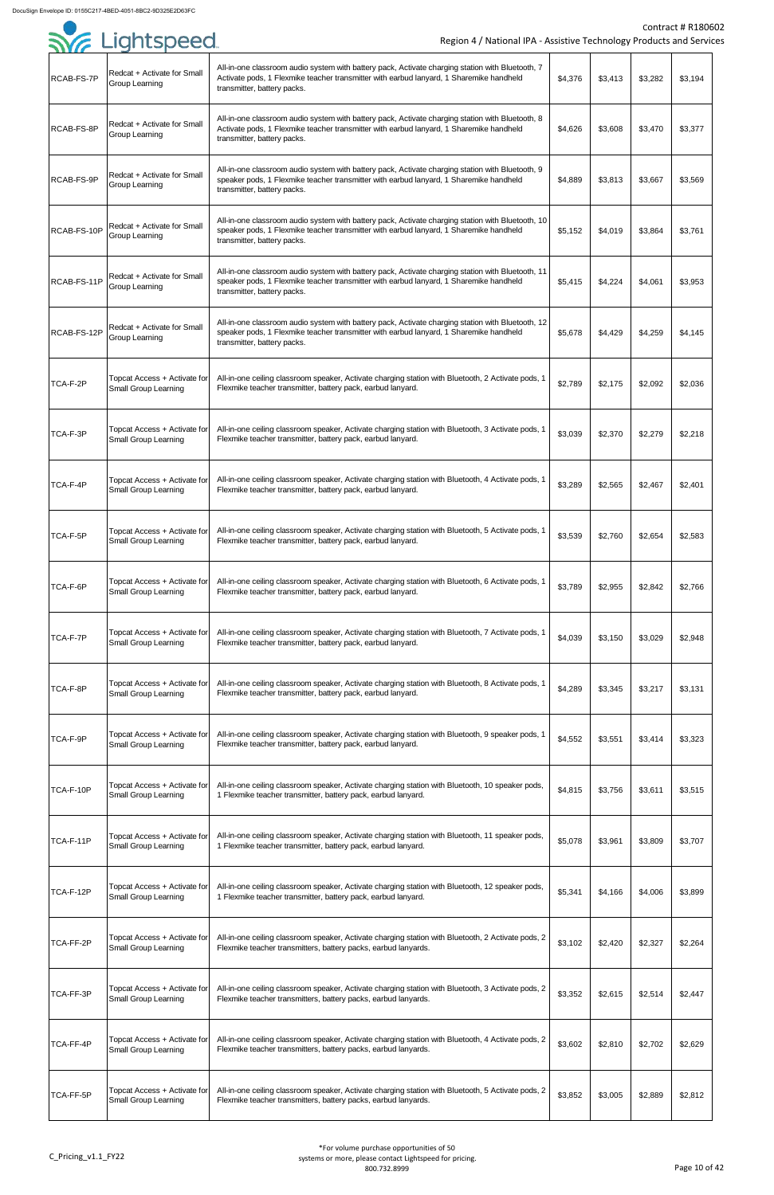| RCAB-FS-7P | Redcat + Activate for Small Group Learning | All-in-one classroom audio system with battery pack, Activate charging station with Bluetooth, 7 Activate pods, 1 Flexmike teacher transmitter with earbud lanyard, 1 Sharemike handheld transmitter, battery packs. | $4,376 | $3,413 | $3,282 | $3,194 |
|---|---|---|---|---|---|---|
| RCAB-FS-8P | Redcat + Activate for Small Group Learning | All-in-one classroom audio system with battery pack, Activate charging station with Bluetooth, 8 Activate pods, 1 Flexmike teacher transmitter with earbud lanyard, 1 Sharemike handheld transmitter, battery packs. | $4,626 | $3,608 | $3,470 | $3,377 |
| RCAB-FS-9P | Redcat + Activate for Small Group Learning | All-in-one classroom audio system with battery pack, Activate charging station with Bluetooth, 9 speaker pods, 1 Flexmike teacher transmitter with earbud lanyard, 1 Sharemike handheld transmitter, battery packs. | $4,889 | $3,813 | $3,667 | $3,569 |
| RCAB-FS-10P | Redcat + Activate for Small Group Learning | All-in-one classroom audio system with battery pack, Activate charging station with Bluetooth, 10 speaker pods, 1 Flexmike teacher transmitter with earbud lanyard, 1 Sharemike handheld transmitter, battery packs. | $5,152 | $4,019 | $3,864 | $3,761 |
| RCAB-FS-11P | Redcat + Activate for Small Group Learning | All-in-one classroom audio system with battery pack, Activate charging station with Bluetooth, 11 speaker pods, 1 Flexmike teacher transmitter with earbud lanyard, 1 Sharemike handheld transmitter, battery packs. | $5,415 | $4,224 | $4,061 | $3,953 |
| RCAB-FS-12P | Redcat + Activate for Small Group Learning | All-in-one classroom audio system with battery pack, Activate charging station with Bluetooth, 12 speaker pods, 1 Flexmike teacher transmitter with earbud lanyard, 1 Sharemike handheld transmitter, battery packs. | $5,678 | $4,429 | $4,259 | $4,145 |
| TCA-F-2P | Topcat Access + Activate for Small Group Learning | All-in-one ceiling classroom speaker, Activate charging station with Bluetooth, 2 Activate pods, 1 Flexmike teacher transmitter, battery pack, earbud lanyard. | $2,789 | $2,175 | $2,092 | $2,036 |
| TCA-F-3P | Topcat Access + Activate for Small Group Learning | All-in-one ceiling classroom speaker, Activate charging station with Bluetooth, 3 Activate pods, 1 Flexmike teacher transmitter, battery pack, earbud lanyard. | $3,039 | $2,370 | $2,279 | $2,218 |
| TCA-F-4P | Topcat Access + Activate for Small Group Learning | All-in-one ceiling classroom speaker, Activate charging station with Bluetooth, 4 Activate pods, 1 Flexmike teacher transmitter, battery pack, earbud lanyard. | $3,289 | $2,565 | $2,467 | $2,401 |
| TCA-F-5P | Topcat Access + Activate for Small Group Learning | All-in-one ceiling classroom speaker, Activate charging station with Bluetooth, 5 Activate pods, 1 Flexmike teacher transmitter, battery pack, earbud lanyard. | $3,539 | $2,760 | $2,654 | $2,583 |
| TCA-F-6P | Topcat Access + Activate for Small Group Learning | All-in-one ceiling classroom speaker, Activate charging station with Bluetooth, 6 Activate pods, 1 Flexmike teacher transmitter, battery pack, earbud lanyard. | $3,789 | $2,955 | $2,842 | $2,766 |
| TCA-F-7P | Topcat Access + Activate for Small Group Learning | All-in-one ceiling classroom speaker, Activate charging station with Bluetooth, 7 Activate pods, 1 Flexmike teacher transmitter, battery pack, earbud lanyard. | $4,039 | $3,150 | $3,029 | $2,948 |
| TCA-F-8P | Topcat Access + Activate for Small Group Learning | All-in-one ceiling classroom speaker, Activate charging station with Bluetooth, 8 Activate pods, 1 Flexmike teacher transmitter, battery pack, earbud lanyard. | $4,289 | $3,345 | $3,217 | $3,131 |
| TCA-F-9P | Topcat Access + Activate for Small Group Learning | All-in-one ceiling classroom speaker, Activate charging station with Bluetooth, 9 speaker pods, 1 Flexmike teacher transmitter, battery pack, earbud lanyard. | $4,552 | $3,551 | $3,414 | $3,323 |
| TCA-F-10P | Topcat Access + Activate for Small Group Learning | All-in-one ceiling classroom speaker, Activate charging station with Bluetooth, 10 speaker pods, 1 Flexmike teacher transmitter, battery pack, earbud lanyard. | $4,815 | $3,756 | $3,611 | $3,515 |
| TCA-F-11P | Topcat Access + Activate for Small Group Learning | All-in-one ceiling classroom speaker, Activate charging station with Bluetooth, 11 speaker pods, 1 Flexmike teacher transmitter, battery pack, earbud lanyard. | $5,078 | $3,961 | $3,809 | $3,707 |
| TCA-F-12P | Topcat Access + Activate for Small Group Learning | All-in-one ceiling classroom speaker, Activate charging station with Bluetooth, 12 speaker pods, 1 Flexmike teacher transmitter, battery pack, earbud lanyard. | $5,341 | $4,166 | $4,006 | $3,899 |
| TCA-FF-2P | Topcat Access + Activate for Small Group Learning | All-in-one ceiling classroom speaker, Activate charging station with Bluetooth, 2 Activate pods, 2 Flexmike teacher transmitters, battery packs, earbud lanyards. | $3,102 | $2,420 | $2,327 | $2,264 |
| TCA-FF-3P | Topcat Access + Activate for Small Group Learning | All-in-one ceiling classroom speaker, Activate charging station with Bluetooth, 3 Activate pods, 2 Flexmike teacher transmitters, battery packs, earbud lanyards. | $3,352 | $2,615 | $2,514 | $2,447 |
| TCA-FF-4P | Topcat Access + Activate for Small Group Learning | All-in-one ceiling classroom speaker, Activate charging station with Bluetooth, 4 Activate pods, 2 Flexmike teacher transmitters, battery packs, earbud lanyards. | $3,602 | $2,810 | $2,702 | $2,629 |
| TCA-FF-5P | Topcat Access + Activate for Small Group Learning | All-in-one ceiling classroom speaker, Activate charging station with Bluetooth, 5 Activate pods, 2 Flexmike teacher transmitters, battery packs, earbud lanyards. | $3,852 | $3,005 | $2,889 | $2,812 |

*For volume purchase opportunities of 50 systems or more, please contact Lightspeed for pricing. 800.732.8999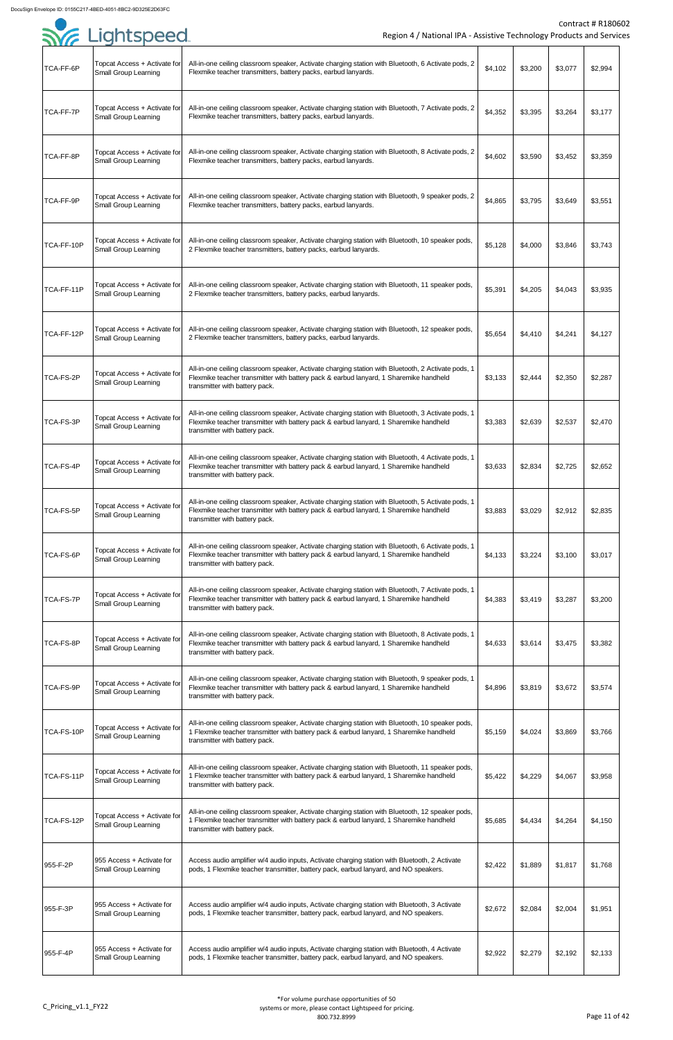| TCA-FF-6P | Topcat Access + Activate for Small Group Learning | All-in-one ceiling classroom speaker, Activate charging station with Bluetooth, 6 Activate pods, 2 Flexmike teacher transmitters, battery packs, earbud lanyards. | $4,102 | $3,200 | $3,077 | $2,994 |
|---|---|---|---|---|---|---|
| TCA-FF-7P | Topcat Access + Activate for Small Group Learning | All-in-one ceiling classroom speaker, Activate charging station with Bluetooth, 7 Activate pods, 2 Flexmike teacher transmitters, battery packs, earbud lanyards. | $4,352 | $3,395 | $3,264 | $3,177 |
| TCA-FF-8P | Topcat Access + Activate for Small Group Learning | All-in-one ceiling classroom speaker, Activate charging station with Bluetooth, 8 Activate pods, 2 Flexmike teacher transmitters, battery packs, earbud lanyards. | $4,602 | $3,590 | $3,452 | $3,359 |
| TCA-FF-9P | Topcat Access + Activate for Small Group Learning | All-in-one ceiling classroom speaker, Activate charging station with Bluetooth, 9 speaker pods, 2 Flexmike teacher transmitters, battery packs, earbud lanyards. | $4,865 | $3,795 | $3,649 | $3,551 |
| TCA-FF-10P | Topcat Access + Activate for Small Group Learning | All-in-one ceiling classroom speaker, Activate charging station with Bluetooth, 10 speaker pods, 2 Flexmike teacher transmitters, battery packs, earbud lanyards. | $5,128 | $4,000 | $3,846 | $3,743 |
| TCA-FF-11P | Topcat Access + Activate for Small Group Learning | All-in-one ceiling classroom speaker, Activate charging station with Bluetooth, 11 speaker pods, 2 Flexmike teacher transmitters, battery packs, earbud lanyards. | $5,391 | $4,205 | $4,043 | $3,935 |
| TCA-FF-12P | Topcat Access + Activate for Small Group Learning | All-in-one ceiling classroom speaker, Activate charging station with Bluetooth, 12 speaker pods, 2 Flexmike teacher transmitters, battery packs, earbud lanyards. | $5,654 | $4,410 | $4,241 | $4,127 |
| TCA-FS-2P | Topcat Access + Activate for Small Group Learning | All-in-one ceiling classroom speaker, Activate charging station with Bluetooth, 2 Activate pods, 1 Flexmike teacher transmitter with battery pack & earbud lanyard, 1 Sharemike handheld transmitter with battery pack. | $3,133 | $2,444 | $2,350 | $2,287 |
| TCA-FS-3P | Topcat Access + Activate for Small Group Learning | All-in-one ceiling classroom speaker, Activate charging station with Bluetooth, 3 Activate pods, 1 Flexmike teacher transmitter with battery pack & earbud lanyard, 1 Sharemike handheld transmitter with battery pack. | $3,383 | $2,639 | $2,537 | $2,470 |
| TCA-FS-4P | Topcat Access + Activate for Small Group Learning | All-in-one ceiling classroom speaker, Activate charging station with Bluetooth, 4 Activate pods, 1 Flexmike teacher transmitter with battery pack & earbud lanyard, 1 Sharemike handheld transmitter with battery pack. | $3,633 | $2,834 | $2,725 | $2,652 |
| TCA-FS-5P | Topcat Access + Activate for Small Group Learning | All-in-one ceiling classroom speaker, Activate charging station with Bluetooth, 5 Activate pods, 1 Flexmike teacher transmitter with battery pack & earbud lanyard, 1 Sharemike handheld transmitter with battery pack. | $3,883 | $3,029 | $2,912 | $2,835 |
| TCA-FS-6P | Topcat Access + Activate for Small Group Learning | All-in-one ceiling classroom speaker, Activate charging station with Bluetooth, 6 Activate pods, 1 Flexmike teacher transmitter with battery pack & earbud lanyard, 1 Sharemike handheld transmitter with battery pack. | $4,133 | $3,224 | $3,100 | $3,017 |
| TCA-FS-7P | Topcat Access + Activate for Small Group Learning | All-in-one ceiling classroom speaker, Activate charging station with Bluetooth, 7 Activate pods, 1 Flexmike teacher transmitter with battery pack & earbud lanyard, 1 Sharemike handheld transmitter with battery pack. | $4,383 | $3,419 | $3,287 | $3,200 |
| TCA-FS-8P | Topcat Access + Activate for Small Group Learning | All-in-one ceiling classroom speaker, Activate charging station with Bluetooth, 8 Activate pods, 1 Flexmike teacher transmitter with battery pack & earbud lanyard, 1 Sharemike handheld transmitter with battery pack. | $4,633 | $3,614 | $3,475 | $3,382 |
| TCA-FS-9P | Topcat Access + Activate for Small Group Learning | All-in-one ceiling classroom speaker, Activate charging station with Bluetooth, 9 speaker pods, 1 Flexmike teacher transmitter with battery pack & earbud lanyard, 1 Sharemike handheld transmitter with battery pack. | $4,896 | $3,819 | $3,672 | $3,574 |
| TCA-FS-10P | Topcat Access + Activate for Small Group Learning | All-in-one ceiling classroom speaker, Activate charging station with Bluetooth, 10 speaker pods, 1 Flexmike teacher transmitter with battery pack & earbud lanyard, 1 Sharemike handheld transmitter with battery pack. | $5,159 | $4,024 | $3,869 | $3,766 |
| TCA-FS-11P | Topcat Access + Activate for Small Group Learning | All-in-one ceiling classroom speaker, Activate charging station with Bluetooth, 11 speaker pods, 1 Flexmike teacher transmitter with battery pack & earbud lanyard, 1 Sharemike handheld transmitter with battery pack. | $5,422 | $4,229 | $4,067 | $3,958 |
| TCA-FS-12P | Topcat Access + Activate for Small Group Learning | All-in-one ceiling classroom speaker, Activate charging station with Bluetooth, 12 speaker pods, 1 Flexmike teacher transmitter with battery pack & earbud lanyard, 1 Sharemike handheld transmitter with battery pack. | $5,685 | $4,434 | $4,264 | $4,150 |
| 955-F-2P | 955 Access + Activate for Small Group Learning | Access audio amplifier w/4 audio inputs, Activate charging station with Bluetooth, 2 Activate pods, 1 Flexmike teacher transmitter, battery pack, earbud lanyard, and NO speakers. | $2,422 | $1,889 | $1,817 | $1,768 |
| 955-F-3P | 955 Access + Activate for Small Group Learning | Access audio amplifier w/4 audio inputs, Activate charging station with Bluetooth, 3 Activate pods, 1 Flexmike teacher transmitter, battery pack, earbud lanyard, and NO speakers. | $2,672 | $2,084 | $2,004 | $1,951 |
| 955-F-4P | 955 Access + Activate for Small Group Learning | Access audio amplifier w/4 audio inputs, Activate charging station with Bluetooth, 4 Activate pods, 1 Flexmike teacher transmitter, battery pack, earbud lanyard, and NO speakers. | $2,922 | $2,279 | $2,192 | $2,133 |

*For volume purchase opportunities of 50 systems or more, please contact Lightspeed for pricing. 800.732.8999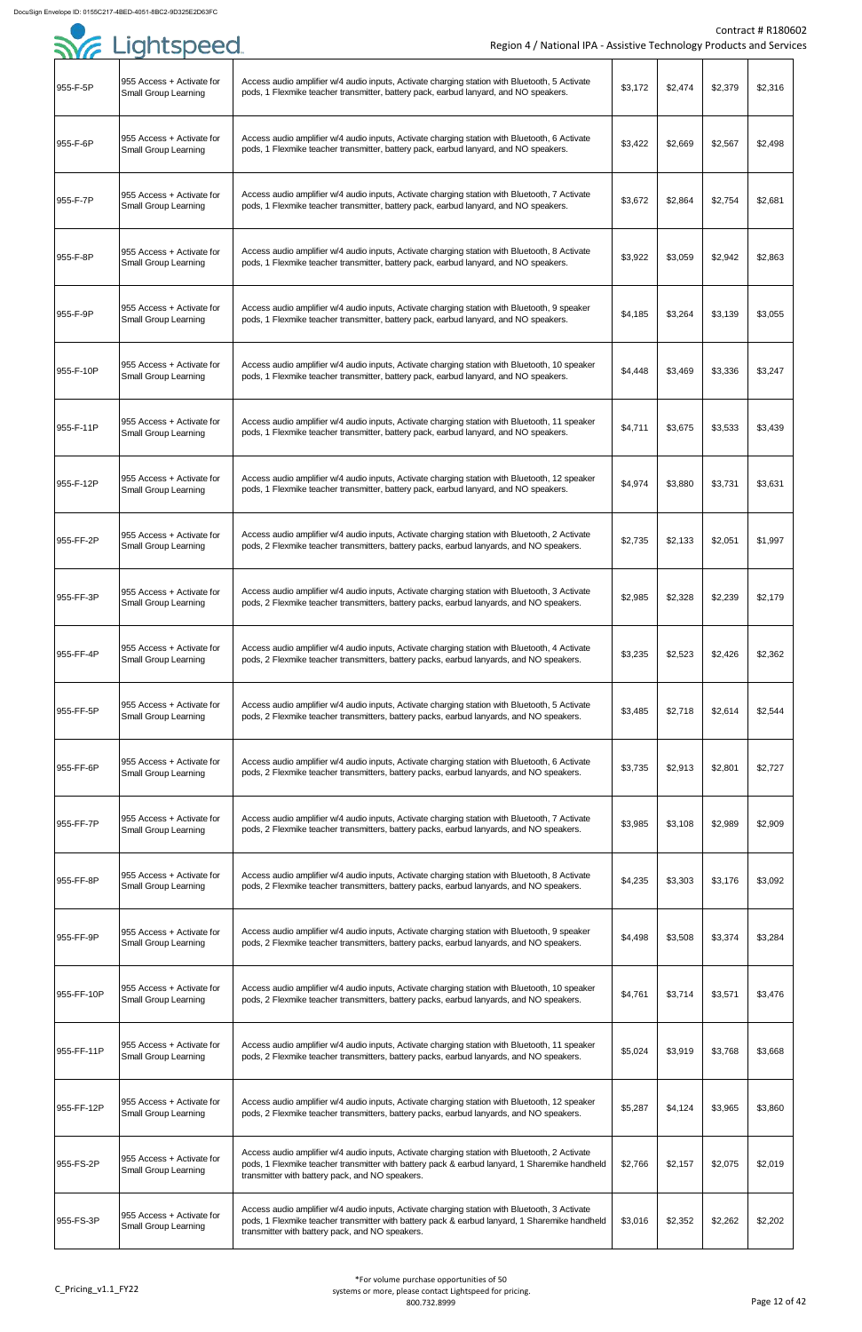| | | | | | | |
|---|---|---|---|---|---|---|
| 955-F-5P | 955 Access + Activate for Small Group Learning | Access audio amplifier w/4 audio inputs, Activate charging station with Bluetooth, 5 Activate pods, 1 Flexmike teacher transmitter, battery pack, earbud lanyard, and NO speakers. | $3,172 | $2,474 | $2,379 | $2,316 |
| 955-F-6P | 955 Access + Activate for Small Group Learning | Access audio amplifier w/4 audio inputs, Activate charging station with Bluetooth, 6 Activate pods, 1 Flexmike teacher transmitter, battery pack, earbud lanyard, and NO speakers. | $3,422 | $2,669 | $2,567 | $2,498 |
| 955-F-7P | 955 Access + Activate for Small Group Learning | Access audio amplifier w/4 audio inputs, Activate charging station with Bluetooth, 7 Activate pods, 1 Flexmike teacher transmitter, battery pack, earbud lanyard, and NO speakers. | $3,672 | $2,864 | $2,754 | $2,681 |
| 955-F-8P | 955 Access + Activate for Small Group Learning | Access audio amplifier w/4 audio inputs, Activate charging station with Bluetooth, 8 Activate pods, 1 Flexmike teacher transmitter, battery pack, earbud lanyard, and NO speakers. | $3,922 | $3,059 | $2,942 | $2,863 |
| 955-F-9P | 955 Access + Activate for Small Group Learning | Access audio amplifier w/4 audio inputs, Activate charging station with Bluetooth, 9 speaker pods, 1 Flexmike teacher transmitter, battery pack, earbud lanyard, and NO speakers. | $4,185 | $3,264 | $3,139 | $3,055 |
| 955-F-10P | 955 Access + Activate for Small Group Learning | Access audio amplifier w/4 audio inputs, Activate charging station with Bluetooth, 10 speaker pods, 1 Flexmike teacher transmitter, battery pack, earbud lanyard, and NO speakers. | $4,448 | $3,469 | $3,336 | $3,247 |
| 955-F-11P | 955 Access + Activate for Small Group Learning | Access audio amplifier w/4 audio inputs, Activate charging station with Bluetooth, 11 speaker pods, 1 Flexmike teacher transmitter, battery pack, earbud lanyard, and NO speakers. | $4,711 | $3,675 | $3,533 | $3,439 |
| 955-F-12P | 955 Access + Activate for Small Group Learning | Access audio amplifier w/4 audio inputs, Activate charging station with Bluetooth, 12 speaker pods, 1 Flexmike teacher transmitter, battery pack, earbud lanyard, and NO speakers. | $4,974 | $3,880 | $3,731 | $3,631 |
| 955-FF-2P | 955 Access + Activate for Small Group Learning | Access audio amplifier w/4 audio inputs, Activate charging station with Bluetooth, 2 Activate pods, 2 Flexmike teacher transmitters, battery packs, earbud lanyards, and NO speakers. | $2,735 | $2,133 | $2,051 | $1,997 |
| 955-FF-3P | 955 Access + Activate for Small Group Learning | Access audio amplifier w/4 audio inputs, Activate charging station with Bluetooth, 3 Activate pods, 2 Flexmike teacher transmitters, battery packs, earbud lanyards, and NO speakers. | $2,985 | $2,328 | $2,239 | $2,179 |
| 955-FF-4P | 955 Access + Activate for Small Group Learning | Access audio amplifier w/4 audio inputs, Activate charging station with Bluetooth, 4 Activate pods, 2 Flexmike teacher transmitters, battery packs, earbud lanyards, and NO speakers. | $3,235 | $2,523 | $2,426 | $2,362 |
| 955-FF-5P | 955 Access + Activate for Small Group Learning | Access audio amplifier w/4 audio inputs, Activate charging station with Bluetooth, 5 Activate pods, 2 Flexmike teacher transmitters, battery packs, earbud lanyards, and NO speakers. | $3,485 | $2,718 | $2,614 | $2,544 |
| 955-FF-6P | 955 Access + Activate for Small Group Learning | Access audio amplifier w/4 audio inputs, Activate charging station with Bluetooth, 6 Activate pods, 2 Flexmike teacher transmitters, battery packs, earbud lanyards, and NO speakers. | $3,735 | $2,913 | $2,801 | $2,727 |
| 955-FF-7P | 955 Access + Activate for Small Group Learning | Access audio amplifier w/4 audio inputs, Activate charging station with Bluetooth, 7 Activate pods, 2 Flexmike teacher transmitters, battery packs, earbud lanyards, and NO speakers. | $3,985 | $3,108 | $2,989 | $2,909 |
| 955-FF-8P | 955 Access + Activate for Small Group Learning | Access audio amplifier w/4 audio inputs, Activate charging station with Bluetooth, 8 Activate pods, 2 Flexmike teacher transmitters, battery packs, earbud lanyards, and NO speakers. | $4,235 | $3,303 | $3,176 | $3,092 |
| 955-FF-9P | 955 Access + Activate for Small Group Learning | Access audio amplifier w/4 audio inputs, Activate charging station with Bluetooth, 9 speaker pods, 2 Flexmike teacher transmitters, battery packs, earbud lanyards, and NO speakers. | $4,498 | $3,508 | $3,374 | $3,284 |
| 955-FF-10P | 955 Access + Activate for Small Group Learning | Access audio amplifier w/4 audio inputs, Activate charging station with Bluetooth, 10 speaker pods, 2 Flexmike teacher transmitters, battery packs, earbud lanyards, and NO speakers. | $4,761 | $3,714 | $3,571 | $3,476 |
| 955-FF-11P | 955 Access + Activate for Small Group Learning | Access audio amplifier w/4 audio inputs, Activate charging station with Bluetooth, 11 speaker pods, 2 Flexmike teacher transmitters, battery packs, earbud lanyards, and NO speakers. | $5,024 | $3,919 | $3,768 | $3,668 |
| 955-FF-12P | 955 Access + Activate for Small Group Learning | Access audio amplifier w/4 audio inputs, Activate charging station with Bluetooth, 12 speaker pods, 2 Flexmike teacher transmitters, battery packs, earbud lanyards, and NO speakers. | $5,287 | $4,124 | $3,965 | $3,860 |
| 955-FS-2P | 955 Access + Activate for Small Group Learning | Access audio amplifier w/4 audio inputs, Activate charging station with Bluetooth, 2 Activate pods, 1 Flexmike teacher transmitter with battery pack & earbud lanyard, 1 Sharemike handheld transmitter with battery pack, and NO speakers. | $2,766 | $2,157 | $2,075 | $2,019 |
| 955-FS-3P | 955 Access + Activate for Small Group Learning | Access audio amplifier w/4 audio inputs, Activate charging station with Bluetooth, 3 Activate pods, 1 Flexmike teacher transmitter with battery pack & earbud lanyard, 1 Sharemike handheld transmitter with battery pack, and NO speakers. | $3,016 | $2,352 | $2,262 | $2,202 |

*For volume opportunities of 50 systems or more, please contact Lightspeed for pricing. 800.732.8999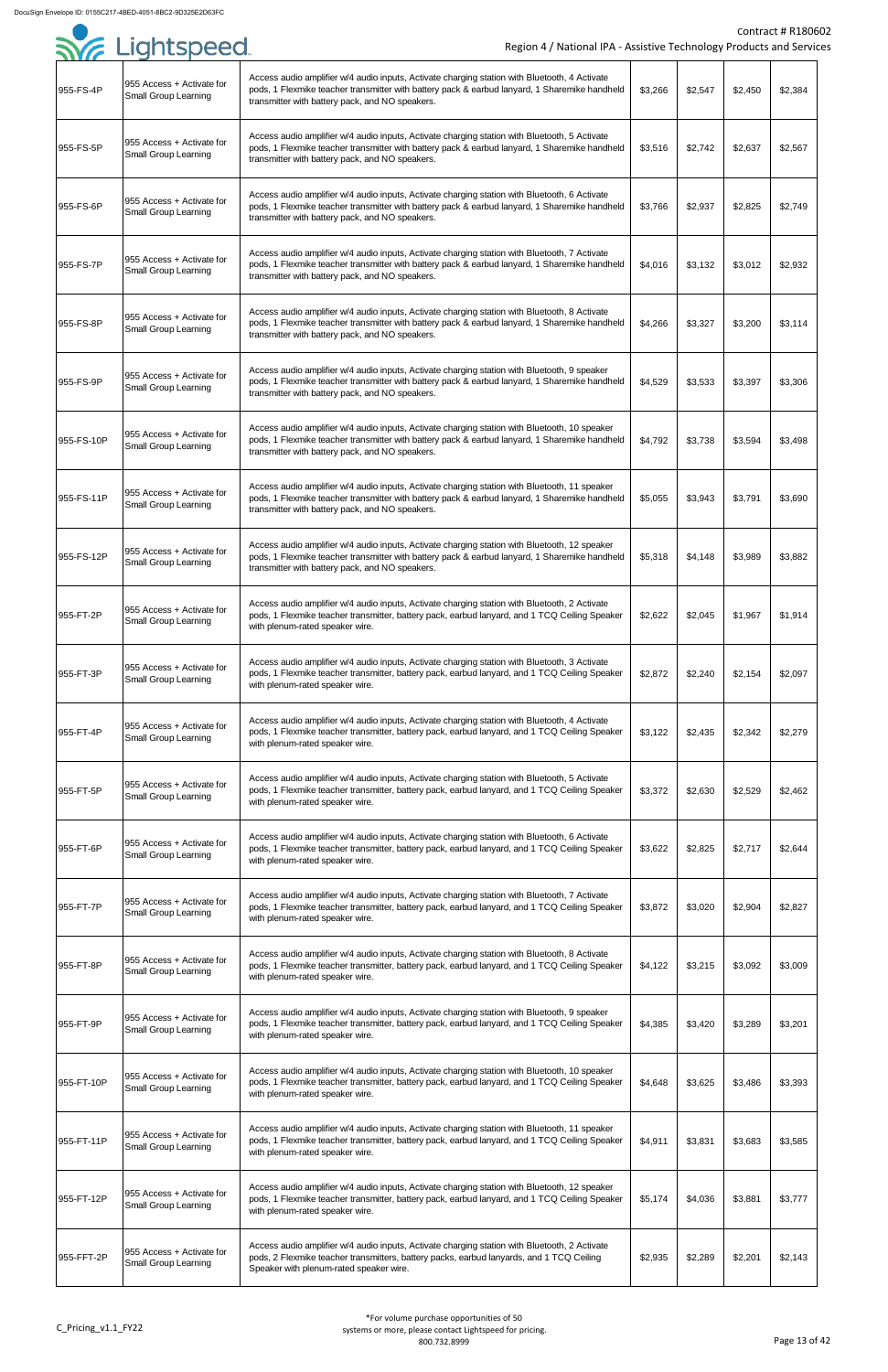| | | | | | | |
|---|---|---|---|---|---|---|
| 955-FS-4P | 955 Access + Activate for Small Group Learning | Access audio amplifier w/4 audio inputs, Activate charging station with Bluetooth, 4 Activate pods, 1 Flexmike teacher transmitter with battery pack & earbud lanyard, 1 Sharemike handheld transmitter with battery pack, and NO speakers. | $3,266 | $2,547 | $2,450 | $2,384 |
| 955-FS-5P | 955 Access + Activate for Small Group Learning | Access audio amplifier w/4 audio inputs, Activate charging station with Bluetooth, 5 Activate pods, 1 Flexmike teacher transmitter with battery pack & earbud lanyard, 1 Sharemike handheld transmitter with battery pack, and NO speakers. | $3,516 | $2,742 | $2,637 | $2,567 |
| 955-FS-6P | 955 Access + Activate for Small Group Learning | Access audio amplifier w/4 audio inputs, Activate charging station with Bluetooth, 6 Activate pods, 1 Flexmike teacher transmitter with battery pack & earbud lanyard, 1 Sharemike handheld transmitter with battery pack, and NO speakers. | $3,766 | $2,937 | $2,825 | $2,749 |
| 955-FS-7P | 955 Access + Activate for Small Group Learning | Access audio amplifier w/4 audio inputs, Activate charging station with Bluetooth, 7 Activate pods, 1 Flexmike teacher transmitter with battery pack & earbud lanyard, 1 Sharemike handheld transmitter with battery pack, and NO speakers. | $4,016 | $3,132 | $3,012 | $2,932 |
| 955-FS-8P | 955 Access + Activate for Small Group Learning | Access audio amplifier w/4 audio inputs, Activate charging station with Bluetooth, 8 Activate pods, 1 Flexmike teacher transmitter with battery pack & earbud lanyard, 1 Sharemike handheld transmitter with battery pack, and NO speakers. | $4,266 | $3,327 | $3,200 | $3,114 |
| 955-FS-9P | 955 Access + Activate for Small Group Learning | Access audio amplifier w/4 audio inputs, Activate charging station with Bluetooth, 9 speaker pods, 1 Flexmike teacher transmitter with battery pack & earbud lanyard, 1 Sharemike handheld transmitter with battery pack, and NO speakers. | $4,529 | $3,533 | $3,397 | $3,306 |
| 955-FS-10P | 955 Access + Activate for Small Group Learning | Access audio amplifier w/4 audio inputs, Activate charging station with Bluetooth, 10 speaker pods, 1 Flexmike teacher transmitter with battery pack & earbud lanyard, 1 Sharemike handheld transmitter with battery pack, and NO speakers. | $4,792 | $3,738 | $3,594 | $3,498 |
| 955-FS-11P | 955 Access + Activate for Small Group Learning | Access audio amplifier w/4 audio inputs, Activate charging station with Bluetooth, 11 speaker pods, 1 Flexmike teacher transmitter with battery pack & earbud lanyard, 1 Sharemike handheld transmitter with battery pack, and NO speakers. | $5,055 | $3,943 | $3,791 | $3,690 |
| 955-FS-12P | 955 Access + Activate for Small Group Learning | Access audio amplifier w/4 audio inputs, Activate charging station with Bluetooth, 12 speaker pods, 1 Flexmike teacher transmitter with battery pack & earbud lanyard, 1 Sharemike handheld transmitter with battery pack, and NO speakers. | $5,318 | $4,148 | $3,989 | $3,882 |
| 955-FT-2P | 955 Access + Activate for Small Group Learning | Access audio amplifier w/4 audio inputs, Activate charging station with Bluetooth, 2 Activate pods, 1 Flexmike teacher transmitter, battery pack, earbud lanyard, and 1 TCQ Ceiling Speaker with plenum-rated speaker wire. | $2,622 | $2,045 | $1,967 | $1,914 |
| 955-FT-3P | 955 Access + Activate for Small Group Learning | Access audio amplifier w/4 audio inputs, Activate charging station with Bluetooth, 3 Activate pods, 1 Flexmike teacher transmitter, battery pack, earbud lanyard, and 1 TCQ Ceiling Speaker with plenum-rated speaker wire. | $2,872 | $2,240 | $2,154 | $2,097 |
| 955-FT-4P | 955 Access + Activate for Small Group Learning | Access audio amplifier w/4 audio inputs, Activate charging station with Bluetooth, 4 Activate pods, 1 Flexmike teacher transmitter, battery pack, earbud lanyard, and 1 TCQ Ceiling Speaker with plenum-rated speaker wire. | $3,122 | $2,435 | $2,342 | $2,279 |
| 955-FT-5P | 955 Access + Activate for Small Group Learning | Access audio amplifier w/4 audio inputs, Activate charging station with Bluetooth, 5 Activate pods, 1 Flexmike teacher transmitter, battery pack, earbud lanyard, and 1 TCQ Ceiling Speaker with plenum-rated speaker wire. | $3,372 | $2,630 | $2,529 | $2,462 |
| 955-FT-6P | 955 Access + Activate for Small Group Learning | Access audio amplifier w/4 audio inputs, Activate charging station with Bluetooth, 6 Activate pods, 1 Flexmike teacher transmitter, battery pack, earbud lanyard, and 1 TCQ Ceiling Speaker with plenum-rated speaker wire. | $3,622 | $2,825 | $2,717 | $2,644 |
| 955-FT-7P | 955 Access + Activate for Small Group Learning | Access audio amplifier w/4 audio inputs, Activate charging station with Bluetooth, 7 Activate pods, 1 Flexmike teacher transmitter, battery pack, earbud lanyard, and 1 TCQ Ceiling Speaker with plenum-rated speaker wire. | $3,872 | $3,020 | $2,904 | $2,827 |
| 955-FT-8P | 955 Access + Activate for Small Group Learning | Access audio amplifier w/4 audio inputs, Activate charging station with Bluetooth, 8 Activate pods, 1 Flexmike teacher transmitter, battery pack, earbud lanyard, and 1 TCQ Ceiling Speaker with plenum-rated speaker wire. | $4,122 | $3,215 | $3,092 | $3,009 |
| 955-FT-9P | 955 Access + Activate for Small Group Learning | Access audio amplifier w/4 audio inputs, Activate charging station with Bluetooth, 9 speaker pods, 1 Flexmike teacher transmitter, battery pack, earbud lanyard, and 1 TCQ Ceiling Speaker with plenum-rated speaker wire. | $4,385 | $3,420 | $3,289 | $3,201 |
| 955-FT-10P | 955 Access + Activate for Small Group Learning | Access audio amplifier w/4 audio inputs, Activate charging station with Bluetooth, 10 speaker pods, 1 Flexmike teacher transmitter, battery pack, earbud lanyard, and 1 TCQ Ceiling Speaker with plenum-rated speaker wire. | $4,648 | $3,625 | $3,486 | $3,393 |
| 955-FT-11P | 955 Access + Activate for Small Group Learning | Access audio amplifier w/4 audio inputs, Activate charging station with Bluetooth, 11 speaker pods, 1 Flexmike teacher transmitter, battery pack, earbud lanyard, and 1 TCQ Ceiling Speaker with plenum-rated speaker wire. | $4,911 | $3,831 | $3,683 | $3,585 |
| 955-FT-12P | 955 Access + Activate for Small Group Learning | Access audio amplifier w/4 audio inputs, Activate charging station with Bluetooth, 12 speaker pods, 1 Flexmike teacher transmitters, battery pack, earbud lanyard, and 1 TCQ Ceiling Speaker with plenum-rated speaker wire. | $5,174 | $4,036 | $3,881 | $3,777 |
| 955-FFT-2P | 955 Access + Activate for Small Group Learning | Access audio amplifier w/4 audio inputs, Activate charging station with Bluetooth, 2 Activate pods, 2 Flexmike teacher transmitters, battery packs, earbud lanyards, and 1 TCQ Ceiling Speaker with plenum-rated speaker wire. | $2,935 | $2,289 | $2,201 | $2,143 |

*For volume purchase opportunities of 50 systems or more, please contact Lightspeed for pricing. 800.732.8999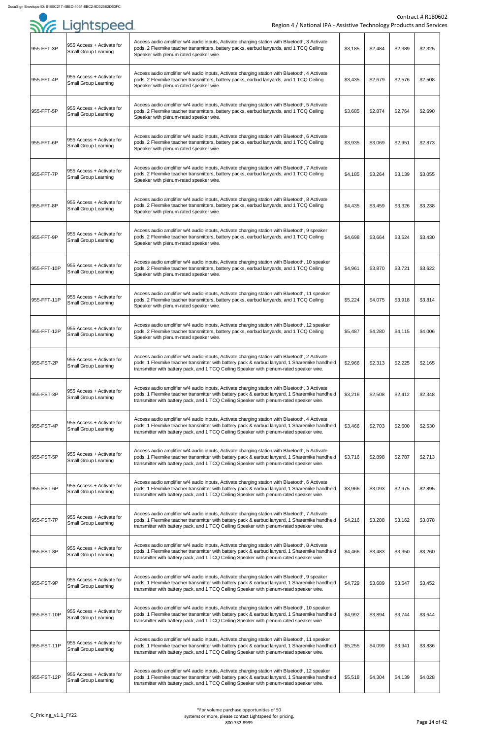| | | | | | | |
|---|---|---|---|---|---|---|
| 955-FFT-3P | 955 Access + Activate for Small Group Learning | Access audio amplifier w/4 audio inputs, Activate charging station with Bluetooth, 3 Activate pods, 2 Flexmike teacher transmitters, battery packs, earbud lanyards, and 1 TCQ Ceiling Speaker with plenum-rated speaker wire. | $3,185 | $2,484 | $2,389 | $2,325 |
| 955-FFT-4P | 955 Access + Activate for Small Group Learning | Access audio amplifier w/4 audio inputs, Activate charging station with Bluetooth, 4 Activate pods, 2 Flexmike teacher transmitters, battery packs, earbud lanyards, and 1 TCQ Ceiling Speaker with plenum-rated speaker wire. | $3,435 | $2,679 | $2,576 | $2,508 |
| 955-FFT-5P | 955 Access + Activate for Small Group Learning | Access audio amplifier w/4 audio inputs, Activate charging station with Bluetooth, 5 Activate pods, 2 Flexmike teacher transmitters, battery packs, earbud lanyards, and 1 TCQ Ceiling Speaker with plenum-rated speaker wire. | $3,685 | $2,874 | $2,764 | $2,690 |
| 955-FFT-6P | 955 Access + Activate for Small Group Learning | Access audio amplifier w/4 audio inputs, Activate charging station with Bluetooth, 6 Activate pods, 2 Flexmike teacher transmitters, battery packs, earbud lanyards, and 1 TCQ Ceiling Speaker with plenum-rated speaker wire. | $3,935 | $3,069 | $2,951 | $2,873 |
| 955-FFT-7P | 955 Access + Activate for Small Group Learning | Access audio amplifier w/4 audio inputs, Activate charging station with Bluetooth, 7 Activate pods, 2 Flexmike teacher transmitters, battery packs, earbud lanyards, and 1 TCQ Ceiling Speaker with plenum-rated speaker wire. | $4,185 | $3,264 | $3,139 | $3,055 |
| 955-FFT-8P | 955 Access + Activate for Small Group Learning | Access audio amplifier w/4 audio inputs, Activate charging station with Bluetooth, 8 Activate pods, 2 Flexmike teacher transmitters, battery packs, earbud lanyards, and 1 TCQ Ceiling Speaker with plenum-rated speaker wire. | $4,435 | $3,459 | $3,326 | $3,238 |
| 955-FFT-9P | 955 Access + Activate for Small Group Learning | Access audio amplifier w/4 audio inputs, Activate charging station with Bluetooth, 9 speaker pods, 2 Flexmike teacher transmitters, battery packs, earbud lanyards, and 1 TCQ Ceiling Speaker with plenum-rated speaker wire. | $4,698 | $3,664 | $3,524 | $3,430 |
| 955-FFT-10P | 955 Access + Activate for Small Group Learning | Access audio amplifier w/4 audio inputs, Activate charging station with Bluetooth, 10 speaker pods, 2 Flexmike teacher transmitters, battery packs, earbud lanyards, and 1 TCQ Ceiling Speaker with plenum-rated speaker wire. | $4,961 | $3,870 | $3,721 | $3,622 |
| 955-FFT-11P | 955 Access + Activate for Small Group Learning | Access audio amplifier w/4 audio inputs, Activate charging station with Bluetooth, 11 speaker pods, 2 Flexmike teacher transmitters, battery packs, earbud lanyards, and 1 TCQ Ceiling Speaker with plenum-rated speaker wire. | $5,224 | $4,075 | $3,918 | $3,814 |
| 955-FFT-12P | 955 Access + Activate for Small Group Learning | Access audio amplifier w/4 audio inputs, Activate charging station with Bluetooth, 12 speaker pods, 2 Flexmike teacher transmitters, battery packs, earbud lanyards, and 1 TCQ Ceiling Speaker with plenum-rated speaker wire. | $5,487 | $4,280 | $4,115 | $4,006 |
| 955-FST-2P | 955 Access + Activate for Small Group Learning | Access audio amplifier w/4 audio inputs, Activate charging station with Bluetooth, 2 Activate pods, 1 Flexmike teacher transmitter with battery pack & earbud lanyard, 1 Sharemike handheld transmitter with battery pack, and 1 TCQ Ceiling Speaker with plenum-rated speaker wire. | $2,966 | $2,313 | $2,225 | $2,165 |
| 955-FST-3P | 955 Access + Activate for Small Group Learning | Access audio amplifier w/4 audio inputs, Activate charging station with Bluetooth, 3 Activate pods, 1 Flexmike teacher transmitter with battery pack & earbud lanyard, 1 Sharemike handheld transmitter with battery pack, and 1 TCQ Ceiling Speaker with plenum-rated speaker wire. | $3,216 | $2,508 | $2,412 | $2,348 |
| 955-FST-4P | 955 Access + Activate for Small Group Learning | Access audio amplifier w/4 audio inputs, Activate charging station with Bluetooth, 4 Activate pods, 1 Flexmike teacher transmitter with battery pack & earbud lanyard, 1 Sharemike handheld transmitter with battery pack, and 1 TCQ Ceiling Speaker with plenum-rated speaker wire. | $3,466 | $2,703 | $2,600 | $2,530 |
| 955-FST-5P | 955 Access + Activate for Small Group Learning | Access audio amplifier w/4 audio inputs, Activate charging station with Bluetooth, 5 Activate pods, 1 Flexmike teacher transmitter with battery pack & earbud lanyard, 1 Sharemike handheld transmitter with battery pack, and 1 TCQ Ceiling Speaker with plenum-rated speaker wire. | $3,716 | $2,898 | $2,787 | $2,713 |
| 955-FST-6P | 955 Access + Activate for Small Group Learning | Access audio amplifier w/4 audio inputs, Activate charging station with Bluetooth, 6 Activate pods, 1 Flexmike teacher transmitter with battery pack & earbud lanyard, 1 Sharemike handheld transmitter with battery pack, and 1 TCQ Ceiling Speaker with plenum-rated speaker wire. | $3,966 | $3,093 | $2,975 | $2,895 |
| 955-FST-7P | 955 Access + Activate for Small Group Learning | Access audio amplifier w/4 audio inputs, Activate charging station with Bluetooth, 7 Activate pods, 1 Flexmike teacher transmitter with battery pack & earbud lanyard, 1 Sharemike handheld transmitter with battery pack, and 1 TCQ Ceiling Speaker with plenum-rated speaker wire. | $4,216 | $3,288 | $3,162 | $3,078 |
| 955-FST-8P | 955 Access + Activate for Small Group Learning | Access audio amplifier w/4 audio inputs, Activate charging station with Bluetooth, 8 Activate pods, 1 Flexmike teacher transmitter with battery pack & earbud lanyard, 1 Sharemike handheld transmitter with battery pack, and 1 TCQ Ceiling Speaker with plenum-rated speaker wire. | $4,466 | $3,483 | $3,350 | $3,260 |
| 955-FST-9P | 955 Access + Activate for Small Group Learning | Access audio amplifier w/4 audio inputs, Activate charging station with Bluetooth, 9 speaker pods, 1 Flexmike teacher transmitter with battery pack & earbud lanyard, 1 Sharemike handheld transmitter with battery pack, and 1 TCQ Ceiling Speaker with plenum-rated speaker wire. | $4,729 | $3,689 | $3,547 | $3,452 |
| 955-FST-10P | 955 Access + Activate for Small Group Learning | Access audio amplifier w/4 audio inputs, Activate charging station with Bluetooth, 10 speaker pods, 1 Flexmike teacher transmitter with battery pack & earbud lanyard, 1 Sharemike handheld transmitter with battery pack, and 1 TCQ Ceiling Speaker with plenum-rated speaker wire. | $4,992 | $3,894 | $3,744 | $3,644 |
| 955-FST-11P | 955 Access + Activate for Small Group Learning | Access audio amplifier w/4 audio inputs, Activate charging station with Bluetooth, 11 speaker pods, 1 Flexmike teacher transmitter with battery pack & earbud lanyard, 1 Sharemike handheld transmitter with battery pack, and 1 TCQ Ceiling Speaker with plenum-rated speaker wire. | $5,255 | $4,099 | $3,941 | $3,836 |
| 955-FST-12P | 955 Access + Activate for Small Group Learning | Access audio amplifier w/4 audio inputs, Activate charging station with Bluetooth, 12 speaker pods, 1 Flexmike teacher transmitter with battery pack & earbud lanyard, 1 Sharemike handheld transmitter with battery pack, and 1 TCQ Ceiling Speaker with plenum-rated speaker wire. | $5,518 | $4,304 | $4,139 | $4,028 |

*For volume purchase opportunities of 50 systems or more, please contact Lightspeed for pricing. 800.732.8999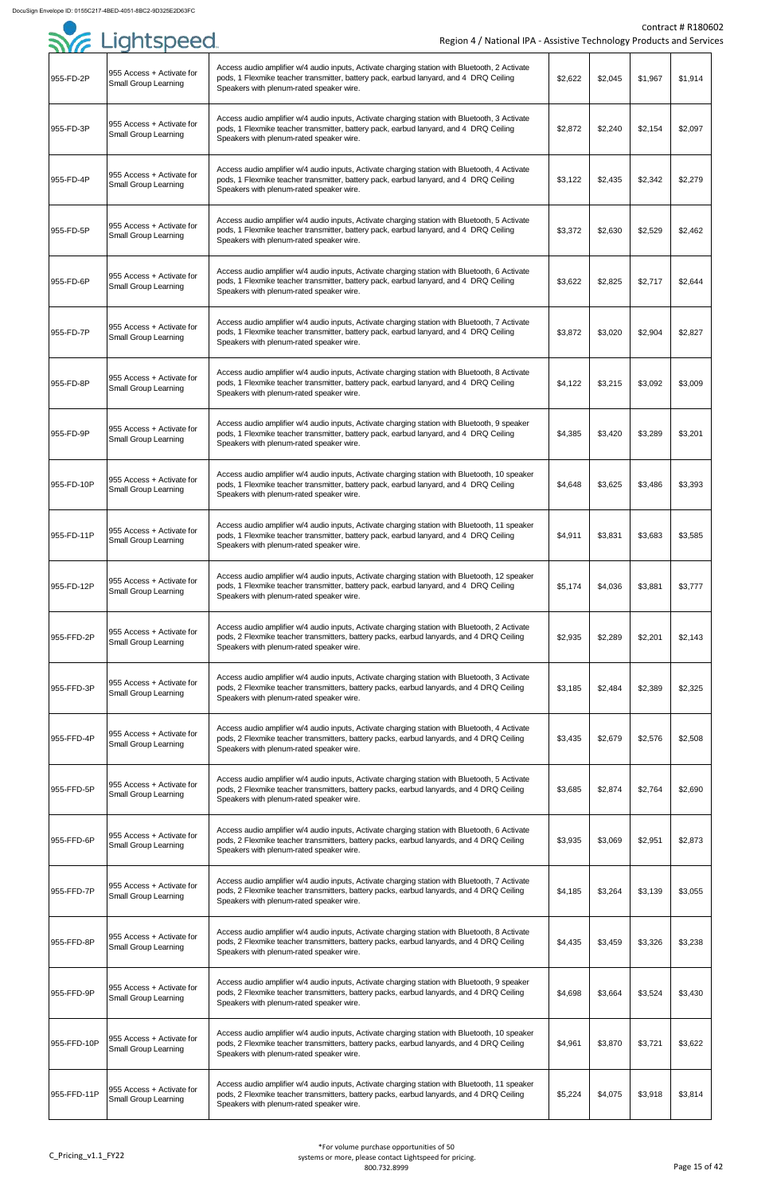| 955-FD-2P | 955 Access + Activate for Small Group Learning | Access audio amplifier w/4 audio inputs, Activate charging station with Bluetooth, 2 Activate pods, 1 Flexmike teacher transmitter, battery pack, earbud lanyard, and 4 DRQ Ceiling Speakers with plenum-rated speaker wire. | $2,622 | $2,045 | $1,967 | $1,914 |
|---|---|---|---|---|---|---|
| 955-FD-3P | 955 Access + Activate for Small Group Learning | Access audio amplifier w/4 audio inputs, Activate charging station with Bluetooth, 3 Activate pods, 1 Flexmike teacher transmitter, battery pack, earbud lanyard, and 4 DRQ Ceiling Speakers with plenum-rated speaker wire. | $2,872 | $2,240 | $2,154 | $2,097 |
| 955-FD-4P | 955 Access + Activate for Small Group Learning | Access audio amplifier w/4 audio inputs, Activate charging station with Bluetooth, 4 Activate pods, 1 Flexmike teacher transmitter, battery pack, earbud lanyard, and 4 DRQ Ceiling Speakers with plenum-rated speaker wire. | $3,122 | $2,435 | $2,342 | $2,279 |
| 955-FD-5P | 955 Access + Activate for Small Group Learning | Access audio amplifier w/4 audio inputs, Activate charging station with Bluetooth, 5 Activate pods, 1 Flexmike teacher transmitter, battery pack, earbud lanyard, and 4 DRQ Ceiling Speakers with plenum-rated speaker wire. | $3,372 | $2,630 | $2,529 | $2,462 |
| 955-FD-6P | 955 Access + Activate for Small Group Learning | Access audio amplifier w/4 audio inputs, Activate charging station with Bluetooth, 6 Activate pods, 1 Flexmike teacher transmitter, battery pack, earbud lanyard, and 4 DRQ Ceiling Speakers with plenum-rated speaker wire. | $3,622 | $2,825 | $2,717 | $2,644 |
| 955-FD-7P | 955 Access + Activate for Small Group Learning | Access audio amplifier w/4 audio inputs, Activate charging station with Bluetooth, 7 Activate pods, 1 Flexmike teacher transmitter, battery pack, earbud lanyard, and 4 DRQ Ceiling Speakers with plenum-rated speaker wire. | $3,872 | $3,020 | $2,904 | $2,827 |
| 955-FD-8P | 955 Access + Activate for Small Group Learning | Access audio amplifier w/4 audio inputs, Activate charging station with Bluetooth, 8 Activate pods, 1 Flexmike teacher transmitter, battery pack, earbud lanyard, and 4 DRQ Ceiling Speakers with plenum-rated speaker wire. | $4,122 | $3,215 | $3,092 | $3,009 |
| 955-FD-9P | 955 Access + Activate for Small Group Learning | Access audio amplifier w/4 audio inputs, Activate charging station with Bluetooth, 9 speaker pods, 1 Flexmike teacher transmitter, battery pack, earbud lanyard, and 4 DRQ Ceiling Speakers with plenum-rated speaker wire. | $4,385 | $3,420 | $3,289 | $3,201 |
| 955-FD-10P | 955 Access + Activate for Small Group Learning | Access audio amplifier w/4 audio inputs, Activate charging station with Bluetooth, 10 speaker pods, 1 Flexmike teacher transmitter, battery pack, earbud lanyard, and 4 DRQ Ceiling Speakers with plenum-rated speaker wire. | $4,648 | $3,625 | $3,486 | $3,393 |
| 955-FD-11P | 955 Access + Activate for Small Group Learning | Access audio amplifier w/4 audio inputs, Activate charging station with Bluetooth, 11 speaker pods, 1 Flexmike teacher transmitter, battery pack, earbud lanyard, and 4 DRQ Ceiling Speakers with plenum-rated speaker wire. | $4,911 | $3,831 | $3,683 | $3,585 |
| 955-FD-12P | 955 Access + Activate for Small Group Learning | Access audio amplifier w/4 audio inputs, Activate charging station with Bluetooth, 12 speaker pods, 1 Flexmike teacher transmitter, battery pack, earbud lanyard, and 4 DRQ Ceiling Speakers with plenum-rated speaker wire. | $5,174 | $4,036 | $3,881 | $3,777 |
| 955-FFD-2P | 955 Access + Activate for Small Group Learning | Access audio amplifier w/4 audio inputs, Activate charging station with Bluetooth, 2 Activate pods, 2 Flexmike teacher transmitters, battery packs, earbud lanyards, and 4 DRQ Ceiling Speakers with plenum-rated speaker wire. | $2,935 | $2,289 | $2,201 | $2,143 |
| 955-FFD-3P | 955 Access + Activate for Small Group Learning | Access audio amplifier w/4 audio inputs, Activate charging station with Bluetooth, 3 Activate pods, 2 Flexmike teacher transmitters, battery packs, earbud lanyards, and 4 DRQ Ceiling Speakers with plenum-rated speaker wire. | $3,185 | $2,484 | $2,389 | $2,325 |
| 955-FFD-4P | 955 Access + Activate for Small Group Learning | Access audio amplifier w/4 audio inputs, Activate charging station with Bluetooth, 4 Activate pods, 2 Flexmike teacher transmitters, battery packs, earbud lanyards, and 4 DRQ Ceiling Speakers with plenum-rated speaker wire. | $3,435 | $2,679 | $2,576 | $2,508 |
| 955-FFD-5P | 955 Access + Activate for Small Group Learning | Access audio amplifier w/4 audio inputs, Activate charging station with Bluetooth, 5 Activate pods, 2 Flexmike teacher transmitters, battery packs, earbud lanyards, and 4 DRQ Ceiling Speakers with plenum-rated speaker wire. | $3,685 | $2,874 | $2,764 | $2,690 |
| 955-FFD-6P | 955 Access + Activate for Small Group Learning | Access audio amplifier w/4 audio inputs, Activate charging station with Bluetooth, 6 Activate pods, 2 Flexmike teacher transmitters, battery packs, earbud lanyards, and 4 DRQ Ceiling Speakers with plenum-rated speaker wire. | $3,935 | $3,069 | $2,951 | $2,873 |
| 955-FFD-7P | 955 Access + Activate for Small Group Learning | Access audio amplifier w/4 audio inputs, Activate charging station with Bluetooth, 7 Activate pods, 2 Flexmike teacher transmitters, battery packs, earbud lanyards, and 4 DRQ Ceiling Speakers with plenum-rated speaker wire. | $4,185 | $3,264 | $3,139 | $3,055 |
| 955-FFD-8P | 955 Access + Activate for Small Group Learning | Access audio amplifier w/4 audio inputs, Activate charging station with Bluetooth, 8 Activate pods, 2 Flexmike teacher transmitters, battery packs, earbud lanyards, and 4 DRQ Ceiling Speakers with plenum-rated speaker wire. | $4,435 | $3,459 | $3,326 | $3,238 |
| 955-FFD-9P | 955 Access + Activate for Small Group Learning | Access audio amplifier w/4 audio inputs, Activate charging station with Bluetooth, 9 speaker pods, 2 Flexmike teacher transmitters, battery packs, earbud lanyards, and 4 DRQ Ceiling Speakers with plenum-rated speaker wire. | $4,698 | $3,664 | $3,524 | $3,430 |
| 955-FFD-10P | 955 Access + Activate for Small Group Learning | Access audio amplifier w/4 audio inputs, Activate charging station with Bluetooth, 10 speaker pods, 2 Flexmike teacher transmitters, battery packs, earbud lanyards, and 4 DRQ Ceiling Speakers with plenum-rated speaker wire. | $4,961 | $3,870 | $3,721 | $3,622 |
| 955-FFD-11P | 955 Access + Activate for Small Group Learning | Access audio amplifier w/4 audio inputs, Activate charging station with Bluetooth, 11 speaker pods, 2 Flexmike teacher transmitters, battery packs, earbud lanyards, and 4 DRQ Ceiling Speakers with plenum-rated speaker wire. | $5,224 | $4,075 | $3,918 | $3,814 |

*For volume purchase opportunities of 50 systems or more, please contact Lightspeed for pricing. 800.732.8999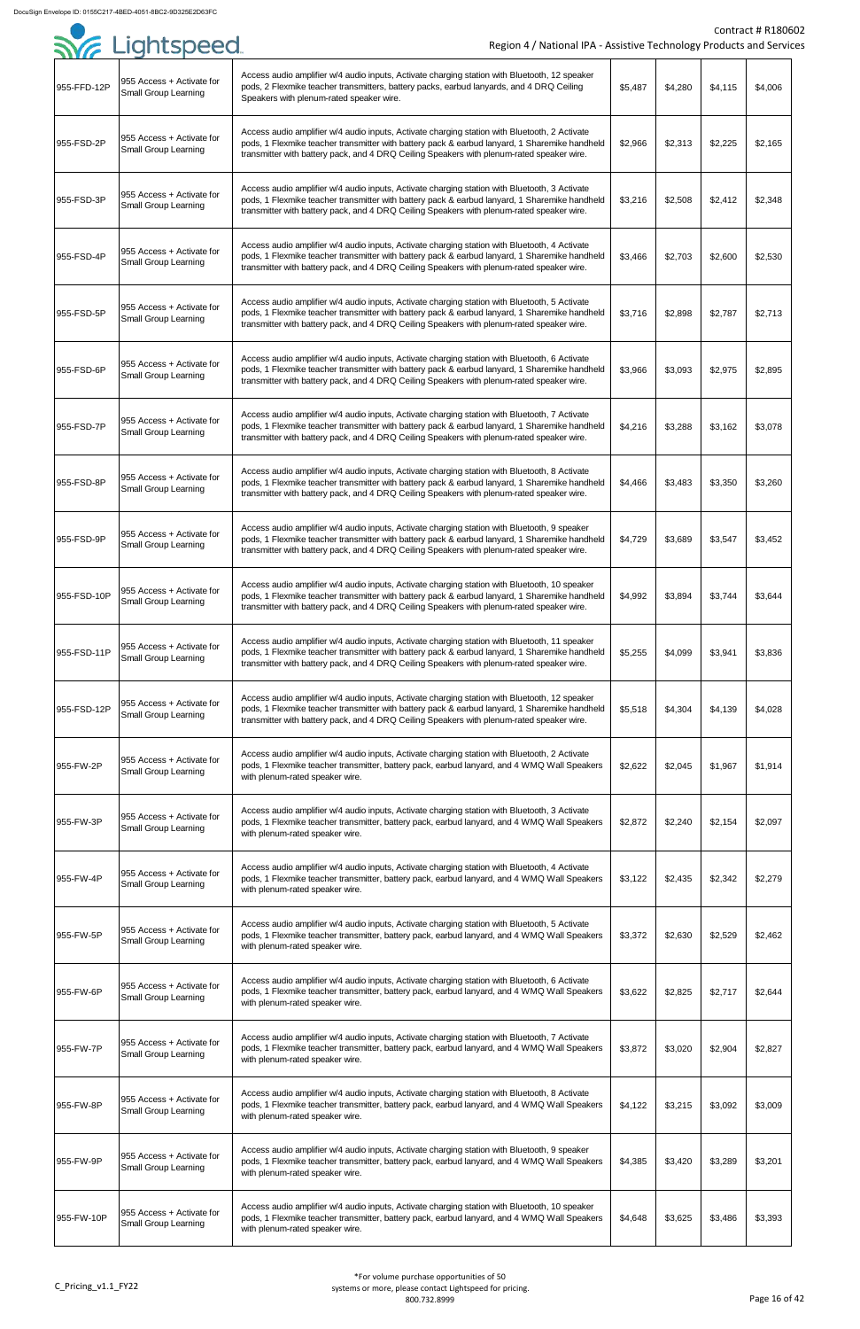| | | | | | | |
|---|---|---|---|---|---|---|
| 955-FFD-12P | 955 Access + Activate for Small Group Learning | Access audio amplifier w/4 audio inputs, Activate charging station with Bluetooth, 12 speaker pods, 2 Flexmike teacher transmitters, battery packs, earbud lanyards, and 4 DRQ Ceiling Speakers with plenum-rated speaker wire. | $5,487 | $4,280 | $4,115 | $4,006 |
| 955-FSD-2P | 955 Access + Activate for Small Group Learning | Access audio amplifier w/4 audio inputs, Activate charging station with Bluetooth, 2 Activate pods, 1 Flexmike teacher transmitter with battery pack & earbud lanyard, 1 Sharemike handheld transmitter with battery pack, and 4 DRQ Ceiling Speakers with plenum-rated speaker wire. | $2,966 | $2,313 | $2,225 | $2,165 |
| 955-FSD-3P | 955 Access + Activate for Small Group Learning | Access audio amplifier w/4 audio inputs, Activate charging station with Bluetooth, 3 Activate pods, 1 Flexmike teacher transmitter with battery pack & earbud lanyard, 1 Sharemike handheld transmitter with battery pack, and 4 DRQ Ceiling Speakers with plenum-rated speaker wire. | $3,216 | $2,508 | $2,412 | $2,348 |
| 955-FSD-4P | 955 Access + Activate for Small Group Learning | Access audio amplifier w/4 audio inputs, Activate charging station with Bluetooth, 4 Activate pods, 1 Flexmike teacher transmitter with battery pack & earbud lanyard, 1 Sharemike handheld transmitter with battery pack, and 4 DRQ Ceiling Speakers with plenum-rated speaker wire. | $3,466 | $2,703 | $2,600 | $2,530 |
| 955-FSD-5P | 955 Access + Activate for Small Group Learning | Access audio amplifier w/4 audio inputs, Activate charging station with Bluetooth, 5 Activate pods, 1 Flexmike teacher transmitter with battery pack & earbud lanyard, 1 Sharemike handheld transmitter with battery pack, and 4 DRQ Ceiling Speakers with plenum-rated speaker wire. | $3,716 | $2,898 | $2,787 | $2,713 |
| 955-FSD-6P | 955 Access + Activate for Small Group Learning | Access audio amplifier w/4 audio inputs, Activate charging station with Bluetooth, 6 Activate pods, 1 Flexmike teacher transmitter with battery pack & earbud lanyard, 1 Sharemike handheld transmitter with battery pack, and 4 DRQ Ceiling Speakers with plenum-rated speaker wire. | $3,966 | $3,093 | $2,975 | $2,895 |
| 955-FSD-7P | 955 Access + Activate for Small Group Learning | Access audio amplifier w/4 audio inputs, Activate charging station with Bluetooth, 7 Activate pods, 1 Flexmike teacher transmitter with battery pack & earbud lanyard, 1 Sharemike handheld transmitter with battery pack, and 4 DRQ Ceiling Speakers with plenum-rated speaker wire. | $4,216 | $3,288 | $3,162 | $3,078 |
| 955-FSD-8P | 955 Access + Activate for Small Group Learning | Access audio amplifier w/4 audio inputs, Activate charging station with Bluetooth, 8 Activate pods, 1 Flexmike teacher transmitter with battery pack & earbud lanyard, 1 Sharemike handheld transmitter with battery pack, and 4 DRQ Ceiling Speakers with plenum-rated speaker wire. | $4,466 | $3,483 | $3,350 | $3,260 |
| 955-FSD-9P | 955 Access + Activate for Small Group Learning | Access audio amplifier w/4 audio inputs, Activate charging station with Bluetooth, 9 speaker pods, 1 Flexmike teacher transmitter with battery pack & earbud lanyard, 1 Sharemike handheld transmitter with battery pack, and 4 DRQ Ceiling Speakers with plenum-rated speaker wire. | $4,729 | $3,689 | $3,547 | $3,452 |
| 955-FSD-10P | 955 Access + Activate for Small Group Learning | Access audio amplifier w/4 audio inputs, Activate charging station with Bluetooth, 10 speaker pods, 1 Flexmike teacher transmitter with battery pack & earbud lanyard, 1 Sharemike handheld transmitter with battery pack, and 4 DRQ Ceiling Speakers with plenum-rated speaker wire. | $4,992 | $3,894 | $3,744 | $3,644 |
| 955-FSD-11P | 955 Access + Activate for Small Group Learning | Access audio amplifier w/4 audio inputs, Activate charging station with Bluetooth, 11 speaker pods, 1 Flexmike teacher transmitter with battery pack & earbud lanyard, 1 Sharemike handheld transmitter with battery pack, and 4 DRQ Ceiling Speakers with plenum-rated speaker wire. | $5,255 | $4,099 | $3,941 | $3,836 |
| 955-FSD-12P | 955 Access + Activate for Small Group Learning | Access audio amplifier w/4 audio inputs, Activate charging station with Bluetooth, 12 speaker pods, 1 Flexmike teacher transmitter with battery pack & earbud lanyard, 1 Sharemike handheld transmitter with battery pack, and 4 DRQ Ceiling Speakers with plenum-rated speaker wire. | $5,518 | $4,304 | $4,139 | $4,028 |
| 955-FW-2P | 955 Access + Activate for Small Group Learning | Access audio amplifier w/4 audio inputs, Activate charging station with Bluetooth, 2 Activate pods, 1 Flexmike teacher transmitter, battery pack, earbud lanyard, and 4 WMQ Wall Speakers with plenum-rated speaker wire. | $2,622 | $2,045 | $1,967 | $1,914 |
| 955-FW-3P | 955 Access + Activate for Small Group Learning | Access audio amplifier w/4 audio inputs, Activate charging station with Bluetooth, 3 Activate pods, 1 Flexmike teacher transmitter, battery pack, earbud lanyard, and 4 WMQ Wall Speakers with plenum-rated speaker wire. | $2,872 | $2,240 | $2,154 | $2,097 |
| 955-FW-4P | 955 Access + Activate for Small Group Learning | Access audio amplifier w/4 audio inputs, Activate charging station with Bluetooth, 4 Activate pods, 1 Flexmike teacher transmitter, battery pack, earbud lanyard, and 4 WMQ Wall Speakers with plenum-rated speaker wire. | $3,122 | $2,435 | $2,342 | $2,279 |
| 955-FW-5P | 955 Access + Activate for Small Group Learning | Access audio amplifier w/4 audio inputs, Activate charging station with Bluetooth, 5 Activate pods, 1 Flexmike teacher transmitter, battery pack, earbud lanyard, and 4 WMQ Wall Speakers with plenum-rated speaker wire. | $3,372 | $2,630 | $2,529 | $2,462 |
| 955-FW-6P | 955 Access + Activate for Small Group Learning | Access audio amplifier w/4 audio inputs, Activate charging station with Bluetooth, 6 Activate pods, 1 Flexmike teacher transmitter, battery pack, earbud lanyard, and 4 WMQ Wall Speakers with plenum-rated speaker wire. | $3,622 | $2,825 | $2,717 | $2,644 |
| 955-FW-7P | 955 Access + Activate for Small Group Learning | Access audio amplifier w/4 audio inputs, Activate charging station with Bluetooth, 7 Activate pods, 1 Flexmike teacher transmitter, battery pack, earbud lanyard, and 4 WMQ Wall Speakers with plenum-rated speaker wire. | $3,872 | $3,020 | $2,904 | $2,827 |
| 955-FW-8P | 955 Access + Activate for Small Group Learning | Access audio amplifier w/4 audio inputs, Activate charging station with Bluetooth, 8 Activate pods, 1 Flexmike teacher transmitter, battery pack, earbud lanyard, and 4 WMQ Wall Speakers with plenum-rated speaker wire. | $4,122 | $3,215 | $3,092 | $3,009 |
| 955-FW-9P | 955 Access + Activate for Small Group Learning | Access audio amplifier w/4 audio inputs, Activate charging station with Bluetooth, 9 speaker pods, 1 Flexmike teacher transmitter, battery pack, earbud lanyard, and 4 WMQ Wall Speakers with plenum-rated speaker wire. | $4,385 | $3,420 | $3,289 | $3,201 |
| 955-FW-10P | 955 Access + Activate for Small Group Learning | Access audio amplifier w/4 audio inputs, Activate charging station with Bluetooth, 10 speaker pods, 1 Flexmike teacher transmitter, battery pack, earbud lanyard, and 4 WMQ Wall Speakers with plenum-rated speaker wire. | $4,648 | $3,625 | $3,486 | $3,393 |

*For volume purchase opportunities of 50 systems or more, please contact Lightspeed for pricing. 800.732.8999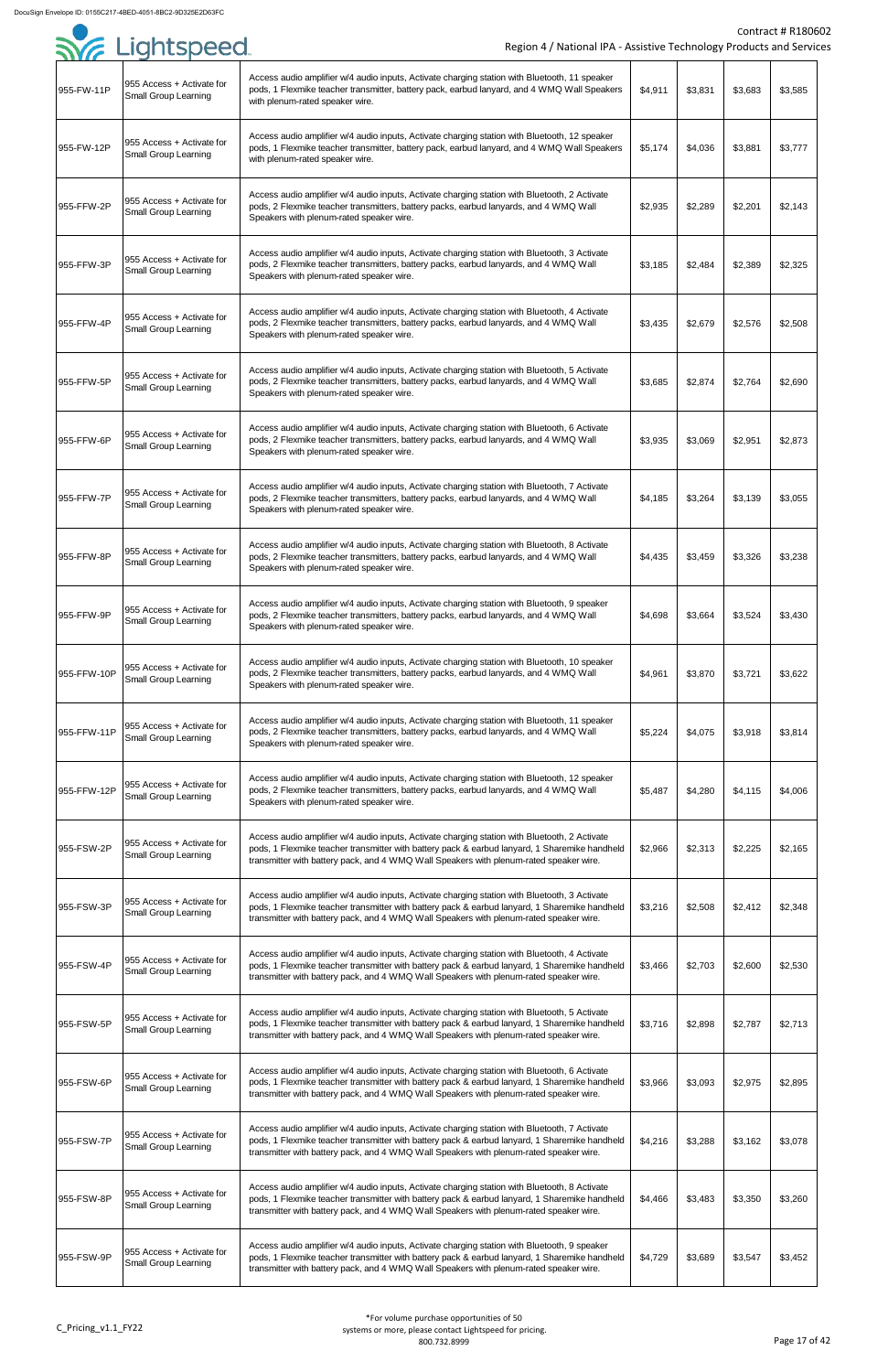| 955-FW-11P | 955 Access + Activate for Small Group Learning | Access audio amplifier w/4 audio inputs, Activate charging station with Bluetooth, 11 speaker pods, 1 Flexmike teacher transmitter, battery pack, earbud lanyard, and 4 WMQ Wall Speakers with plenum-rated speaker wire. | $4,911 | $3,831 | $3,683 | $3,585 |
|---|---|---|---|---|---|---|
| 955-FW-12P | 955 Access + Activate for Small Group Learning | Access audio amplifier w/4 audio inputs, Activate charging station with Bluetooth, 12 speaker pods, 1 Flexmike teacher transmitter, battery pack, earbud lanyard, and 4 WMQ Wall Speakers with plenum-rated speaker wire. | $5,174 | $4,036 | $3,881 | $3,777 |
| 955-FFW-2P | 955 Access + Activate for Small Group Learning | Access audio amplifier w/4 audio inputs, Activate charging station with Bluetooth, 2 Activate pods, 2 Flexmike teacher transmitters, battery packs, earbud lanyards, and 4 WMQ Wall Speakers with plenum-rated speaker wire. | $2,935 | $2,289 | $2,201 | $2,143 |
| 955-FFW-3P | 955 Access + Activate for Small Group Learning | Access audio amplifier w/4 audio inputs, Activate charging station with Bluetooth, 3 Activate pods, 2 Flexmike teacher transmitters, battery packs, earbud lanyards, and 4 WMQ Wall Speakers with plenum-rated speaker wire. | $3,185 | $2,484 | $2,389 | $2,325 |
| 955-FFW-4P | 955 Access + Activate for Small Group Learning | Access audio amplifier w/4 audio inputs, Activate charging station with Bluetooth, 4 Activate pods, 2 Flexmike teacher transmitters, battery packs, earbud lanyards, and 4 WMQ Wall Speakers with plenum-rated speaker wire. | $3,435 | $2,679 | $2,576 | $2,508 |
| 955-FFW-5P | 955 Access + Activate for Small Group Learning | Access audio amplifier w/4 audio inputs, Activate charging station with Bluetooth, 5 Activate pods, 2 Flexmike teacher transmitters, battery packs, earbud lanyards, and 4 WMQ Wall Speakers with plenum-rated speaker wire. | $3,685 | $2,874 | $2,764 | $2,690 |
| 955-FFW-6P | 955 Access + Activate for Small Group Learning | Access audio amplifier w/4 audio inputs, Activate charging station with Bluetooth, 6 Activate pods, 2 Flexmike teacher transmitters, battery packs, earbud lanyards, and 4 WMQ Wall Speakers with plenum-rated speaker wire. | $3,935 | $3,069 | $2,951 | $2,873 |
| 955-FFW-7P | 955 Access + Activate for Small Group Learning | Access audio amplifier w/4 audio inputs, Activate charging station with Bluetooth, 7 Activate pods, 2 Flexmike teacher transmitters, battery packs, earbud lanyards, and 4 WMQ Wall Speakers with plenum-rated speaker wire. | $4,185 | $3,264 | $3,139 | $3,055 |
| 955-FFW-8P | 955 Access + Activate for Small Group Learning | Access audio amplifier w/4 audio inputs, Activate charging station with Bluetooth, 8 Activate pods, 2 Flexmike teacher transmitters, battery packs, earbud lanyards, and 4 WMQ Wall Speakers with plenum-rated speaker wire. | $4,435 | $3,459 | $3,326 | $3,238 |
| 955-FFW-9P | 955 Access + Activate for Small Group Learning | Access audio amplifier w/4 audio inputs, Activate charging station with Bluetooth, 9 speaker pods, 2 Flexmike teacher transmitters, battery packs, earbud lanyards, and 4 WMQ Wall Speakers with plenum-rated speaker wire. | $4,698 | $3,664 | $3,524 | $3,430 |
| 955-FFW-10P | 955 Access + Activate for Small Group Learning | Access audio amplifier w/4 audio inputs, Activate charging station with Bluetooth, 10 speaker pods, 2 Flexmike teacher transmitters, battery packs, earbud lanyards, and 4 WMQ Wall Speakers with plenum-rated speaker wire. | $4,961 | $3,870 | $3,721 | $3,622 |
| 955-FFW-11P | 955 Access + Activate for Small Group Learning | Access audio amplifier w/4 audio inputs, Activate charging station with Bluetooth, 11 speaker pods, 2 Flexmike teacher transmitters, battery packs, earbud lanyards, and 4 WMQ Wall Speakers with plenum-rated speaker wire. | $5,224 | $4,075 | $3,918 | $3,814 |
| 955-FFW-12P | 955 Access + Activate for Small Group Learning | Access audio amplifier w/4 audio inputs, Activate charging station with Bluetooth, 12 speaker pods, 2 Flexmike teacher transmitters, battery packs, earbud lanyards, and 4 WMQ Wall Speakers with plenum-rated speaker wire. | $5,487 | $4,280 | $4,115 | $4,006 |
| 955-FSW-2P | 955 Access + Activate for Small Group Learning | Access audio amplifier w/4 audio inputs, Activate charging station with Bluetooth, 2 Activate pods, 1 Flexmike teacher transmitter with battery pack & earbud lanyard, 1 Sharemike handheld transmitter with battery pack, and 4 WMQ Wall Speakers with plenum-rated speaker wire. | $2,966 | $2,313 | $2,225 | $2,165 |
| 955-FSW-3P | 955 Access + Activate for Small Group Learning | Access audio amplifier w/4 audio inputs, Activate charging station with Bluetooth, 3 Activate pods, 1 Flexmike teacher transmitter with battery pack & earbud lanyard, 1 Sharemike handheld transmitter with battery pack, and 4 WMQ Wall Speakers with plenum-rated speaker wire. | $3,216 | $2,508 | $2,412 | $2,348 |
| 955-FSW-4P | 955 Access + Activate for Small Group Learning | Access audio amplifier w/4 audio inputs, Activate charging station with Bluetooth, 4 Activate pods, 1 Flexmike teacher transmitter with battery pack & earbud lanyard, 1 Sharemike handheld transmitter with battery pack, and 4 WMQ Wall Speakers with plenum-rated speaker wire. | $3,466 | $2,703 | $2,600 | $2,530 |
| 955-FSW-5P | 955 Access + Activate for Small Group Learning | Access audio amplifier w/4 audio inputs, Activate charging station with Bluetooth, 5 Activate pods, 1 Flexmike teacher transmitter with battery pack & earbud lanyard, 1 Sharemike handheld transmitter with battery pack, and 4 WMQ Wall Speakers with plenum-rated speaker wire. | $3,716 | $2,898 | $2,787 | $2,713 |
| 955-FSW-6P | 955 Access + Activate for Small Group Learning | Access audio amplifier w/4 audio inputs, Activate charging station with Bluetooth, 6 Activate pods, 1 Flexmike teacher transmitter with battery pack & earbud lanyard, 1 Sharemike handheld transmitter with battery pack, and 4 WMQ Wall Speakers with plenum-rated speaker wire. | $3,966 | $3,093 | $2,975 | $2,895 |
| 955-FSW-7P | 955 Access + Activate for Small Group Learning | Access audio amplifier w/4 audio inputs, Activate charging station with Bluetooth, 7 Activate pods, 1 Flexmike teacher transmitter with battery pack & earbud lanyard, 1 Sharemike handheld transmitter with battery pack, and 4 WMQ Wall Speakers with plenum-rated speaker wire. | $4,216 | $3,288 | $3,162 | $3,078 |
| 955-FSW-8P | 955 Access + Activate for Small Group Learning | Access audio amplifier w/4 audio inputs, Activate charging station with Bluetooth, 8 Activate pods, 1 Flexmike teacher transmitter with battery pack & earbud lanyard, 1 Sharemike handheld transmitter with battery pack, and 4 WMQ Wall Speakers with plenum-rated speaker wire. | $4,466 | $3,483 | $3,350 | $3,260 |
| 955-FSW-9P | 955 Access + Activate for Small Group Learning | Access audio amplifier w/4 audio inputs, Activate charging station with Bluetooth, 9 speaker pods, 1 Flexmike teacher transmitter with battery pack & earbud lanyard, 1 Sharemike handheld transmitter with battery pack, and 4 WMQ Wall Speakers with plenum-rated speaker wire. | $4,729 | $3,689 | $3,547 | $3,452 |

*For volume purchase opportunities of 50 systems or more, please contact Lightspeed for pricing. 800.732.8999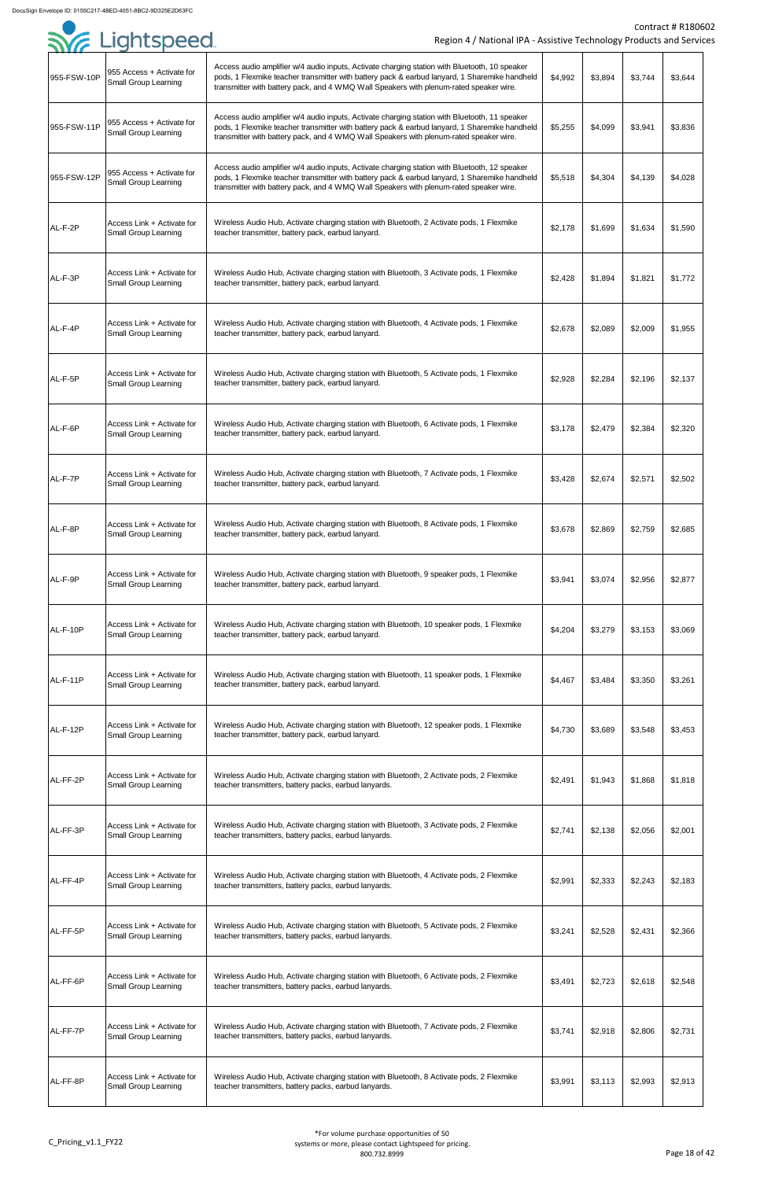| | | | | | | |
|---|---|---|---|---|---|---|
| 955-FSW-10P | 955 Access + Activate for Small Group Learning | Access audio amplifier w/4 audio inputs, Activate charging station with Bluetooth, 10 speaker pods, 1 Flexmike teacher transmitter with battery pack & earbud lanyard, 1 Sharemike handheld transmitter with battery pack, and 4 WMQ Wall Speakers with plenum-rated speaker wire. | $4,992 | $3,894 | $3,744 | $3,644 |
| 955-FSW-11P | 955 Access + Activate for Small Group Learning | Access audio amplifier w/4 audio inputs, Activate charging station with Bluetooth, 11 speaker pods, 1 Flexmike teacher transmitter with battery pack & earbud lanyard, 1 Sharemike handheld transmitter with battery pack, and 4 WMQ Wall Speakers with plenum-rated speaker wire. | $5,255 | $4,099 | $3,941 | $3,836 |
| 955-FSW-12P | 955 Access + Activate for Small Group Learning | Access audio amplifier w/4 audio inputs, Activate charging station with Bluetooth, 12 speaker pods, 1 Flexmike teacher transmitter with battery pack & earbud lanyard, 1 Sharemike handheld transmitter with battery pack, and 4 WMQ Wall Speakers with plenum-rated speaker wire. | $5,518 | $4,304 | $4,139 | $4,028 |
| AL-F-2P | Access Link + Activate for Small Group Learning | Wireless Audio Hub, Activate charging station with Bluetooth, 2 Activate pods, 1 Flexmike teacher transmitter, battery pack, earbud lanyard. | $2,178 | $1,699 | $1,634 | $1,590 |
| AL-F-3P | Access Link + Activate for Small Group Learning | Wireless Audio Hub, Activate charging station with Bluetooth, 3 Activate pods, 1 Flexmike teacher transmitter, battery pack, earbud lanyard. | $2,428 | $1,894 | $1,821 | $1,772 |
| AL-F-4P | Access Link + Activate for Small Group Learning | Wireless Audio Hub, Activate charging station with Bluetooth, 4 Activate pods, 1 Flexmike teacher transmitter, battery pack, earbud lanyard. | $2,678 | $2,089 | $2,009 | $1,955 |
| AL-F-5P | Access Link + Activate for Small Group Learning | Wireless Audio Hub, Activate charging station with Bluetooth, 5 Activate pods, 1 Flexmike teacher transmitter, battery pack, earbud lanyard. | $2,928 | $2,284 | $2,196 | $2,137 |
| AL-F-6P | Access Link + Activate for Small Group Learning | Wireless Audio Hub, Activate charging station with Bluetooth, 6 Activate pods, 1 Flexmike teacher transmitter, battery pack, earbud lanyard. | $3,178 | $2,479 | $2,384 | $2,320 |
| AL-F-7P | Access Link + Activate for Small Group Learning | Wireless Audio Hub, Activate charging station with Bluetooth, 7 Activate pods, 1 Flexmike teacher transmitter, battery pack, earbud lanyard. | $3,428 | $2,674 | $2,571 | $2,502 |
| AL-F-8P | Access Link + Activate for Small Group Learning | Wireless Audio Hub, Activate charging station with Bluetooth, 8 Activate pods, 1 Flexmike teacher transmitter, battery pack, earbud lanyard. | $3,678 | $2,869 | $2,759 | $2,685 |
| AL-F-9P | Access Link + Activate for Small Group Learning | Wireless Audio Hub, Activate charging station with Bluetooth, 9 speaker pods, 1 Flexmike teacher transmitter, battery pack, earbud lanyard. | $3,941 | $3,074 | $2,956 | $2,877 |
| AL-F-10P | Access Link + Activate for Small Group Learning | Wireless Audio Hub, Activate charging station with Bluetooth, 10 speaker pods, 1 Flexmike teacher transmitter, battery pack, earbud lanyard. | $4,204 | $3,279 | $3,153 | $3,069 |
| AL-F-11P | Access Link + Activate for Small Group Learning | Wireless Audio Hub, Activate charging station with Bluetooth, 11 speaker pods, 1 Flexmike teacher transmitter, battery pack, earbud lanyard. | $4,467 | $3,484 | $3,350 | $3,261 |
| AL-F-12P | Access Link + Activate for Small Group Learning | Wireless Audio Hub, Activate charging station with Bluetooth, 12 speaker pods, 1 Flexmike teacher transmitter, battery pack, earbud lanyard. | $4,730 | $3,689 | $3,548 | $3,453 |
| AL-FF-2P | Access Link + Activate for Small Group Learning | Wireless Audio Hub, Activate charging station with Bluetooth, 2 Activate pods, 2 Flexmike teacher transmitters, battery packs, earbud lanyards. | $2,491 | $1,943 | $1,868 | $1,818 |
| AL-FF-3P | Access Link + Activate for Small Group Learning | Wireless Audio Hub, Activate charging station with Bluetooth, 3 Activate pods, 2 Flexmike teacher transmitters, battery packs, earbud lanyards. | $2,741 | $2,138 | $2,056 | $2,001 |
| AL-FF-4P | Access Link + Activate for Small Group Learning | Wireless Audio Hub, Activate charging station with Bluetooth, 4 Activate pods, 2 Flexmike teacher transmitters, battery packs, earbud lanyards. | $2,991 | $2,333 | $2,243 | $2,183 |
| AL-FF-5P | Access Link + Activate for Small Group Learning | Wireless Audio Hub, Activate charging station with Bluetooth, 5 Activate pods, 2 Flexmike teacher transmitters, battery packs, earbud lanyards. | $3,241 | $2,528 | $2,431 | $2,366 |
| AL-FF-6P | Access Link + Activate for Small Group Learning | Wireless Audio Hub, Activate charging station with Bluetooth, 6 Activate pods, 2 Flexmike teacher transmitters, battery packs, earbud lanyards. | $3,491 | $2,723 | $2,618 | $2,548 |
| AL-FF-7P | Access Link + Activate for Small Group Learning | Wireless Audio Hub, Activate charging station with Bluetooth, 7 Activate pods, 2 Flexmike teacher transmitters, battery packs, earbud lanyards. | $3,741 | $2,918 | $2,806 | $2,731 |
| AL-FF-8P | Access Link + Activate for Small Group Learning | Wireless Audio Hub, Activate charging station with Bluetooth, 8 Activate pods, 2 Flexmike teacher transmitters, battery packs, earbud lanyards. | $3,991 | $3,113 | $2,993 | $2,913 |

*For volume purchase opportunities of 50 systems or more, please contact Lightspeed for pricing. 800.732.8999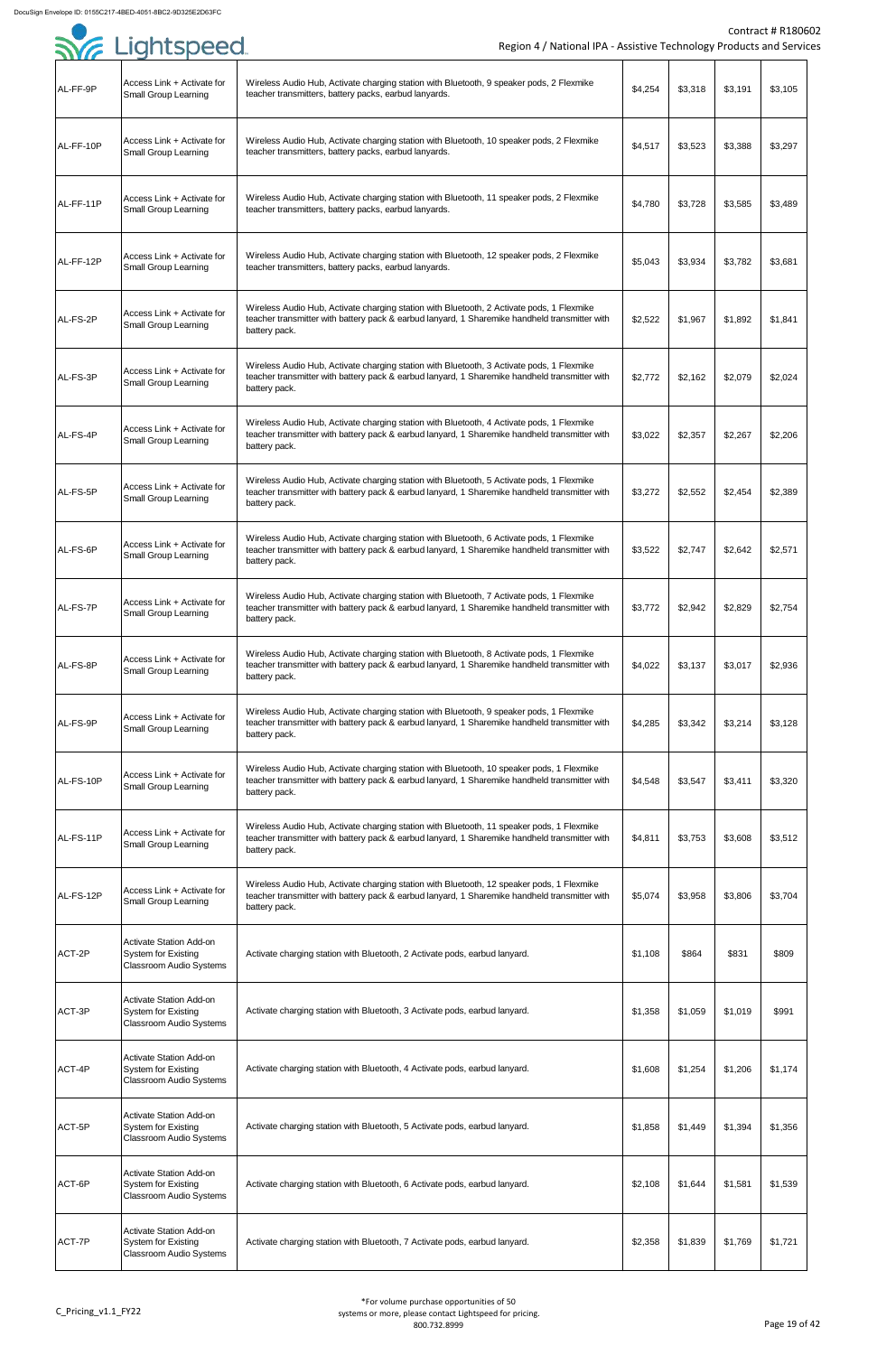| | | | | | | |
|---|---|---|---|---|---|---|
| AL-FF-9P | Access Link + Activate for Small Group Learning | Wireless Audio Hub, Activate charging station with Bluetooth, 9 speaker pods, 2 Flexmike teacher transmitters, battery packs, earbud lanyards. | $4,254 | $3,318 | $3,191 | $3,105 |
| AL-FF-10P | Access Link + Activate for Small Group Learning | Wireless Audio Hub, Activate charging station with Bluetooth, 10 speaker pods, 2 Flexmike teacher transmitters, battery packs, earbud lanyards. | $4,517 | $3,523 | $3,388 | $3,297 |
| AL-FF-11P | Access Link + Activate for Small Group Learning | Wireless Audio Hub, Activate charging station with Bluetooth, 11 speaker pods, 2 Flexmike teacher transmitters, battery packs, earbud lanyards. | $4,780 | $3,728 | $3,585 | $3,489 |
| AL-FF-12P | Access Link + Activate for Small Group Learning | Wireless Audio Hub, Activate charging station with Bluetooth, 12 speaker pods, 2 Flexmike teacher transmitters, battery packs, earbud lanyards. | $5,043 | $3,934 | $3,782 | $3,681 |
| AL-FS-2P | Access Link + Activate for Small Group Learning | Wireless Audio Hub, Activate charging station with Bluetooth, 2 Activate pods, 1 Flexmike teacher transmitter with battery pack & earbud lanyard, 1 Sharemike handheld transmitter with battery pack. | $2,522 | $1,967 | $1,892 | $1,841 |
| AL-FS-3P | Access Link + Activate for Small Group Learning | Wireless Audio Hub, Activate charging station with Bluetooth, 3 Activate pods, 1 Flexmike teacher transmitter with battery pack & earbud lanyard, 1 Sharemike handheld transmitter with battery pack. | $2,772 | $2,162 | $2,079 | $2,024 |
| AL-FS-4P | Access Link + Activate for Small Group Learning | Wireless Audio Hub, Activate charging station with Bluetooth, 4 Activate pods, 1 Flexmike teacher transmitter with battery pack & earbud lanyard, 1 Sharemike handheld transmitter with battery pack. | $3,022 | $2,357 | $2,267 | $2,206 |
| AL-FS-5P | Access Link + Activate for Small Group Learning | Wireless Audio Hub, Activate charging station with Bluetooth, 5 Activate pods, 1 Flexmike teacher transmitter with battery pack & earbud lanyard, 1 Sharemike handheld transmitter with battery pack. | $3,272 | $2,552 | $2,454 | $2,389 |
| AL-FS-6P | Access Link + Activate for Small Group Learning | Wireless Audio Hub, Activate charging station with Bluetooth, 6 Activate pods, 1 Flexmike teacher transmitter with battery pack & earbud lanyard, 1 Sharemike handheld transmitter with battery pack. | $3,522 | $2,747 | $2,642 | $2,571 |
| AL-FS-7P | Access Link + Activate for Small Group Learning | Wireless Audio Hub, Activate charging station with Bluetooth, 7 Activate pods, 1 Flexmike teacher transmitter with battery pack & earbud lanyard, 1 Sharemike handheld transmitter with battery pack. | $3,772 | $2,942 | $2,829 | $2,754 |
| AL-FS-8P | Access Link + Activate for Small Group Learning | Wireless Audio Hub, Activate charging station with Bluetooth, 8 Activate pods, 1 Flexmike teacher transmitter with battery pack & earbud lanyard, 1 Sharemike handheld transmitter with battery pack. | $4,022 | $3,137 | $3,017 | $2,936 |
| AL-FS-9P | Access Link + Activate for Small Group Learning | Wireless Audio Hub, Activate charging station with Bluetooth, 9 speaker pods, 1 Flexmike teacher transmitter with battery pack & earbud lanyard, 1 Sharemike handheld transmitter with battery pack. | $4,285 | $3,342 | $3,214 | $3,128 |
| AL-FS-10P | Access Link + Activate for Small Group Learning | Wireless Audio Hub, Activate charging station with Bluetooth, 10 speaker pods, 1 Flexmike teacher transmitter with battery pack & earbud lanyard, 1 Sharemike handheld transmitter with battery pack. | $4,548 | $3,547 | $3,411 | $3,320 |
| AL-FS-11P | Access Link + Activate for Small Group Learning | Wireless Audio Hub, Activate charging station with Bluetooth, 11 speaker pods, 1 Flexmike teacher transmitter with battery pack & earbud lanyard, 1 Sharemike handheld transmitter with battery pack. | $4,811 | $3,753 | $3,608 | $3,512 |
| AL-FS-12P | Access Link + Activate for Small Group Learning | Wireless Audio Hub, Activate charging station with Bluetooth, 12 speaker pods, 1 Flexmike teacher transmitter with battery pack & earbud lanyard, 1 Sharemike handheld transmitter with battery pack. | $5,074 | $3,958 | $3,806 | $3,704 |
| ACT-2P | Activate Station Add-on System for Existing Classroom Audio Systems | Activate charging station with Bluetooth, 2 Activate pods, earbud lanyard. | $1,108 | $864 | $831 | $809 |
| ACT-3P | Activate Station Add-on System for Existing Classroom Audio Systems | Activate charging station with Bluetooth, 3 Activate pods, earbud lanyard. | $1,358 | $1,059 | $1,019 | $991 |
| ACT-4P | Activate Station Add-on System for Existing Classroom Audio Systems | Activate charging station with Bluetooth, 4 Activate pods, earbud lanyard. | $1,608 | $1,254 | $1,206 | $1,174 |
| ACT-5P | Activate Station Add-on System for Existing Classroom Audio Systems | Activate charging station with Bluetooth, 5 Activate pods, earbud lanyard. | $1,858 | $1,449 | $1,394 | $1,356 |
| ACT-6P | Activate Station Add-on System for Existing Classroom Audio Systems | Activate charging station with Bluetooth, 6 Activate pods, earbud lanyard. | $2,108 | $1,644 | $1,581 | $1,539 |
| ACT-7P | Activate Station Add-on System for Existing Classroom Audio Systems | Activate charging station with Bluetooth, 7 Activate pods, earbud lanyard. | $2,358 | $1,839 | $1,769 | $1,721 |

*For volume purchase opportunities of 50 systems or more, please contact Lightspeed for pricing. 800.732.8999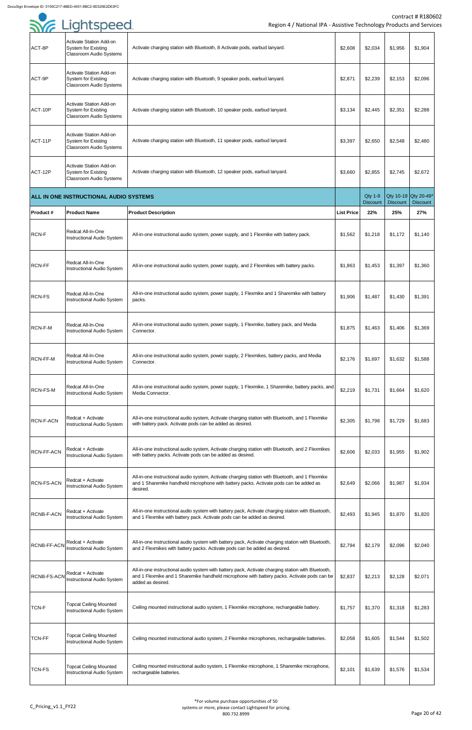| ACT-8P | Activate Station Add-on System for Existing Classroom Audio Systems | Activate charging station with Bluetooth, 8 Activate pods, earbud lanyard. | $2,608 | $2,034 | $1,956 | $1,904 |
|---|---|---|---|---|---|---|
| ACT-9P | Activate Station Add-on System for Existing Classroom Audio Systems | Activate charging station with Bluetooth, 9 speaker pods, earbud lanyard. | $2,871 | $2,239 | $2,153 | $2,096 |
| ACT-10P | Activate Station Add-on System for Existing Classroom Audio Systems | Activate charging station with Bluetooth, 10 speaker pods, earbud lanyard. | $3,134 | $2,445 | $2,351 | $2,288 |
| ACT-11P | Activate Station Add-on System for Existing Classroom Audio Systems | Activate charging station with Bluetooth, 11 speaker pods, earbud lanyard. | $3,397 | $2,650 | $2,548 | $2,480 |
| ACT-12P | Activate Station Add-on System for Existing Classroom Audio Systems | Activate charging station with Bluetooth, 12 speaker pods, earbud lanyard. | $3,660 | $2,855 | $2,745 | $2,672 |

| **ALL IN ONE INSTRUCTIONAL AUDIO SYSTEMS** | | | | Qty 1-9 Discount | Qty 10-19 Discount | Qty 20-49* Discount |
|---|---|---|---|---|---|---|
| **Product #** | **Product Name** | **Product Description** | **List Price** | **22%** | **25%** | **27%** |
| RCN-F | Redcat All-In-One Instructional Audio System | All-in-one instructional audio system, power supply, and 1 Flexmike with battery pack. | $1,562 | $1,218 | $1,172 | $1,140 |
| RCN-FF | Redcat All-In-One Instructional Audio System | All-in-one instructional audio system, power supply, and 2 Flexmikes with battery packs. | $1,863 | $1,453 | $1,397 | $1,360 |
| RCN-FS | Redcat All-In-One Instructional Audio System | All-in-one instructional audio system, power supply, 1 Flexmike and 1 Sharemike with battery packs. | $1,906 | $1,487 | $1,430 | $1,391 |
| RCN-F-M | Redcat All-In-One Instructional Audio System | All-in-one instructional audio system, power supply, 1 Flexmike, battery pack, and Media Connector. | $1,875 | $1,463 | $1,406 | $1,369 |
| RCN-FF-M | Redcat All-In-One Instructional Audio System | All-in-one instructional audio system, power supply, 2 Flexmikes, battery packs, and Media Connector. | $2,176 | $1,697 | $1,632 | $1,588 |
| RCN-FS-M | Redcat All-In-One Instructional Audio System | All-in-one instructional audio system, power supply, 1 Flexmike, 1 Sharemike, battery packs, and Media Connector. | $2,219 | $1,731 | $1,664 | $1,620 |
| RCN-F-ACN | Redcat + Activate Instructional Audio System | All-in-one instructional audio system, Activate charging station with Bluetooth, and 1 Flexmike with battery pack. Activate pods can be added as desired. | $2,305 | $1,798 | $1,729 | $1,683 |
| RCN-FF-ACN | Redcat + Activate Instructional Audio System | All-in-one instructional audio system, Activate charging station with Bluetooth, and 2 Flexmikes with battery packs. Activate pods can be added as desired. | $2,606 | $2,033 | $1,955 | $1,902 |
| RCN-FS-ACN | Redcat + Activate Instructional Audio System | All-in-one instructional audio system, Activate charging station with Bluetooth, and 1 Flexmike and 1 Sharemike handheld microphone with battery packs. Activate pods can be added as desired. | $2,649 | $2,066 | $1,987 | $1,934 |
| RCNB-F-ACN | Redcat + Activate Instructional Audio System | All-in-one instructional audio system with battery pack, Activate charging station with Bluetooth, and 1 Flexmike with battery pack. Activate pods can be added as desired. | $2,493 | $1,945 | $1,870 | $1,820 |
| RCNB-FF-ACN | Redcat + Activate Instructional Audio System | All-in-one instructional audio system with battery pack, Activate charging station with Bluetooth, and 2 Flexmikes with battery packs. Activate pods can be added as desired. | $2,794 | $2,179 | $2,096 | $2,040 |
| RCNB-FS-ACN | Redcat + Activate Instructional Audio System | All-in-one instructional audio system with battery pack, Activate charging station with Bluetooth, and 1 Flexmike and 1 Sharemike handheld microphone with battery packs. Activate pods can be added as desired. | $2,837 | $2,213 | $2,128 | $2,071 |
| TCN-F | Topcat Ceiling Mounted Instructional Audio System | Ceiling mounted instructional audio system, 1 Flexmike microphone, rechargeable battery. | $1,757 | $1,370 | $1,318 | $1,283 |
| TCN-FF | Topcat Ceiling Mounted Instructional Audio System | Ceiling mounted instructional audio system, 2 Flexmike microphones, rechargeable batteries. | $2,058 | $1,605 | $1,544 | $1,502 |
| TCN-FS | Topcat Ceiling Mounted Instructional Audio System | Ceiling mounted instructional audio system, 1 Flexmike microphone, 1 Sharemike microphone, rechargeable batteries. | $2,101 | $1,639 | $1,576 | $1,534 |

*For volume purchase opportunities of 50 systems or more, please contact Lightspeed for pricing. 800.732.8999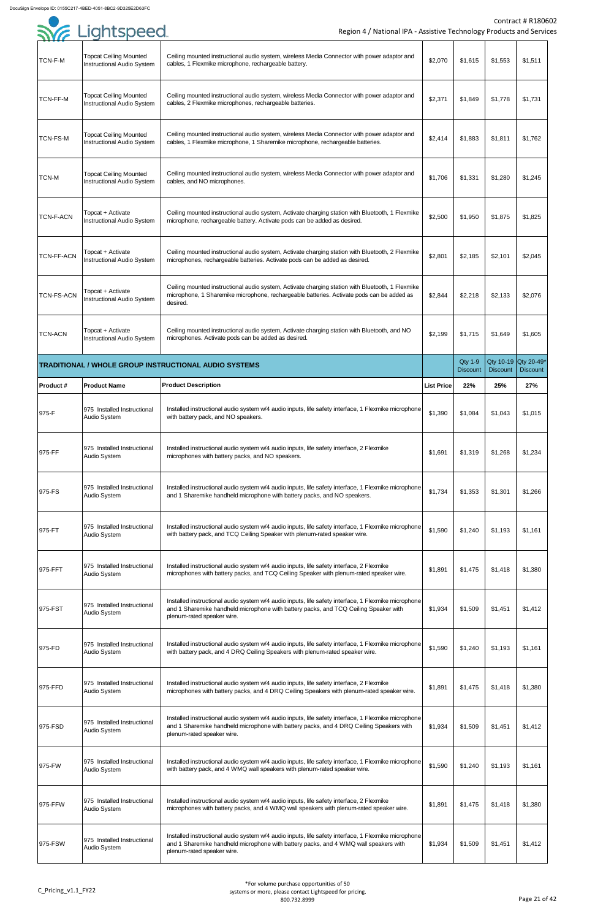| | | | | | | |
|---|---|---|---|---|---|---|
| TCN-F-M | Topcat Ceiling Mounted Instructional Audio System | Ceiling mounted instructional audio system, wireless Media Connector with power adaptor and cables, 1 Flexmike microphone, rechargeable battery. | $2,070 | $1,615 | $1,553 | $1,511 |
| TCN-FF-M | Topcat Ceiling Mounted Instructional Audio System | Ceiling mounted instructional audio system, wireless Media Connector with power adaptor and cables, 2 Flexmike microphones, rechargeable batteries. | $2,371 | $1,849 | $1,778 | $1,731 |
| TCN-FS-M | Topcat Ceiling Mounted Instructional Audio System | Ceiling mounted instructional audio system, wireless Media Connector with power adaptor and cables, 1 Flexmike microphone, 1 Sharemike microphone, rechargeable batteries. | $2,414 | $1,883 | $1,811 | $1,762 |
| TCN-M | Topcat Ceiling Mounted Instructional Audio System | Ceiling mounted instructional audio system, wireless Media Connector with power adaptor and cables, and NO microphones. | $1,706 | $1,331 | $1,280 | $1,245 |
| TCN-F-ACN | Topcat + Activate Instructional Audio System | Ceiling mounted instructional audio system, Activate charging station with Bluetooth, 1 Flexmike microphone, rechargeable battery. Activate pods can be added as desired. | $2,500 | $1,950 | $1,875 | $1,825 |
| TCN-FF-ACN | Topcat + Activate Instructional Audio System | Ceiling mounted instructional audio system, Activate charging station with Bluetooth, 2 Flexmike microphones, rechargeable batteries. Activate pods can be added as desired. | $2,801 | $2,185 | $2,101 | $2,045 |
| TCN-FS-ACN | Topcat + Activate Instructional Audio System | Ceiling mounted instructional audio system, Activate charging station with Bluetooth, 1 Flexmike microphone, 1 Sharemike microphone, rechargeable batteries. Activate pods can be added as desired. | $2,844 | $2,218 | $2,133 | $2,076 |
| TCN-ACN | Topcat + Activate Instructional Audio System | Ceiling mounted instructional audio system, Activate charging station with Bluetooth, and NO microphones. Activate pods can be added as desired. | $2,199 | $1,715 | $1,649 | $1,605 |
| **TRADITIONAL / WHOLE GROUP INSTRUCTIONAL AUDIO SYSTEMS** | | | | Qty 1-9 Discount | Qty 10-19 Discount | Qty 20-49* Discount |
| **Product #** | **Product Name** | **Product Description** | **List Price** | **22%** | **25%** | **27%** |
| 975-F | 975 Installed Instructional Audio System | Installed instructional audio system w/4 audio inputs, life safety interface, 1 Flexmike microphone with battery pack, and NO speakers. | $1,390 | $1,084 | $1,043 | $1,015 |
| 975-FF | 975 Installed Instructional Audio System | Installed instructional audio system w/4 audio inputs, life safety interface, 2 Flexmike microphones with battery packs, and NO speakers. | $1,691 | $1,319 | $1,268 | $1,234 |
| 975-FS | 975 Installed Instructional Audio System | Installed instructional audio system w/4 audio inputs, life safety interface, 1 Flexmike microphone and 1 Sharemike handheld microphone with battery packs, and NO speakers. | $1,734 | $1,353 | $1,301 | $1,266 |
| 975-FT | 975 Installed Instructional Audio System | Installed instructional audio system w/4 audio inputs, life safety interface, 1 Flexmike microphone with battery pack, and TCQ Ceiling Speaker with plenum-rated speaker wire. | $1,590 | $1,240 | $1,193 | $1,161 |
| 975-FFT | 975 Installed Instructional Audio System | Installed instructional audio system w/4 audio inputs, life safety interface, 2 Flexmike microphones with battery packs, and TCQ Ceiling Speaker with plenum-rated speaker wire. | $1,891 | $1,475 | $1,418 | $1,380 |
| 975-FST | 975 Installed Instructional Audio System | Installed instructional audio system w/4 audio inputs, life safety interface, 1 Flexmike microphone and 1 Sharemike handheld microphone with battery packs, and TCQ Ceiling Speaker with plenum-rated speaker wire. | $1,934 | $1,509 | $1,451 | $1,412 |
| 975-FD | 975 Installed Instructional Audio System | Installed instructional audio system w/4 audio inputs, life safety interface, 1 Flexmike microphone with battery pack, and 4 DRQ Ceiling Speakers with plenum-rated speaker wire. | $1,590 | $1,240 | $1,193 | $1,161 |
| 975-FFD | 975 Installed Instructional Audio System | Installed instructional audio system w/4 audio inputs, life safety interface, 2 Flexmike microphones with battery packs, and 4 DRQ Ceiling Speakers with plenum-rated speaker wire. | $1,891 | $1,475 | $1,418 | $1,380 |
| 975-FSD | 975 Installed Instructional Audio System | Installed instructional audio system w/4 audio inputs, life safety interface, 1 Flexmike microphone and 1 Sharemike handheld microphone with battery packs, and 4 DRQ Ceiling Speakers with plenum-rated speaker wire. | $1,934 | $1,509 | $1,451 | $1,412 |
| 975-FW | 975 Installed Instructional Audio System | Installed instructional audio system w/4 audio inputs, life safety interface, 1 Flexmike microphone with battery pack, and 4 WMQ wall speakers with plenum-rated speaker wire. | $1,590 | $1,240 | $1,193 | $1,161 |
| 975-FFW | 975 Installed Instructional Audio System | Installed instructional audio system w/4 audio inputs, life safety interface, 2 Flexmike microphones with battery packs, and 4 WMQ wall speakers with plenum-rated speaker wire. | $1,891 | $1,475 | $1,418 | $1,380 |
| 975-FSW | 975 Installed Instructional Audio System | Installed instructional audio system w/4 audio inputs, life safety interface, 1 Flexmike microphone and 1 Sharemike handheld microphone with battery packs, and 4 WMQ wall speakers with plenum-rated speaker wire. | $1,934 | $1,509 | $1,451 | $1,412 |

*For volume purchase opportunities of 50 systems or more, please contact Lightspeed for pricing. 800.732.8999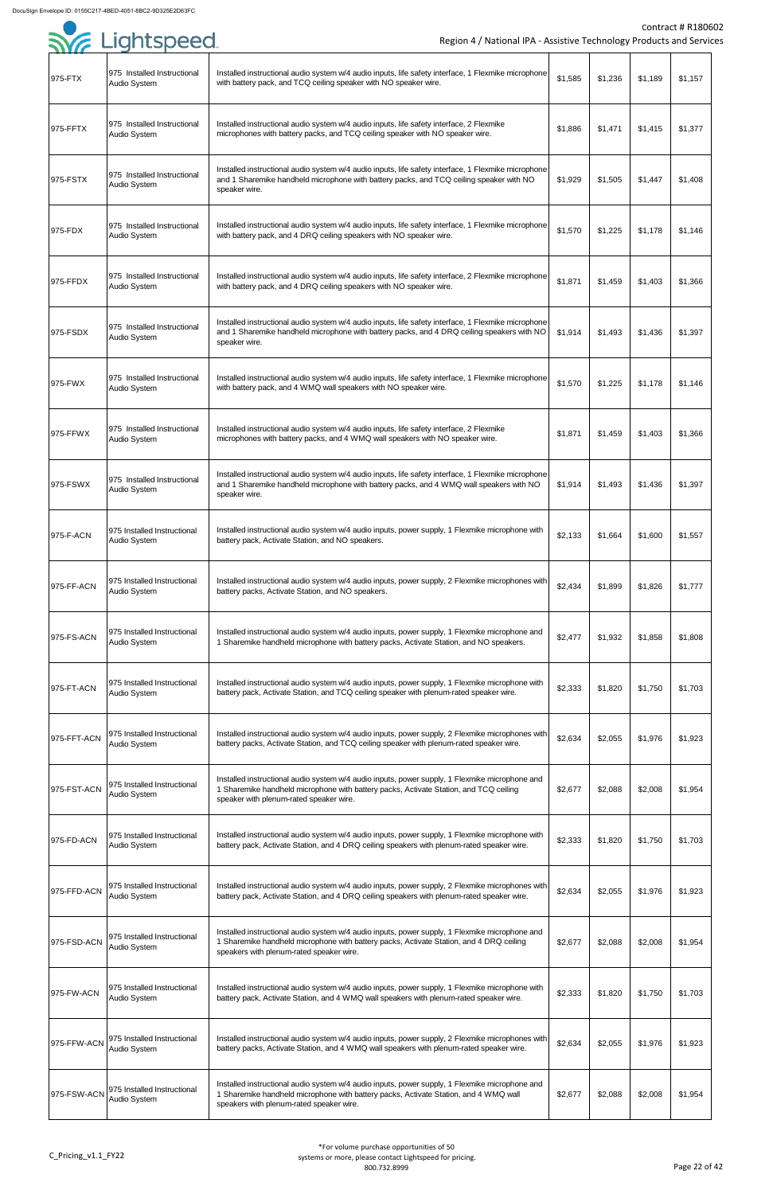| 975-FTX | 975 Installed Instructional Audio System | Installed instructional audio system w/4 audio inputs, life safety interface, 1 Flexmike microphone with battery pack, and TCQ ceiling speaker with NO speaker wire. | $1,585 | $1,236 | $1,189 | $1,157 |
|---|---|---|---|---|---|---|
| 975-FFTX | 975 Installed Instructional Audio System | Installed instructional audio system w/4 audio inputs, life safety interface, 2 Flexmike microphones with battery packs, and TCQ ceiling speaker with NO speaker wire. | $1,886 | $1,471 | $1,415 | $1,377 |
| 975-FSTX | 975 Installed Instructional Audio System | Installed instructional audio system w/4 audio inputs, life safety interface, 1 Flexmike microphone and 1 Sharemike handheld microphone with battery packs, and TCQ ceiling speaker with NO speaker wire. | $1,929 | $1,505 | $1,447 | $1,408 |
| 975-FDX | 975 Installed Instructional Audio System | Installed instructional audio system w/4 audio inputs, life safety interface, 1 Flexmike microphone with battery pack, and 4 DRQ ceiling speakers with NO speaker wire. | $1,570 | $1,225 | $1,178 | $1,146 |
| 975-FFDX | 975 Installed Instructional Audio System | Installed instructional audio system w/4 audio inputs, life safety interface, 2 Flexmike microphone with battery pack, and 4 DRQ ceiling speakers with NO speaker wire. | $1,871 | $1,459 | $1,403 | $1,366 |
| 975-FSDX | 975 Installed Instructional Audio System | Installed instructional audio system w/4 audio inputs, life safety interface, 1 Flexmike microphone and 1 Sharemike handheld microphone with battery packs, and 4 DRQ ceiling speakers with NO speaker wire. | $1,914 | $1,493 | $1,436 | $1,397 |
| 975-FWX | 975 Installed Instructional Audio System | Installed instructional audio system w/4 audio inputs, life safety interface, 1 Flexmike microphone with battery pack, and 4 WMQ wall speakers with NO speaker wire. | $1,570 | $1,225 | $1,178 | $1,146 |
| 975-FFWX | 975 Installed Instructional Audio System | Installed instructional audio system w/4 audio inputs, life safety interface, 2 Flexmike microphones with battery packs, and 4 WMQ wall speakers with NO speaker wire. | $1,871 | $1,459 | $1,403 | $1,366 |
| 975-FSWX | 975 Installed Instructional Audio System | Installed instructional audio system w/4 audio inputs, life safety interface, 1 Flexmike microphone and 1 Sharemike handheld microphone with battery packs, and 4 WMQ wall speakers with NO speaker wire. | $1,914 | $1,493 | $1,436 | $1,397 |
| 975-F-ACN | 975 Installed Instructional Audio System | Installed instructional audio system w/4 audio inputs, power supply, 1 Flexmike microphone with battery pack, Activate Station, and NO speakers. | $2,133 | $1,664 | $1,600 | $1,557 |
| 975-FF-ACN | 975 Installed Instructional Audio System | Installed instructional audio system w/4 audio inputs, power supply, 2 Flexmike microphones with battery packs, Activate Station, and NO speakers. | $2,434 | $1,899 | $1,826 | $1,777 |
| 975-FS-ACN | 975 Installed Instructional Audio System | Installed instructional audio system w/4 audio inputs, power supply, 1 Flexmike microphone and 1 Sharemike handheld microphone with battery packs, Activate Station, and NO speakers. | $2,477 | $1,932 | $1,858 | $1,808 |
| 975-FT-ACN | 975 Installed Instructional Audio System | Installed instructional audio system w/4 audio inputs, power supply, 1 Flexmike microphone with battery pack, Activate Station, and TCQ ceiling speaker with plenum-rated speaker wire. | $2,333 | $1,820 | $1,750 | $1,703 |
| 975-FFT-ACN | 975 Installed Instructional Audio System | Installed instructional audio system w/4 audio inputs, power supply, 2 Flexmike microphones with battery packs, Activate Station, and TCQ ceiling speaker with plenum-rated speaker wire. | $2,634 | $2,055 | $1,976 | $1,923 |
| 975-FST-ACN | 975 Installed Instructional Audio System | Installed instructional audio system w/4 audio inputs, power supply, 1 Flexmike microphone and 1 Sharemike handheld microphone with battery packs, Activate Station, and TCQ ceiling speaker with plenum-rated speaker wire. | $2,677 | $2,088 | $2,008 | $1,954 |
| 975-FD-ACN | 975 Installed Instructional Audio System | Installed instructional audio system w/4 audio inputs, power supply, 1 Flexmike microphone with battery pack, Activate Station, and 4 DRQ ceiling speakers with plenum-rated speaker wire. | $2,333 | $1,820 | $1,750 | $1,703 |
| 975-FFD-ACN | 975 Installed Instructional Audio System | Installed instructional audio system w/4 audio inputs, power supply, 2 Flexmike microphones with battery pack, Activate Station, and 4 DRQ ceiling speakers with plenum-rated speaker wire. | $2,634 | $2,055 | $1,976 | $1,923 |
| 975-FSD-ACN | 975 Installed Instructional Audio System | Installed instructional audio system w/4 audio inputs, power supply, 1 Flexmike microphone and 1 Sharemike handheld microphone with battery packs, Activate Station, and 4 DRQ ceiling speakers with plenum-rated speaker wire. | $2,677 | $2,088 | $2,008 | $1,954 |
| 975-FW-ACN | 975 Installed Instructional Audio System | Installed instructional audio system w/4 audio inputs, power supply, 1 Flexmike microphone with battery pack, Activate Station, and 4 WMQ wall speakers with plenum-rated speaker wire. | $2,333 | $1,820 | $1,750 | $1,703 |
| 975-FFW-ACN | 975 Installed Instructional Audio System | Installed instructional audio system w/4 audio inputs, power supply, 2 Flexmike microphones with battery packs, Activate Station, and 4 WMQ wall speakers with plenum-rated speaker wire. | $2,634 | $2,055 | $1,976 | $1,923 |
| 975-FSW-ACN | 975 Installed Instructional Audio System | Installed instructional audio system w/4 audio inputs, power supply, 1 Flexmike microphone and 1 Sharemike handheld microphone with battery packs, Activate Station, and 4 WMQ wall speakers with plenum-rated speaker wire. | $2,677 | $2,088 | $2,008 | $1,954 |

*For volume purchase opportunities of 50 systems or more, please contact Lightspeed for pricing. 800.732.8999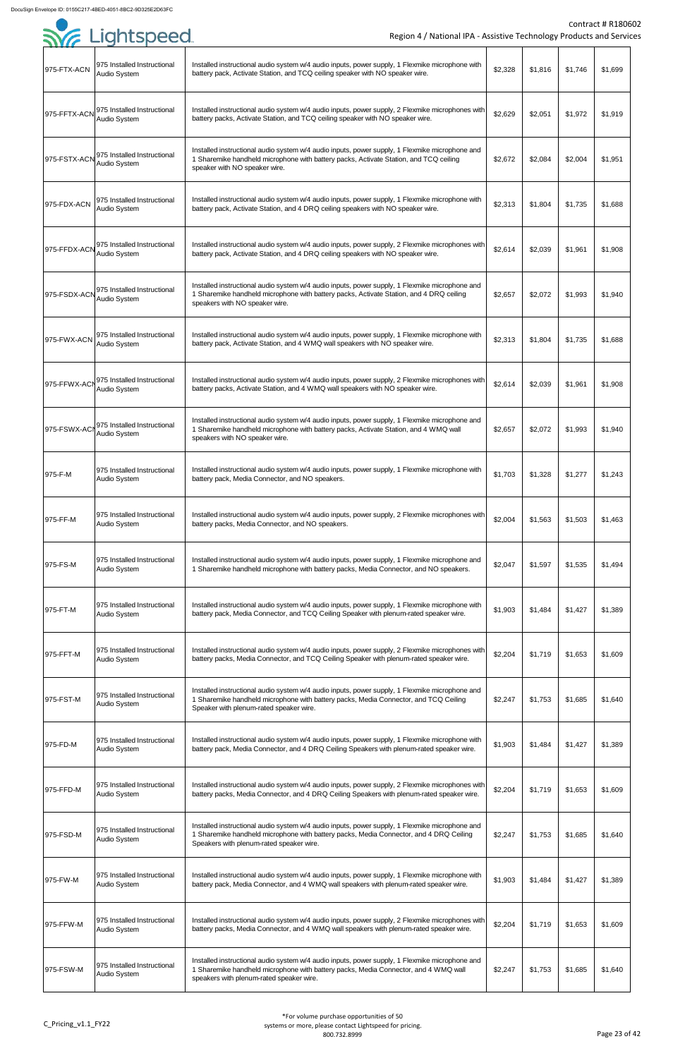| 975-FTX-ACN | 975 Installed Instructional Audio System | Installed instructional audio system w/4 audio inputs, power supply, 1 Flexmike microphone with battery pack, Activate Station, and TCQ ceiling speaker with NO speaker wire. | $2,328 | $1,816 | $1,746 | $1,699 |
|---|---|---|---|---|---|---|
| 975-FFTX-ACN | 975 Installed Instructional Audio System | Installed instructional audio system w/4 audio inputs, power supply, 2 Flexmike microphones with battery packs, Activate Station, and TCQ ceiling speaker with NO speaker wire. | $2,629 | $2,051 | $1,972 | $1,919 |
| 975-FSTX-ACN | 975 Installed Instructional Audio System | Installed instructional audio system w/4 audio inputs, power supply, 1 Flexmike microphone and 1 Sharemike handheld microphone with battery packs, Activate Station, and TCQ ceiling speaker with NO speaker wire. | $2,672 | $2,084 | $2,004 | $1,951 |
| 975-FDX-ACN | 975 Installed Instructional Audio System | Installed instructional audio system w/4 audio inputs, power supply, 1 Flexmike microphone with battery pack, Activate Station, and 4 DRQ ceiling speakers with NO speaker wire. | $2,313 | $1,804 | $1,735 | $1,688 |
| 975-FFDX-ACN | 975 Installed Instructional Audio System | Installed instructional audio system w/4 audio inputs, power supply, 2 Flexmike microphones with battery pack, Activate Station, and 4 DRQ ceiling speakers with NO speaker wire. | $2,614 | $2,039 | $1,961 | $1,908 |
| 975-FSDX-ACN | 975 Installed Instructional Audio System | Installed instructional audio system w/4 audio inputs, power supply, 1 Flexmike microphone and 1 Sharemike handheld microphone with battery packs, Activate Station, and 4 DRQ ceiling speakers with NO speaker wire. | $2,657 | $2,072 | $1,993 | $1,940 |
| 975-FWX-ACN | 975 Installed Instructional Audio System | Installed instructional audio system w/4 audio inputs, power supply, 1 Flexmike microphone with battery pack, Activate Station, and 4 WMQ wall speakers with NO speaker wire. | $2,313 | $1,804 | $1,735 | $1,688 |
| 975-FFWX-ACN | 975 Installed Instructional Audio System | Installed instructional audio system w/4 audio inputs, power supply, 2 Flexmike microphones with battery packs, Activate Station, and 4 WMQ wall speakers with NO speaker wire. | $2,614 | $2,039 | $1,961 | $1,908 |
| 975-FSWX-ACN | 975 Installed Instructional Audio System | Installed instructional audio system w/4 audio inputs, power supply, 1 Flexmike microphone and 1 Sharemike handheld microphone with battery packs, Activate Station, and 4 WMQ wall speakers with NO speaker wire. | $2,657 | $2,072 | $1,993 | $1,940 |
| 975-F-M | 975 Installed Instructional Audio System | Installed instructional audio system w/4 audio inputs, power supply, 1 Flexmike microphone with battery pack, Media Connector, and NO speakers. | $1,703 | $1,328 | $1,277 | $1,243 |
| 975-FF-M | 975 Installed Instructional Audio System | Installed instructional audio system w/4 audio inputs, power supply, 2 Flexmike microphones with battery packs, Media Connector, and NO speakers. | $2,004 | $1,563 | $1,503 | $1,463 |
| 975-FS-M | 975 Installed Instructional Audio System | Installed instructional audio system w/4 audio inputs, power supply, 1 Flexmike microphone and 1 Sharemike handheld microphone with battery packs, Media Connector, and NO speakers. | $2,047 | $1,597 | $1,535 | $1,494 |
| 975-FT-M | 975 Installed Instructional Audio System | Installed instructional audio system w/4 audio inputs, power supply, 1 Flexmike microphone with battery pack, Media Connector, and TCQ Ceiling Speaker with plenum-rated speaker wire. | $1,903 | $1,484 | $1,427 | $1,389 |
| 975-FFT-M | 975 Installed Instructional Audio System | Installed instructional audio system w/4 audio inputs, power supply, 2 Flexmike microphones with battery packs, Media Connector, and TCQ Ceiling Speaker with plenum-rated speaker wire. | $2,204 | $1,719 | $1,653 | $1,609 |
| 975-FST-M | 975 Installed Instructional Audio System | Installed instructional audio system w/4 audio inputs, power supply, 1 Flexmike microphone and 1 Sharemike handheld microphone with battery packs, Media Connector, and TCQ Ceiling Speaker with plenum-rated speaker wire. | $2,247 | $1,753 | $1,685 | $1,640 |
| 975-FD-M | 975 Installed Instructional Audio System | Installed instructional audio system w/4 audio inputs, power supply, 1 Flexmike microphone with battery pack, Media Connector, and 4 DRQ Ceiling Speakers with plenum-rated speaker wire. | $1,903 | $1,484 | $1,427 | $1,389 |
| 975-FFD-M | 975 Installed Instructional Audio System | Installed instructional audio system w/4 audio inputs, power supply, 2 Flexmike microphones with battery packs, Media Connector, and 4 DRQ Ceiling Speakers with plenum-rated speaker wire. | $2,204 | $1,719 | $1,653 | $1,609 |
| 975-FSD-M | 975 Installed Instructional Audio System | Installed instructional audio system w/4 audio inputs, power supply, 1 Flexmike microphone and 1 Sharemike handheld microphone with battery packs, Media Connector, and 4 DRQ Ceiling Speakers with plenum-rated speaker wire. | $2,247 | $1,753 | $1,685 | $1,640 |
| 975-FW-M | 975 Installed Instructional Audio System | Installed instructional audio system w/4 audio inputs, power supply, 1 Flexmike microphone with battery pack, Media Connector, and 4 WMQ wall speakers with plenum-rated speaker wire. | $1,903 | $1,484 | $1,427 | $1,389 |
| 975-FFW-M | 975 Installed Instructional Audio System | Installed instructional audio system w/4 audio inputs, power supply, 2 Flexmike microphones with battery packs, Media Connector, and 4 WMQ wall speakers with plenum-rated speaker wire. | $2,204 | $1,719 | $1,653 | $1,609 |
| 975-FSW-M | 975 Installed Instructional Audio System | Installed instructional audio system w/4 audio inputs, power supply, 1 Flexmike microphone and 1 Sharemike handheld microphone with battery packs, Media Connector, and 4 WMQ wall speakers with plenum-rated speaker wire. | $2,247 | $1,753 | $1,685 | $1,640 |

*For volume purchase opportunities of 50 systems or more, please contact Lightspeed for pricing. 800.732.8999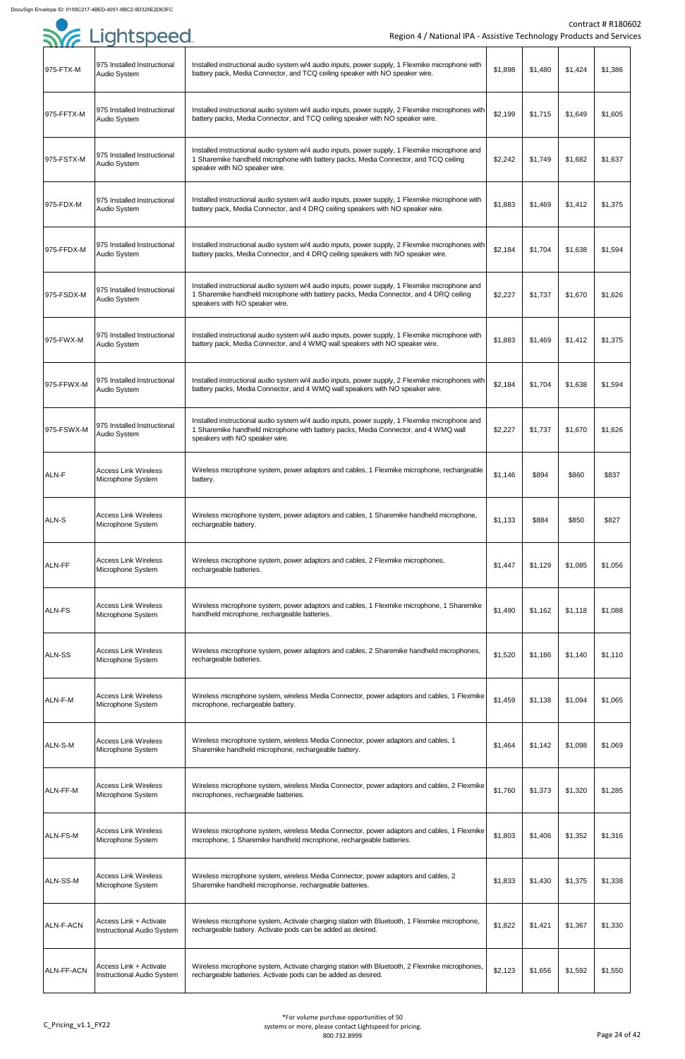| | | | | | | |
|---|---|---|---|---|---|---|
| 975-FTX-M | 975 Installed Instructional Audio System | Installed instructional audio system w/4 audio inputs, power supply, 1 Flexmike microphone with battery pack, Media Connector, and TCQ ceiling speaker with NO speaker wire. | $1,898 | $1,480 | $1,424 | $1,386 |
| 975-FFTX-M | 975 Installed Instructional Audio System | Installed instructional audio system w/4 audio inputs, power supply, 2 Flexmike microphones with battery packs, Media Connector, and TCQ ceiling speaker with NO speaker wire. | $2,199 | $1,715 | $1,649 | $1,605 |
| 975-FSTX-M | 975 Installed Instructional Audio System | Installed instructional audio system w/4 audio inputs, power supply, 1 Flexmike microphone and 1 Sharemike handheld microphone with battery packs, Media Connector, and TCQ ceiling speaker with NO speaker wire. | $2,242 | $1,749 | $1,682 | $1,637 |
| 975-FDX-M | 975 Installed Instructional Audio System | Installed instructional audio system w/4 audio inputs, power supply, 1 Flexmike microphone with battery pack, Media Connector, and 4 DRQ ceiling speakers with NO speaker wire. | $1,883 | $1,469 | $1,412 | $1,375 |
| 975-FFDX-M | 975 Installed Instructional Audio System | Installed instructional audio system w/4 audio inputs, power supply, 2 Flexmike microphones with battery packs, Media Connector, and 4 DRQ ceiling speakers with NO speaker wire. | $2,184 | $1,704 | $1,638 | $1,594 |
| 975-FSDX-M | 975 Installed Instructional Audio System | Installed instructional audio system w/4 audio inputs, power supply, 1 Flexmike microphone and 1 Sharemike handheld microphone with battery packs, Media Connector, and 4 DRQ ceiling speakers with NO speaker wire. | $2,227 | $1,737 | $1,670 | $1,626 |
| 975-FWX-M | 975 Installed Instructional Audio System | Installed instructional audio system w/4 audio inputs, power supply, 1 Flexmike microphone with battery pack, Media Connector, and 4 WMQ wall speakers with NO speaker wire. | $1,883 | $1,469 | $1,412 | $1,375 |
| 975-FFWX-M | 975 Installed Instructional Audio System | Installed instructional audio system w/4 audio inputs, power supply, 2 Flexmike microphones with battery packs, Media Connector, and 4 WMQ wall speakers with NO speaker wire. | $2,184 | $1,704 | $1,638 | $1,594 |
| 975-FSWX-M | 975 Installed Instructional Audio System | Installed instructional audio system w/4 audio inputs, power supply, 1 Flexmike microphone and 1 Sharemike handheld microphone with battery packs, Media Connector, and 4 WMQ wall speakers with NO speaker wire. | $2,227 | $1,737 | $1,670 | $1,626 |
| ALN-F | Access Link Wireless Microphone System | Wireless microphone system, power adaptors and cables, 1 Flexmike microphone, rechargeable battery. | $1,146 | $894 | $860 | $837 |
| ALN-S | Access Link Wireless Microphone System | Wireless microphone system, power adaptors and cables, 1 Sharemike handheld microphone, rechargeable battery. | $1,133 | $884 | $850 | $827 |
| ALN-FF | Access Link Wireless Microphone System | Wireless microphone system, power adaptors and cables, 2 Flexmike microphones, rechargeable batteries. | $1,447 | $1,129 | $1,085 | $1,056 |
| ALN-FS | Access Link Wireless Microphone System | Wireless microphone system, power adaptors and cables, 1 Flexmike microphone, 1 Sharemike handheld microphone, rechargeable batteries. | $1,490 | $1,162 | $1,118 | $1,088 |
| ALN-SS | Access Link Wireless Microphone System | Wireless microphone system, power adaptors and cables, 2 Sharemike handheld microphones, rechargeable batteries. | $1,520 | $1,186 | $1,140 | $1,110 |
| ALN-F-M | Access Link Wireless Microphone System | Wireless microphone system, wireless Media Connector, power adaptors and cables, 1 Flexmike microphone, rechargeable battery. | $1,459 | $1,138 | $1,094 | $1,065 |
| ALN-S-M | Access Link Wireless Microphone System | Wireless microphone system, wireless Media Connector, power adaptors and cables, 1 Sharemike handheld microphone, rechargeable battery. | $1,464 | $1,142 | $1,098 | $1,069 |
| ALN-FF-M | Access Link Wireless Microphone System | Wireless microphone system, wireless Media Connector, power adaptors and cables, 2 Flexmike microphones, rechargeable batteries. | $1,760 | $1,373 | $1,320 | $1,285 |
| ALN-FS-M | Access Link Wireless Microphone System | Wireless microphone system, wireless Media Connector, power adaptors and cables, 1 Flexmike microphone, 1 Sharemike handheld microphone, rechargeable batteries. | $1,803 | $1,406 | $1,352 | $1,316 |
| ALN-SS-M | Access Link Wireless Microphone System | Wireless microphone system, wireless Media Connector, power adaptors and cables, 2 Sharemike handheld microphonse, rechargeable batteries. | $1,833 | $1,430 | $1,375 | $1,338 |
| ALN-F-ACN | Access Link + Activate Instructional Audio System | Wireless microphone system, Activate charging station with Bluetooth, 1 Flexmike microphone, rechargeable battery. Activate pods can be added as desired. | $1,822 | $1,421 | $1,367 | $1,330 |
| ALN-FF-ACN | Access Link + Activate Instructional Audio System | Wireless microphone system, Activate charging station with Bluetooth, 2 Flexmike microphones, rechargeable batteries. Activate pods can be added as desired. | $2,123 | $1,656 | $1,592 | $1,550 |

*For volume purchase opportunities of 50 systems or more, please contact Lightspeed for pricing. 800.732.8999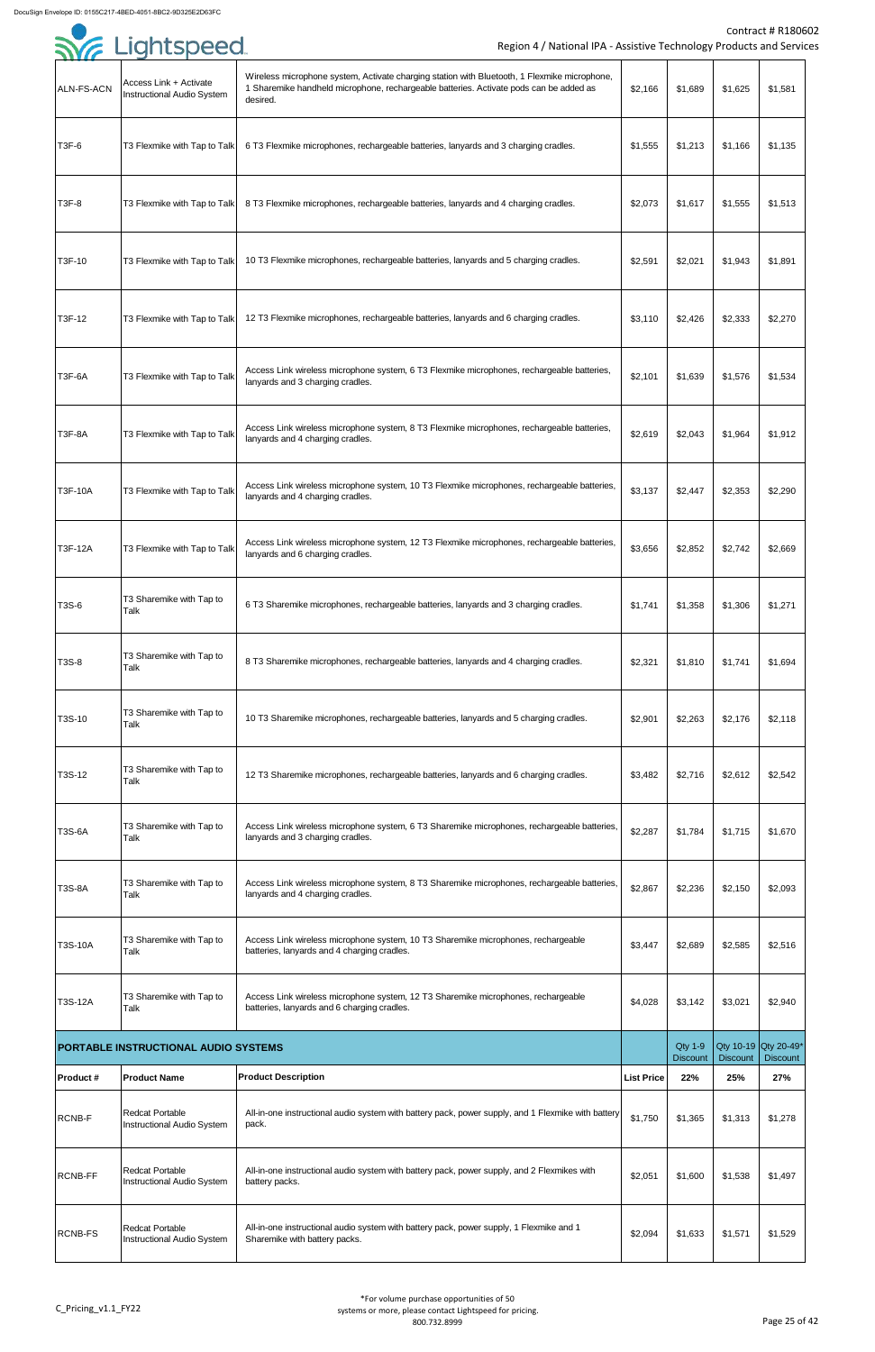| | | | | | | |
|---|---|---|---|---|---|---|
| ALN-FS-ACN | Access Link + Activate Instructional Audio System | Wireless microphone system, Activate charging station with Bluetooth, 1 Flexmike microphone, 1 Sharemike handheld microphone, rechargeable batteries. Activate pods can be added as desired. | $2,166 | $1,689 | $1,625 | $1,581 |
| T3F-6 | T3 Flexmike with Tap to Talk | 6 T3 Flexmike microphones, rechargeable batteries, lanyards and 3 charging cradles. | $1,555 | $1,213 | $1,166 | $1,135 |
| T3F-8 | T3 Flexmike with Tap to Talk | 8 T3 Flexmike microphones, rechargeable batteries, lanyards and 4 charging cradles. | $2,073 | $1,617 | $1,555 | $1,513 |
| T3F-10 | T3 Flexmike with Tap to Talk | 10 T3 Flexmike microphones, rechargeable batteries, lanyards and 5 charging cradles. | $2,591 | $2,021 | $1,943 | $1,891 |
| T3F-12 | T3 Flexmike with Tap to Talk | 12 T3 Flexmike microphones, rechargeable batteries, lanyards and 6 charging cradles. | $3,110 | $2,426 | $2,333 | $2,270 |
| T3F-6A | T3 Flexmike with Tap to Talk | Access Link wireless microphone system, 6 T3 Flexmike microphones, rechargeable batteries, lanyards and 3 charging cradles. | $2,101 | $1,639 | $1,576 | $1,534 |
| T3F-8A | T3 Flexmike with Tap to Talk | Access Link wireless microphone system, 8 T3 Flexmike microphones, rechargeable batteries, lanyards and 4 charging cradles. | $2,619 | $2,043 | $1,964 | $1,912 |
| T3F-10A | T3 Flexmike with Tap to Talk | Access Link wireless microphone system, 10 T3 Flexmike microphones, rechargeable batteries, lanyards and 4 charging cradles. | $3,137 | $2,447 | $2,353 | $2,290 |
| T3F-12A | T3 Flexmike with Tap to Talk | Access Link wireless microphone system, 12 T3 Flexmike microphones, rechargeable batteries, lanyards and 6 charging cradles. | $3,656 | $2,852 | $2,742 | $2,669 |
| T3S-6 | T3 Sharemike with Tap to Talk | 6 T3 Sharemike microphones, rechargeable batteries, lanyards and 3 charging cradles. | $1,741 | $1,358 | $1,306 | $1,271 |
| T3S-8 | T3 Sharemike with Tap to Talk | 8 T3 Sharemike microphones, rechargeable batteries, lanyards and 4 charging cradles. | $2,321 | $1,810 | $1,741 | $1,694 |
| T3S-10 | T3 Sharemike with Tap to Talk | 10 T3 Sharemike microphones, rechargeable batteries, lanyards and 5 charging cradles. | $2,901 | $2,263 | $2,176 | $2,118 |
| T3S-12 | T3 Sharemike with Tap to Talk | 12 T3 Sharemike microphones, rechargeable batteries, lanyards and 6 charging cradles. | $3,482 | $2,716 | $2,612 | $2,542 |
| T3S-6A | T3 Sharemike with Tap to Talk | Access Link wireless microphone system, 6 T3 Sharemike microphones, rechargeable batteries, lanyards and 3 charging cradles. | $2,287 | $1,784 | $1,715 | $1,670 |
| T3S-8A | T3 Sharemike with Tap to Talk | Access Link wireless microphone system, 8 T3 Sharemike microphones, rechargeable batteries, lanyards and 4 charging cradles. | $2,867 | $2,236 | $2,150 | $2,093 |
| T3S-10A | T3 Sharemike with Tap to Talk | Access Link wireless microphone system, 10 T3 Sharemike microphones, rechargeable batteries, lanyards and 4 charging cradles. | $3,447 | $2,689 | $2,585 | $2,516 |
| T3S-12A | T3 Sharemike with Tap to Talk | Access Link wireless microphone system, 12 T3 Sharemike microphones, rechargeable batteries, lanyards and 6 charging cradles. | $4,028 | $3,142 | $3,021 | $2,940 |

| PORTABLE INSTRUCTIONAL AUDIO SYSTEMS | | | | Qty 1-9 Discount | Qty 10-19 Discount | Qty 20-49* Discount |
|---|---|---|---|---|---|---|
| **Product #** | **Product Name** | **Product Description** | **List Price** | **22%** | **25%** | **27%** |
| RCNB-F | Redcat Portable Instructional Audio System | All-in-one instructional audio system with battery pack, power supply, and 1 Flexmike with battery pack. | $1,750 | $1,365 | $1,313 | $1,278 |
| RCNB-FF | Redcat Portable Instructional Audio System | All-in-one instructional audio system with battery pack, power supply, and 2 Flexmikes with battery packs. | $2,051 | $1,600 | $1,538 | $1,497 |
| RCNB-FS | Redcat Portable Instructional Audio System | All-in-one instructional audio system with battery pack, power supply, 1 Flexmike and 1 Sharemike with battery packs. | $2,094 | $1,633 | $1,571 | $1,529 |

*For volume purchase opportunities of 50 systems or more, please contact Lightspeed for pricing. 800.732.8999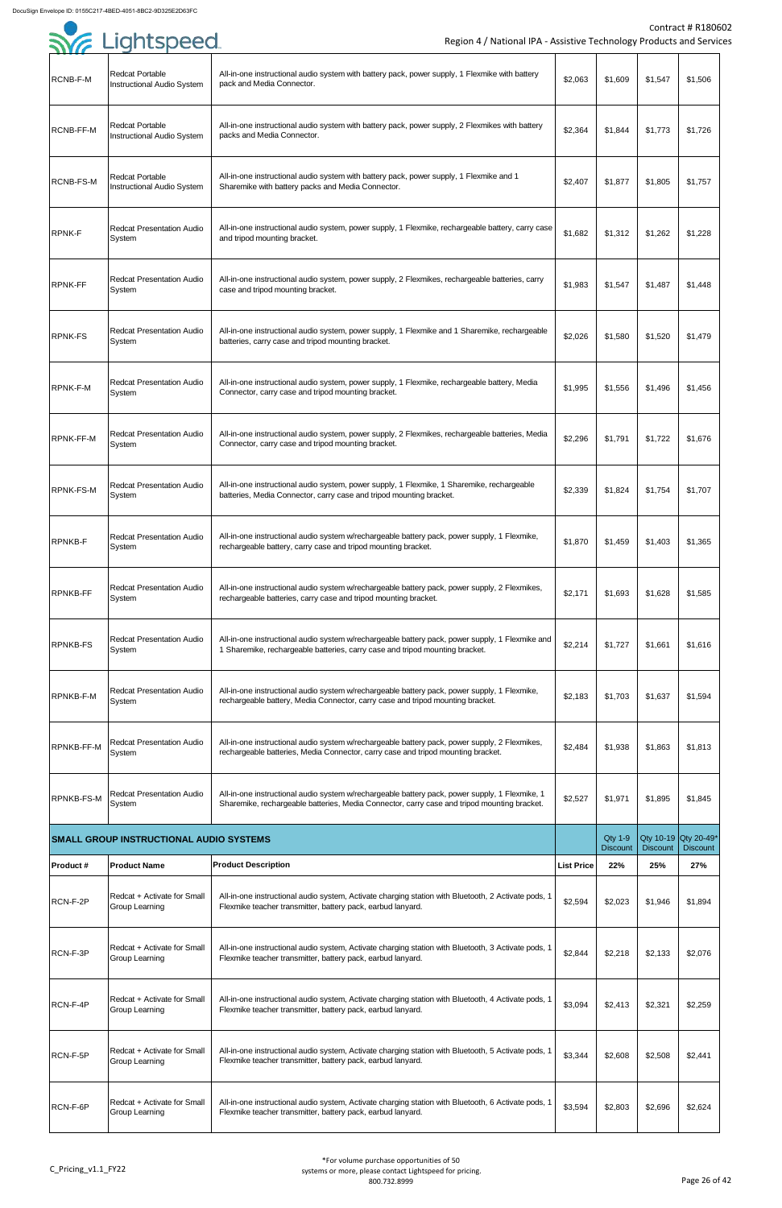| RCNB-F-M | Redcat Portable Instructional Audio System | All-in-one instructional audio system with battery pack, power supply, 1 Flexmike with battery pack and Media Connector. | $2,063 | $1,609 | $1,547 | $1,506 |
|---|---|---|---|---|---|---|
| RCNB-FF-M | Redcat Portable Instructional Audio System | All-in-one instructional audio system with battery pack, power supply, 2 Flexmikes with battery packs and Media Connector. | $2,364 | $1,844 | $1,773 | $1,726 |
| RCNB-FS-M | Redcat Portable Instructional Audio System | All-in-one instructional audio system with battery pack, power supply, 1 Flexmike and 1 Sharemike with battery packs and Media Connector. | $2,407 | $1,877 | $1,805 | $1,757 |
| RPNK-F | Redcat Presentation Audio System | All-in-one instructional audio system, power supply, 1 Flexmike, rechargeable battery, carry case and tripod mounting bracket. | $1,682 | $1,312 | $1,262 | $1,228 |
| RPNK-FF | Redcat Presentation Audio System | All-in-one instructional audio system, power supply, 2 Flexmikes, rechargeable batteries, carry case and tripod mounting bracket. | $1,983 | $1,547 | $1,487 | $1,448 |
| RPNK-FS | Redcat Presentation Audio System | All-in-one instructional audio system, power supply, 1 Flexmike and 1 Sharemike, rechargeable batteries, carry case and tripod mounting bracket. | $2,026 | $1,580 | $1,520 | $1,479 |
| RPNK-F-M | Redcat Presentation Audio System | All-in-one instructional audio system, power supply, 1 Flexmike, rechargeable battery, Media Connector, carry case and tripod mounting bracket. | $1,995 | $1,556 | $1,496 | $1,456 |
| RPNK-FF-M | Redcat Presentation Audio System | All-in-one instructional audio system, power supply, 2 Flexmikes, rechargeable batteries, Media Connector, carry case and tripod mounting bracket. | $2,296 | $1,791 | $1,722 | $1,676 |
| RPNK-FS-M | Redcat Presentation Audio System | All-in-one instructional audio system, power supply, 1 Flexmike, 1 Sharemike, rechargeable batteries, Media Connector, carry case and tripod mounting bracket. | $2,339 | $1,824 | $1,754 | $1,707 |
| RPNKB-F | Redcat Presentation Audio System | All-in-one instructional audio system w/rechargeable battery pack, power supply, 1 Flexmike, rechargeable battery, carry case and tripod mounting bracket. | $1,870 | $1,459 | $1,403 | $1,365 |
| RPNKB-FF | Redcat Presentation Audio System | All-in-one instructional audio system w/rechargeable battery pack, power supply, 2 Flexmikes, rechargeable batteries, carry case and tripod mounting bracket. | $2,171 | $1,693 | $1,628 | $1,585 |
| RPNKB-FS | Redcat Presentation Audio System | All-in-one instructional audio system w/rechargeable battery pack, power supply, 1 Flexmike and 1 Sharemike, rechargeable batteries, carry case and tripod mounting bracket. | $2,214 | $1,727 | $1,661 | $1,616 |
| RPNKB-F-M | Redcat Presentation Audio System | All-in-one instructional audio system w/rechargeable battery pack, power supply, 1 Flexmike, rechargeable battery, Media Connector, carry case and tripod mounting bracket. | $2,183 | $1,703 | $1,637 | $1,594 |
| RPNKB-FF-M | Redcat Presentation Audio System | All-in-one instructional audio system w/rechargeable battery pack, power supply, 2 Flexmikes, rechargeable batteries, Media Connector, carry case and tripod mounting bracket. | $2,484 | $1,938 | $1,863 | $1,813 |
| RPNKB-FS-M | Redcat Presentation Audio System | All-in-one instructional audio system w/rechargeable battery pack, power supply, 1 Flexmike, 1 Sharemike, rechargeable batteries, Media Connector, carry case and tripod mounting bracket. | $2,527 | $1,971 | $1,895 | $1,845 |

| **SMALL GROUP INSTRUCTIONAL AUDIO SYSTEMS** | | | | Qty 1-9 Discount | Qty 10-19 Discount | Qty 20-49* Discount |
|---|---|---|---|---|---|---|
| **Product #** | **Product Name** | **Product Description** | **List Price** | **22%** | **25%** | **27%** |
| RCN-F-2P | Redcat + Activate for Small Group Learning | All-in-one instructional audio system, Activate charging station with Bluetooth, 2 Activate pods, 1 Flexmike teacher transmitter, battery pack, earbud lanyard. | $2,594 | $2,023 | $1,946 | $1,894 |
| RCN-F-3P | Redcat + Activate for Small Group Learning | All-in-one instructional audio system, Activate charging station with Bluetooth, 3 Activate pods, 1 Flexmike teacher transmitter, battery pack, earbud lanyard. | $2,844 | $2,218 | $2,133 | $2,076 |
| RCN-F-4P | Redcat + Activate for Small Group Learning | All-in-one instructional audio system, Activate charging station with Bluetooth, 4 Activate pods, 1 Flexmike teacher transmitter, battery pack, earbud lanyard. | $3,094 | $2,413 | $2,321 | $2,259 |
| RCN-F-5P | Redcat + Activate for Small Group Learning | All-in-one instructional audio system, Activate charging station with Bluetooth, 5 Activate pods, 1 Flexmike teacher transmitter, battery pack, earbud lanyard. | $3,344 | $2,608 | $2,508 | $2,441 |
| RCN-F-6P | Redcat + Activate for Small Group Learning | All-in-one instructional audio system, Activate charging station with Bluetooth, 6 Activate pods, 1 Flexmike teacher transmitter, battery pack, earbud lanyard. | $3,594 | $2,803 | $2,696 | $2,624 |

*For volume purchase opportunities of 50 systems or more, please contact Lightspeed for pricing. 800.732.8999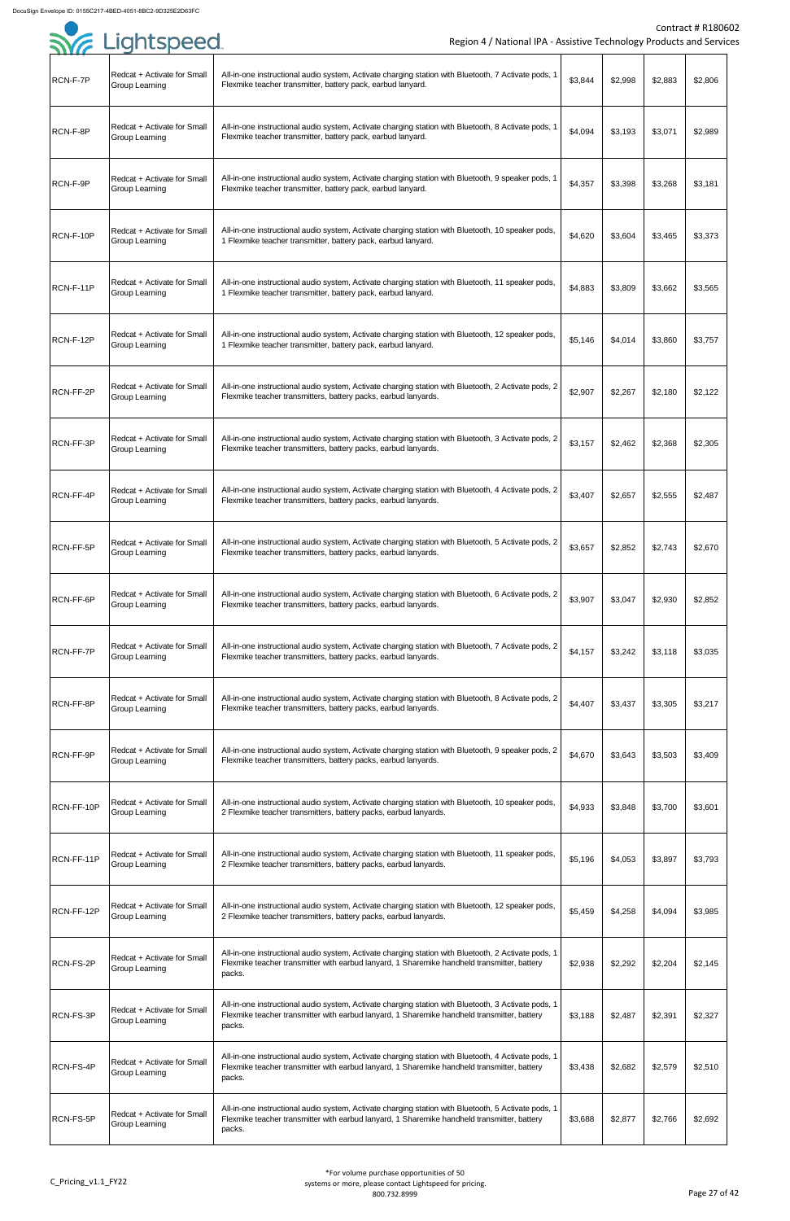| | | | | | | |
|---|---|---|---|---|---|---|
| RCN-F-7P | Redcat + Activate for Small Group Learning | All-in-one instructional audio system, Activate charging station with Bluetooth, 7 Activate pods, 1 Flexmike teacher transmitter, battery pack, earbud lanyard. | $3,844 | $2,998 | $2,883 | $2,806 |
| RCN-F-8P | Redcat + Activate for Small Group Learning | All-in-one instructional audio system, Activate charging station with Bluetooth, 8 Activate pods, 1 Flexmike teacher transmitter, battery pack, earbud lanyard. | $4,094 | $3,193 | $3,071 | $2,989 |
| RCN-F-9P | Redcat + Activate for Small Group Learning | All-in-one instructional audio system, Activate charging station with Bluetooth, 9 speaker pods, 1 Flexmike teacher transmitter, battery pack, earbud lanyard. | $4,357 | $3,398 | $3,268 | $3,181 |
| RCN-F-10P | Redcat + Activate for Small Group Learning | All-in-one instructional audio system, Activate charging station with Bluetooth, 10 speaker pods, 1 Flexmike teacher transmitter, battery pack, earbud lanyard. | $4,620 | $3,604 | $3,465 | $3,373 |
| RCN-F-11P | Redcat + Activate for Small Group Learning | All-in-one instructional audio system, Activate charging station with Bluetooth, 11 speaker pods, 1 Flexmike teacher transmitter, battery pack, earbud lanyard. | $4,883 | $3,809 | $3,662 | $3,565 |
| RCN-F-12P | Redcat + Activate for Small Group Learning | All-in-one instructional audio system, Activate charging station with Bluetooth, 12 speaker pods, 1 Flexmike teacher transmitter, battery pack, earbud lanyard. | $5,146 | $4,014 | $3,860 | $3,757 |
| RCN-FF-2P | Redcat + Activate for Small Group Learning | All-in-one instructional audio system, Activate charging station with Bluetooth, 2 Activate pods, 2 Flexmike teacher transmitters, battery packs, earbud lanyards. | $2,907 | $2,267 | $2,180 | $2,122 |
| RCN-FF-3P | Redcat + Activate for Small Group Learning | All-in-one instructional audio system, Activate charging station with Bluetooth, 3 Activate pods, 2 Flexmike teacher transmitters, battery packs, earbud lanyards. | $3,157 | $2,462 | $2,368 | $2,305 |
| RCN-FF-4P | Redcat + Activate for Small Group Learning | All-in-one instructional audio system, Activate charging station with Bluetooth, 4 Activate pods, 2 Flexmike teacher transmitters, battery packs, earbud lanyards. | $3,407 | $2,657 | $2,555 | $2,487 |
| RCN-FF-5P | Redcat + Activate for Small Group Learning | All-in-one instructional audio system, Activate charging station with Bluetooth, 5 Activate pods, 2 Flexmike teacher transmitters, battery packs, earbud lanyards. | $3,657 | $2,852 | $2,743 | $2,670 |
| RCN-FF-6P | Redcat + Activate for Small Group Learning | All-in-one instructional audio system, Activate charging station with Bluetooth, 6 Activate pods, 2 Flexmike teacher transmitters, battery packs, earbud lanyards. | $3,907 | $3,047 | $2,930 | $2,852 |
| RCN-FF-7P | Redcat + Activate for Small Group Learning | All-in-one instructional audio system, Activate charging station with Bluetooth, 7 Activate pods, 2 Flexmike teacher transmitters, battery packs, earbud lanyards. | $4,157 | $3,242 | $3,118 | $3,035 |
| RCN-FF-8P | Redcat + Activate for Small Group Learning | All-in-one instructional audio system, Activate charging station with Bluetooth, 8 Activate pods, 2 Flexmike teacher transmitters, battery packs, earbud lanyards. | $4,407 | $3,437 | $3,305 | $3,217 |
| RCN-FF-9P | Redcat + Activate for Small Group Learning | All-in-one instructional audio system, Activate charging station with Bluetooth, 9 speaker pods, 2 Flexmike teacher transmitters, battery packs, earbud lanyards. | $4,670 | $3,643 | $3,503 | $3,409 |
| RCN-FF-10P | Redcat + Activate for Small Group Learning | All-in-one instructional audio system, Activate charging station with Bluetooth, 10 speaker pods, 2 Flexmike teacher transmitters, battery packs, earbud lanyards. | $4,933 | $3,848 | $3,700 | $3,601 |
| RCN-FF-11P | Redcat + Activate for Small Group Learning | All-in-one instructional audio system, Activate charging station with Bluetooth, 11 speaker pods, 2 Flexmike teacher transmitters, battery packs, earbud lanyards. | $5,196 | $4,053 | $3,897 | $3,793 |
| RCN-FF-12P | Redcat + Activate for Small Group Learning | All-in-one instructional audio system, Activate charging station with Bluetooth, 12 speaker pods, 2 Flexmike teacher transmitters, battery packs, earbud lanyards. | $5,459 | $4,258 | $4,094 | $3,985 |
| RCN-FS-2P | Redcat + Activate for Small Group Learning | All-in-one instructional audio system, Activate charging station with Bluetooth, 2 Activate pods, 1 Flexmike teacher transmitter with earbud lanyard, 1 Sharemike handheld transmitter, battery packs. | $2,938 | $2,292 | $2,204 | $2,145 |
| RCN-FS-3P | Redcat + Activate for Small Group Learning | All-in-one instructional audio system, Activate charging station with Bluetooth, 3 Activate pods, 1 Flexmike teacher transmitter with earbud lanyard, 1 Sharemike handheld transmitter, battery packs. | $3,188 | $2,487 | $2,391 | $2,327 |
| RCN-FS-4P | Redcat + Activate for Small Group Learning | All-in-one instructional audio system, Activate charging station with Bluetooth, 4 Activate pods, 1 Flexmike teacher transmitter with earbud lanyard, 1 Sharemike handheld transmitter, battery packs. | $3,438 | $2,682 | $2,579 | $2,510 |
| RCN-FS-5P | Redcat + Activate for Small Group Learning | All-in-one instructional audio system, Activate charging station with Bluetooth, 5 Activate pods, 1 Flexmike teacher transmitter with earbud lanyard, 1 Sharemike handheld transmitter, battery packs. | $3,688 | $2,877 | $2,766 | $2,692 |

*For volume purchase opportunities of 50 systems or more, please contact Lightspeed for pricing. 800.732.8999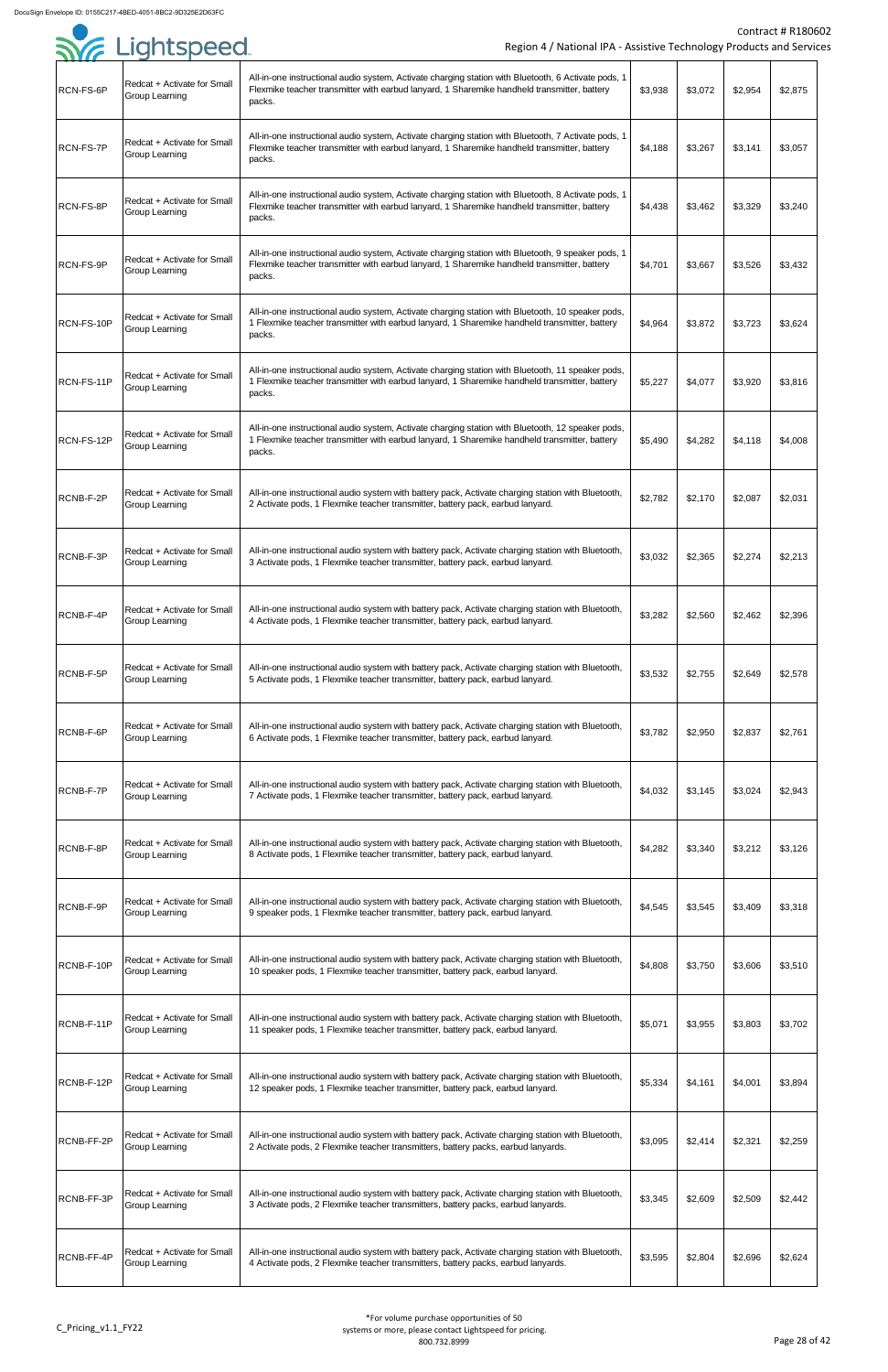| | | | | | | |
|---|---|---|---|---|---|---|
| RCN-FS-6P | Redcat + Activate for Small Group Learning | All-in-one instructional audio system, Activate charging station with Bluetooth, 6 Activate pods, 1 Flexmike teacher transmitter with earbud lanyard, 1 Sharemike handheld transmitter, battery packs. | $3,938 | $3,072 | $2,954 | $2,875 |
| RCN-FS-7P | Redcat + Activate for Small Group Learning | All-in-one instructional audio system, Activate charging station with Bluetooth, 7 Activate pods, 1 Flexmike teacher transmitter with earbud lanyard, 1 Sharemike handheld transmitter, battery packs. | $4,188 | $3,267 | $3,141 | $3,057 |
| RCN-FS-8P | Redcat + Activate for Small Group Learning | All-in-one instructional audio system, Activate charging station with Bluetooth, 8 Activate pods, 1 Flexmike teacher transmitter with earbud lanyard, 1 Sharemike handheld transmitter, battery packs. | $4,438 | $3,462 | $3,329 | $3,240 |
| RCN-FS-9P | Redcat + Activate for Small Group Learning | All-in-one instructional audio system, Activate charging station with Bluetooth, 9 speaker pods, 1 Flexmike teacher transmitter with earbud lanyard, 1 Sharemike handheld transmitter, battery packs. | $4,701 | $3,667 | $3,526 | $3,432 |
| RCN-FS-10P | Redcat + Activate for Small Group Learning | All-in-one instructional audio system, Activate charging station with Bluetooth, 10 speaker pods, 1 Flexmike teacher transmitter with earbud lanyard, 1 Sharemike handheld transmitter, battery packs. | $4,964 | $3,872 | $3,723 | $3,624 |
| RCN-FS-11P | Redcat + Activate for Small Group Learning | All-in-one instructional audio system, Activate charging station with Bluetooth, 11 speaker pods, 1 Flexmike teacher transmitter with earbud lanyard, 1 Sharemike handheld transmitter, battery packs. | $5,227 | $4,077 | $3,920 | $3,816 |
| RCN-FS-12P | Redcat + Activate for Small Group Learning | All-in-one instructional audio system, Activate charging station with Bluetooth, 12 speaker pods, 1 Flexmike teacher transmitter with earbud lanyard, 1 Sharemike handheld transmitter, battery packs. | $5,490 | $4,282 | $4,118 | $4,008 |
| RCNB-F-2P | Redcat + Activate for Small Group Learning | All-in-one instructional audio system with battery pack, Activate charging station with Bluetooth, 2 Activate pods, 1 Flexmike teacher transmitter, battery pack, earbud lanyard. | $2,782 | $2,170 | $2,087 | $2,031 |
| RCNB-F-3P | Redcat + Activate for Small Group Learning | All-in-one instructional audio system with battery pack, Activate charging station with Bluetooth, 3 Activate pods, 1 Flexmike teacher transmitter, battery pack, earbud lanyard. | $3,032 | $2,365 | $2,274 | $2,213 |
| RCNB-F-4P | Redcat + Activate for Small Group Learning | All-in-one instructional audio system with battery pack, Activate charging station with Bluetooth, 4 Activate pods, 1 Flexmike teacher transmitter, battery pack, earbud lanyard. | $3,282 | $2,560 | $2,462 | $2,396 |
| RCNB-F-5P | Redcat + Activate for Small Group Learning | All-in-one instructional audio system with battery pack, Activate charging station with Bluetooth, 5 Activate pods, 1 Flexmike teacher transmitter, battery pack, earbud lanyard. | $3,532 | $2,755 | $2,649 | $2,578 |
| RCNB-F-6P | Redcat + Activate for Small Group Learning | All-in-one instructional audio system with battery pack, Activate charging station with Bluetooth, 6 Activate pods, 1 Flexmike teacher transmitter, battery pack, earbud lanyard. | $3,782 | $2,950 | $2,837 | $2,761 |
| RCNB-F-7P | Redcat + Activate for Small Group Learning | All-in-one instructional audio system with battery pack, Activate charging station with Bluetooth, 7 Activate pods, 1 Flexmike teacher transmitter, battery pack, earbud lanyard. | $4,032 | $3,145 | $3,024 | $2,943 |
| RCNB-F-8P | Redcat + Activate for Small Group Learning | All-in-one instructional audio system with battery pack, Activate charging station with Bluetooth, 8 Activate pods, 1 Flexmike teacher transmitter, battery pack, earbud lanyard. | $4,282 | $3,340 | $3,212 | $3,126 |
| RCNB-F-9P | Redcat + Activate for Small Group Learning | All-in-one instructional audio system with battery pack, Activate charging station with Bluetooth, 9 speaker pods, 1 Flexmike teacher transmitter, battery pack, earbud lanyard. | $4,545 | $3,545 | $3,409 | $3,318 |
| RCNB-F-10P | Redcat + Activate for Small Group Learning | All-in-one instructional audio system with battery pack, Activate charging station with Bluetooth, 10 speaker pods, 1 Flexmike teacher transmitter, battery pack, earbud lanyard. | $4,808 | $3,750 | $3,606 | $3,510 |
| RCNB-F-11P | Redcat + Activate for Small Group Learning | All-in-one instructional audio system with battery pack, Activate charging station with Bluetooth, 11 speaker pods, 1 Flexmike teacher transmitter, battery pack, earbud lanyard. | $5,071 | $3,955 | $3,803 | $3,702 |
| RCNB-F-12P | Redcat + Activate for Small Group Learning | All-in-one instructional audio system with battery pack, Activate charging station with Bluetooth, 12 speaker pods, 1 Flexmike teacher transmitter, battery pack, earbud lanyard. | $5,334 | $4,161 | $4,001 | $3,894 |
| RCNB-FF-2P | Redcat + Activate for Small Group Learning | All-in-one instructional audio system with battery pack, Activate charging station with Bluetooth, 2 Activate pods, 2 Flexmike teacher transmitters, battery packs, earbud lanyards. | $3,095 | $2,414 | $2,321 | $2,259 |
| RCNB-FF-3P | Redcat + Activate for Small Group Learning | All-in-one instructional audio system with battery pack, Activate charging station with Bluetooth, 3 Activate pods, 2 Flexmike teacher transmitters, battery packs, earbud lanyards. | $3,345 | $2,609 | $2,509 | $2,442 |
| RCNB-FF-4P | Redcat + Activate for Small Group Learning | All-in-one instructional audio system with battery pack, Activate charging station with Bluetooth, 4 Activate pods, 2 Flexmike teacher transmitters, battery packs, earbud lanyards. | $3,595 | $2,804 | $2,696 | $2,624 |

*For volume purchase opportunities of 50 systems or more, please contact Lightspeed for pricing. 800.732.8999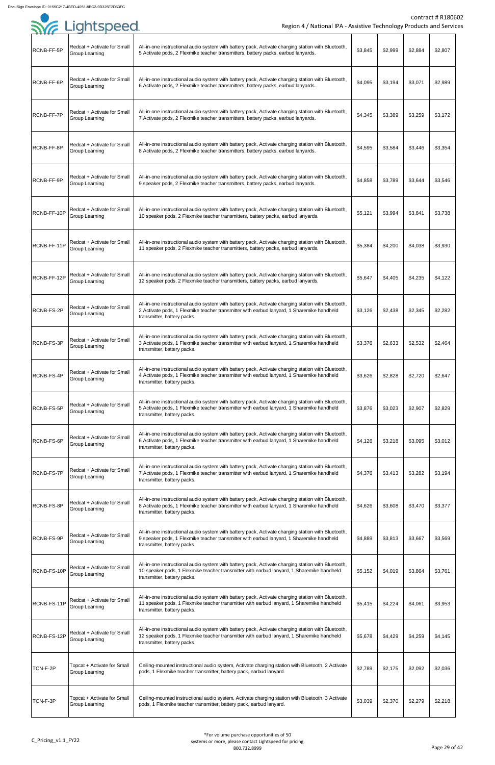| RCNB-FF-5P | Redcat + Activate for Small Group Learning | All-in-one instructional audio system with battery pack, Activate charging station with Bluetooth, 5 Activate pods, 2 Flexmike teacher transmitters, battery packs, earbud lanyards. | $3,845 | $2,999 | $2,884 | $2,807 |
|---|---|---|---|---|---|---|
| RCNB-FF-6P | Redcat + Activate for Small Group Learning | All-in-one instructional audio system with battery pack, Activate charging station with Bluetooth, 6 Activate pods, 2 Flexmike teacher transmitters, battery packs, earbud lanyards. | $4,095 | $3,194 | $3,071 | $2,989 |
| RCNB-FF-7P | Redcat + Activate for Small Group Learning | All-in-one instructional audio system with battery pack, Activate charging station with Bluetooth, 7 Activate pods, 2 Flexmike teacher transmitters, battery packs, earbud lanyards. | $4,345 | $3,389 | $3,259 | $3,172 |
| RCNB-FF-8P | Redcat + Activate for Small Group Learning | All-in-one instructional audio system with battery pack, Activate charging station with Bluetooth, 8 Activate pods, 2 Flexmike teacher transmitters, battery packs, earbud lanyards. | $4,595 | $3,584 | $3,446 | $3,354 |
| RCNB-FF-9P | Redcat + Activate for Small Group Learning | All-in-one instructional audio system with battery pack, Activate charging station with Bluetooth, 9 speaker pods, 2 Flexmike teacher transmitters, battery packs, earbud lanyards. | $4,858 | $3,789 | $3,644 | $3,546 |
| RCNB-FF-10P | Redcat + Activate for Small Group Learning | All-in-one instructional audio system with battery pack, Activate charging station with Bluetooth, 10 speaker pods, 2 Flexmike teacher transmitters, battery packs, earbud lanyards. | $5,121 | $3,994 | $3,841 | $3,738 |
| RCNB-FF-11P | Redcat + Activate for Small Group Learning | All-in-one instructional audio system with battery pack, Activate charging station with Bluetooth, 11 speaker pods, 2 Flexmike teacher transmitters, battery packs, earbud lanyards. | $5,384 | $4,200 | $4,038 | $3,930 |
| RCNB-FF-12P | Redcat + Activate for Small Group Learning | All-in-one instructional audio system with battery pack, Activate charging station with Bluetooth, 12 speaker pods, 2 Flexmike teacher transmitters, battery packs, earbud lanyards. | $5,647 | $4,405 | $4,235 | $4,122 |
| RCNB-FS-2P | Redcat + Activate for Small Group Learning | All-in-one instructional audio system with battery pack, Activate charging station with Bluetooth, 2 Activate pods, 1 Flexmike teacher transmitter with earbud lanyard, 1 Sharemike handheld transmitter, battery packs. | $3,126 | $2,438 | $2,345 | $2,282 |
| RCNB-FS-3P | Redcat + Activate for Small Group Learning | All-in-one instructional audio system with battery pack, Activate charging station with Bluetooth, 3 Activate pods, 1 Flexmike teacher transmitter with earbud lanyard, 1 Sharemike handheld transmitter, battery packs. | $3,376 | $2,633 | $2,532 | $2,464 |
| RCNB-FS-4P | Redcat + Activate for Small Group Learning | All-in-one instructional audio system with battery pack, Activate charging station with Bluetooth, 4 Activate pods, 1 Flexmike teacher transmitter with earbud lanyard, 1 Sharemike handheld transmitter, battery packs. | $3,626 | $2,828 | $2,720 | $2,647 |
| RCNB-FS-5P | Redcat + Activate for Small Group Learning | All-in-one instructional audio system with battery pack, Activate charging station with Bluetooth, 5 Activate pods, 1 Flexmike teacher transmitter with earbud lanyard, 1 Sharemike handheld transmitter, battery packs. | $3,876 | $3,023 | $2,907 | $2,829 |
| RCNB-FS-6P | Redcat + Activate for Small Group Learning | All-in-one instructional audio system with battery pack, Activate charging station with Bluetooth, 6 Activate pods, 1 Flexmike teacher transmitter with earbud lanyard, 1 Sharemike handheld transmitter, battery packs. | $4,126 | $3,218 | $3,095 | $3,012 |
| RCNB-FS-7P | Redcat + Activate for Small Group Learning | All-in-one instructional audio system with battery pack, Activate charging station with Bluetooth, 7 Activate pods, 1 Flexmike teacher transmitter with earbud lanyard, 1 Sharemike handheld transmitter, battery packs. | $4,376 | $3,413 | $3,282 | $3,194 |
| RCNB-FS-8P | Redcat + Activate for Small Group Learning | All-in-one instructional audio system with battery pack, Activate charging station with Bluetooth, 8 Activate pods, 1 Flexmike teacher transmitter with earbud lanyard, 1 Sharemike handheld transmitter, battery packs. | $4,626 | $3,608 | $3,470 | $3,377 |
| RCNB-FS-9P | Redcat + Activate for Small Group Learning | All-in-one instructional audio system with battery pack, Activate charging station with Bluetooth, 9 speaker pods, 1 Flexmike teacher transmitter with earbud lanyard, 1 Sharemike handheld transmitter, battery packs. | $4,889 | $3,813 | $3,667 | $3,569 |
| RCNB-FS-10P | Redcat + Activate for Small Group Learning | All-in-one instructional audio system with battery pack, Activate charging station with Bluetooth, 10 speaker pods, 1 Flexmike teacher transmitter with earbud lanyard, 1 Sharemike handheld transmitter, battery packs. | $5,152 | $4,019 | $3,864 | $3,761 |
| RCNB-FS-11P | Redcat + Activate for Small Group Learning | All-in-one instructional audio system with battery pack, Activate charging station with Bluetooth, 11 speaker pods, 1 Flexmike teacher transmitter with earbud lanyard, 1 Sharemike handheld transmitter, battery packs. | $5,415 | $4,224 | $4,061 | $3,953 |
| RCNB-FS-12P | Redcat + Activate for Small Group Learning | All-in-one instructional audio system with battery pack, Activate charging station with Bluetooth, 12 speaker pods, 1 Flexmike teacher transmitter with earbud lanyard, 1 Sharemike handheld transmitter, battery packs. | $5,678 | $4,429 | $4,259 | $4,145 |
| TCN-F-2P | Topcat + Activate for Small Group Learning | Ceiling-mounted instructional audio system, Activate charging station with Bluetooth, 2 Activate pods, 1 Flexmike teacher transmitter, battery pack, earbud lanyard. | $2,789 | $2,175 | $2,092 | $2,036 |
| TCN-F-3P | Topcat + Activate for Small Group Learning | Ceiling-mounted instructional audio system, Activate charging station with Bluetooth, 3 Activate pods, 1 Flexmike teacher transmitter, battery pack, earbud lanyard. | $3,039 | $2,370 | $2,279 | $2,218 |

*For volume purchase opportunities of 50 systems or more, please contact Lightspeed for pricing. 800.732.8999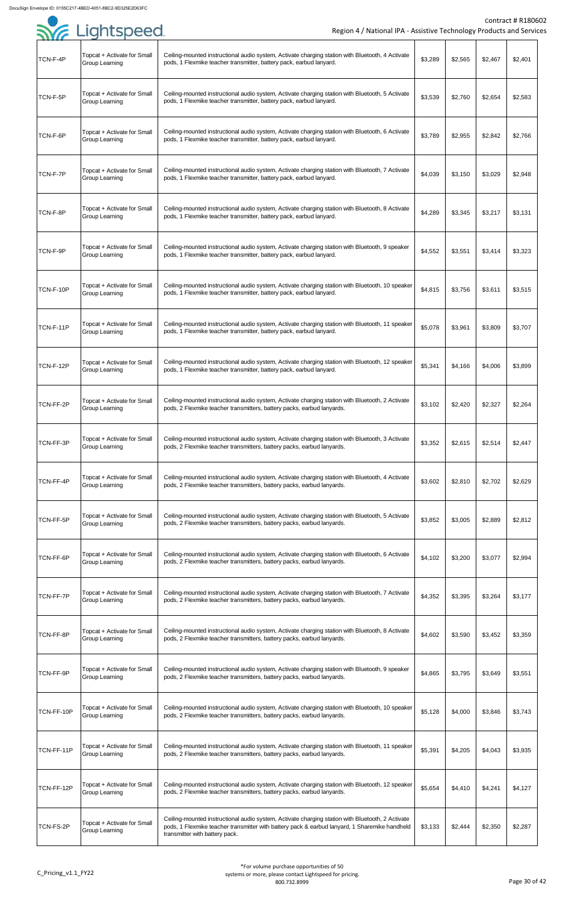| | | | | | | |
|---|---|---|---|---|---|---|
| TCN-F-4P | Topcat + Activate for Small Group Learning | Ceiling-mounted instructional audio system, Activate charging station with Bluetooth, 4 Activate pods, 1 Flexmike teacher transmitter, battery pack, earbud lanyard. | $3,289 | $2,565 | $2,467 | $2,401 |
| TCN-F-5P | Topcat + Activate for Small Group Learning | Ceiling-mounted instructional audio system, Activate charging station with Bluetooth, 5 Activate pods, 1 Flexmike teacher transmitter, battery pack, earbud lanyard. | $3,539 | $2,760 | $2,654 | $2,583 |
| TCN-F-6P | Topcat + Activate for Small Group Learning | Ceiling-mounted instructional audio system, Activate charging station with Bluetooth, 6 Activate pods, 1 Flexmike teacher transmitter, battery pack, earbud lanyard. | $3,789 | $2,955 | $2,842 | $2,766 |
| TCN-F-7P | Topcat + Activate for Small Group Learning | Ceiling-mounted instructional audio system, Activate charging station with Bluetooth, 7 Activate pods, 1 Flexmike teacher transmitter, battery pack, earbud lanyard. | $4,039 | $3,150 | $3,029 | $2,948 |
| TCN-F-8P | Topcat + Activate for Small Group Learning | Ceiling-mounted instructional audio system, Activate charging station with Bluetooth, 8 Activate pods, 1 Flexmike teacher transmitter, battery pack, earbud lanyard. | $4,289 | $3,345 | $3,217 | $3,131 |
| TCN-F-9P | Topcat + Activate for Small Group Learning | Ceiling-mounted instructional audio system, Activate charging station with Bluetooth, 9 speaker pods, 1 Flexmike teacher transmitter, battery pack, earbud lanyard. | $4,552 | $3,551 | $3,414 | $3,323 |
| TCN-F-10P | Topcat + Activate for Small Group Learning | Ceiling-mounted instructional audio system, Activate charging station with Bluetooth, 10 speaker pods, 1 Flexmike teacher transmitter, battery pack, earbud lanyard. | $4,815 | $3,756 | $3,611 | $3,515 |
| TCN-F-11P | Topcat + Activate for Small Group Learning | Ceiling-mounted instructional audio system, Activate charging station with Bluetooth, 11 speaker pods, 1 Flexmike teacher transmitter, battery pack, earbud lanyard. | $5,078 | $3,961 | $3,809 | $3,707 |
| TCN-F-12P | Topcat + Activate for Small Group Learning | Ceiling-mounted instructional audio system, Activate charging station with Bluetooth, 12 speaker pods, 1 Flexmike teacher transmitter, battery pack, earbud lanyard. | $5,341 | $4,166 | $4,006 | $3,899 |
| TCN-FF-2P | Topcat + Activate for Small Group Learning | Ceiling-mounted instructional audio system, Activate charging station with Bluetooth, 2 Activate pods, 2 Flexmike teacher transmitters, battery packs, earbud lanyards. | $3,102 | $2,420 | $2,327 | $2,264 |
| TCN-FF-3P | Topcat + Activate for Small Group Learning | Ceiling-mounted instructional audio system, Activate charging station with Bluetooth, 3 Activate pods, 2 Flexmike teacher transmitters, battery packs, earbud lanyards. | $3,352 | $2,615 | $2,514 | $2,447 |
| TCN-FF-4P | Topcat + Activate for Small Group Learning | Ceiling-mounted instructional audio system, Activate charging station with Bluetooth, 4 Activate pods, 2 Flexmike teacher transmitters, battery packs, earbud lanyards. | $3,602 | $2,810 | $2,702 | $2,629 |
| TCN-FF-5P | Topcat + Activate for Small Group Learning | Ceiling-mounted instructional audio system, Activate charging station with Bluetooth, 5 Activate pods, 2 Flexmike teacher transmitters, battery packs, earbud lanyards. | $3,852 | $3,005 | $2,889 | $2,812 |
| TCN-FF-6P | Topcat + Activate for Small Group Learning | Ceiling-mounted instructional audio system, Activate charging station with Bluetooth, 6 Activate pods, 2 Flexmike teacher transmitters, battery packs, earbud lanyards. | $4,102 | $3,200 | $3,077 | $2,994 |
| TCN-FF-7P | Topcat + Activate for Small Group Learning | Ceiling-mounted instructional audio system, Activate charging station with Bluetooth, 7 Activate pods, 2 Flexmike teacher transmitters, battery packs, earbud lanyards. | $4,352 | $3,395 | $3,264 | $3,177 |
| TCN-FF-8P | Topcat + Activate for Small Group Learning | Ceiling-mounted instructional audio system, Activate charging station with Bluetooth, 8 Activate pods, 2 Flexmike teacher transmitters, battery packs, earbud lanyards. | $4,602 | $3,590 | $3,452 | $3,359 |
| TCN-FF-9P | Topcat + Activate for Small Group Learning | Ceiling-mounted instructional audio system, Activate charging station with Bluetooth, 9 speaker pods, 2 Flexmike teacher transmitters, battery packs, earbud lanyards. | $4,865 | $3,795 | $3,649 | $3,551 |
| TCN-FF-10P | Topcat + Activate for Small Group Learning | Ceiling-mounted instructional audio system, Activate charging station with Bluetooth, 10 speaker pods, 2 Flexmike teacher transmitters, battery packs, earbud lanyards. | $5,128 | $4,000 | $3,846 | $3,743 |
| TCN-FF-11P | Topcat + Activate for Small Group Learning | Ceiling-mounted instructional audio system, Activate charging station with Bluetooth, 11 speaker pods, 2 Flexmike teacher transmitters, battery packs, earbud lanyards. | $5,391 | $4,205 | $4,043 | $3,935 |
| TCN-FF-12P | Topcat + Activate for Small Group Learning | Ceiling-mounted instructional audio system, Activate charging station with Bluetooth, 12 speaker pods, 2 Flexmike teacher transmitters, battery packs, earbud lanyards. | $5,654 | $4,410 | $4,241 | $4,127 |
| TCN-FS-2P | Topcat + Activate for Small Group Learning | Ceiling-mounted instructional audio system, Activate charging station with Bluetooth, 2 Activate pods, 1 Flexmike teacher transmitter with battery pack & earbud lanyard, 1 Sharemike handheld transmitter with battery pack. | $3,133 | $2,444 | $2,350 | $2,287 |

*For volume purchase opportunities of 50 systems or more, please contact Lightspeed for pricing. 800.732.8999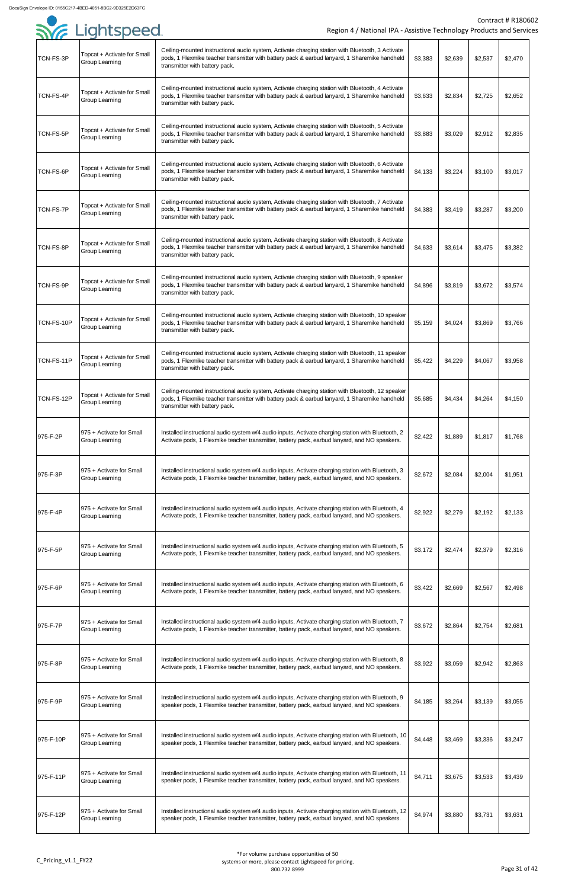| | | | | | | |
|---|---|---|---|---|---|---|
| TCN-FS-3P | Topcat + Activate for Small Group Learning | Ceiling-mounted instructional audio system, Activate charging station with Bluetooth, 3 Activate pods, 1 Flexmike teacher transmitter with battery pack & earbud lanyard, 1 Sharemike handheld transmitter with battery pack. | $3,383 | $2,639 | $2,537 | $2,470 |
| TCN-FS-4P | Topcat + Activate for Small Group Learning | Ceiling-mounted instructional audio system, Activate charging station with Bluetooth, 4 Activate pods, 1 Flexmike teacher transmitter with battery pack & earbud lanyard, 1 Sharemike handheld transmitter with battery pack. | $3,633 | $2,834 | $2,725 | $2,652 |
| TCN-FS-5P | Topcat + Activate for Small Group Learning | Ceiling-mounted instructional audio system, Activate charging station with Bluetooth, 5 Activate pods, 1 Flexmike teacher transmitter with battery pack & earbud lanyard, 1 Sharemike handheld transmitter with battery pack. | $3,883 | $3,029 | $2,912 | $2,835 |
| TCN-FS-6P | Topcat + Activate for Small Group Learning | Ceiling-mounted instructional audio system, Activate charging station with Bluetooth, 6 Activate pods, 1 Flexmike teacher transmitter with battery pack & earbud lanyard, 1 Sharemike handheld transmitter with battery pack. | $4,133 | $3,224 | $3,100 | $3,017 |
| TCN-FS-7P | Topcat + Activate for Small Group Learning | Ceiling-mounted instructional audio system, Activate charging station with Bluetooth, 7 Activate pods, 1 Flexmike teacher transmitter with battery pack & earbud lanyard, 1 Sharemike handheld transmitter with battery pack. | $4,383 | $3,419 | $3,287 | $3,200 |
| TCN-FS-8P | Topcat + Activate for Small Group Learning | Ceiling-mounted instructional audio system, Activate charging station with Bluetooth, 8 Activate pods, 1 Flexmike teacher transmitter with battery pack & earbud lanyard, 1 Sharemike handheld transmitter with battery pack. | $4,633 | $3,614 | $3,475 | $3,382 |
| TCN-FS-9P | Topcat + Activate for Small Group Learning | Ceiling-mounted instructional audio system, Activate charging station with Bluetooth, 9 speaker pods, 1 Flexmike teacher transmitter with battery pack & earbud lanyard, 1 Sharemike handheld transmitter with battery pack. | $4,896 | $3,819 | $3,672 | $3,574 |
| TCN-FS-10P | Topcat + Activate for Small Group Learning | Ceiling-mounted instructional audio system, Activate charging station with Bluetooth, 10 speaker pods, 1 Flexmike teacher transmitter with battery pack & earbud lanyard, 1 Sharemike handheld transmitter with battery pack. | $5,159 | $4,024 | $3,869 | $3,766 |
| TCN-FS-11P | Topcat + Activate for Small Group Learning | Ceiling-mounted instructional audio system, Activate charging station with Bluetooth, 11 speaker pods, 1 Flexmike teacher transmitter with battery pack & earbud lanyard, 1 Sharemike handheld transmitter with battery pack. | $5,422 | $4,229 | $4,067 | $3,958 |
| TCN-FS-12P | Topcat + Activate for Small Group Learning | Ceiling-mounted instructional audio system, Activate charging station with Bluetooth, 12 speaker pods, 1 Flexmike teacher transmitter with battery pack & earbud lanyard, 1 Sharemike handheld transmitter with battery pack. | $5,685 | $4,434 | $4,264 | $4,150 |
| 975-F-2P | 975 + Activate for Small Group Learning | Installed instructional audio system w/4 audio inputs, Activate charging station with Bluetooth, 2 Activate pods, 1 Flexmike teacher transmitter, battery pack, earbud lanyard, and NO speakers. | $2,422 | $1,889 | $1,817 | $1,768 |
| 975-F-3P | 975 + Activate for Small Group Learning | Installed instructional audio system w/4 audio inputs, Activate charging station with Bluetooth, 3 Activate pods, 1 Flexmike teacher transmitter, battery pack, earbud lanyard, and NO speakers. | $2,672 | $2,084 | $2,004 | $1,951 |
| 975-F-4P | 975 + Activate for Small Group Learning | Installed instructional audio system w/4 audio inputs, Activate charging station with Bluetooth, 4 Activate pods, 1 Flexmike teacher transmitter, battery pack, earbud lanyard, and NO speakers. | $2,922 | $2,279 | $2,192 | $2,133 |
| 975-F-5P | 975 + Activate for Small Group Learning | Installed instructional audio system w/4 audio inputs, Activate charging station with Bluetooth, 5 Activate pods, 1 Flexmike teacher transmitter, battery pack, earbud lanyard, and NO speakers. | $3,172 | $2,474 | $2,379 | $2,316 |
| 975-F-6P | 975 + Activate for Small Group Learning | Installed instructional audio system w/4 audio inputs, Activate charging station with Bluetooth, 6 Activate pods, 1 Flexmike teacher transmitter, battery pack, earbud lanyard, and NO speakers. | $3,422 | $2,669 | $2,567 | $2,498 |
| 975-F-7P | 975 + Activate for Small Group Learning | Installed instructional audio system w/4 audio inputs, Activate charging station with Bluetooth, 7 Activate pods, 1 Flexmike teacher transmitter, battery pack, earbud lanyard, and NO speakers. | $3,672 | $2,864 | $2,754 | $2,681 |
| 975-F-8P | 975 + Activate for Small Group Learning | Installed instructional audio system w/4 audio inputs, Activate charging station with Bluetooth, 8 Activate pods, 1 Flexmike teacher transmitter, battery pack, earbud lanyard, and NO speakers. | $3,922 | $3,059 | $2,942 | $2,863 |
| 975-F-9P | 975 + Activate for Small Group Learning | Installed instructional audio system w/4 audio inputs, Activate charging station with Bluetooth, 9 speaker pods, 1 Flexmike teacher transmitter, battery pack, earbud lanyard, and NO speakers. | $4,185 | $3,264 | $3,139 | $3,055 |
| 975-F-10P | 975 + Activate for Small Group Learning | Installed instructional audio system w/4 audio inputs, Activate charging station with Bluetooth, 10 speaker pods, 1 Flexmike teacher transmitter, battery pack, earbud lanyard, and NO speakers. | $4,448 | $3,469 | $3,336 | $3,247 |
| 975-F-11P | 975 + Activate for Small Group Learning | Installed instructional audio system w/4 audio inputs, Activate charging station with Bluetooth, 11 speaker pods, 1 Flexmike teacher transmitter, battery pack, earbud lanyard, and NO speakers. | $4,711 | $3,675 | $3,533 | $3,439 |
| 975-F-12P | 975 + Activate for Small Group Learning | Installed instructional audio system w/4 audio inputs, Activate charging station with Bluetooth, 12 speaker pods, 1 Flexmike teacher transmitter, battery pack, earbud lanyard, and NO speakers. | $4,974 | $3,880 | $3,731 | $3,631 |

*For volume purchase opportunities of 50 systems or more, please contact Lightspeed for pricing. 800.732.8999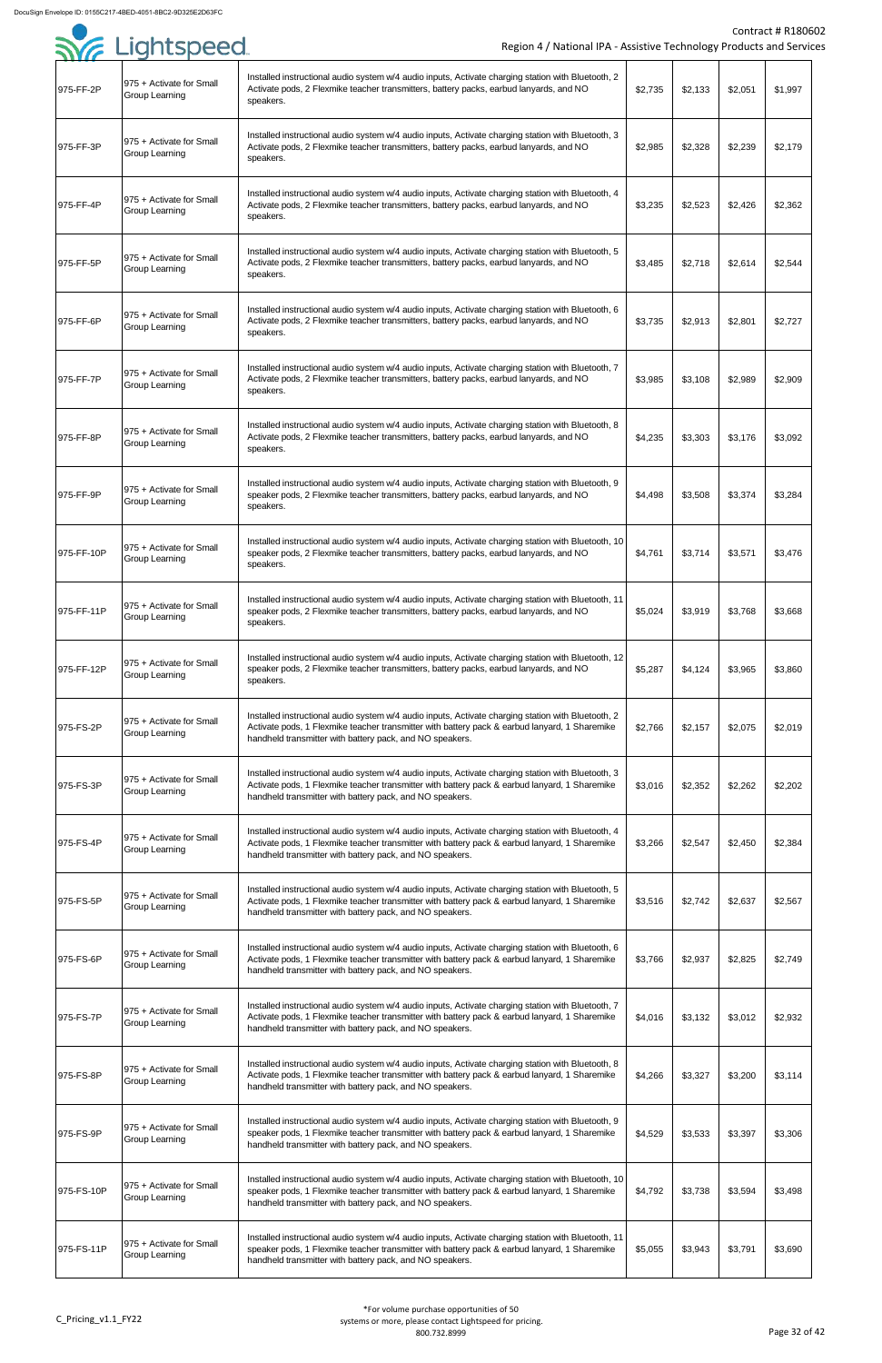| | | | | | | |
|---|---|---|---|---|---|---|
| 975-FF-2P | 975 + Activate for Small Group Learning | Installed instructional audio system w/4 audio inputs, Activate charging station with Bluetooth, 2 Activate pods, 2 Flexmike teacher transmitters, battery packs, earbud lanyards, and NO speakers. | $2,735 | $2,133 | $2,051 | $1,997 |
| 975-FF-3P | 975 + Activate for Small Group Learning | Installed instructional audio system w/4 audio inputs, Activate charging station with Bluetooth, 3 Activate pods, 2 Flexmike teacher transmitters, battery packs, earbud lanyards, and NO speakers. | $2,985 | $2,328 | $2,239 | $2,179 |
| 975-FF-4P | 975 + Activate for Small Group Learning | Installed instructional audio system w/4 audio inputs, Activate charging station with Bluetooth, 4 Activate pods, 2 Flexmike teacher transmitters, battery packs, earbud lanyards, and NO speakers. | $3,235 | $2,523 | $2,426 | $2,362 |
| 975-FF-5P | 975 + Activate for Small Group Learning | Installed instructional audio system w/4 audio inputs, Activate charging station with Bluetooth, 5 Activate pods, 2 Flexmike teacher transmitters, battery packs, earbud lanyards, and NO speakers. | $3,485 | $2,718 | $2,614 | $2,544 |
| 975-FF-6P | 975 + Activate for Small Group Learning | Installed instructional audio system w/4 audio inputs, Activate charging station with Bluetooth, 6 Activate pods, 2 Flexmike teacher transmitters, battery packs, earbud lanyards, and NO speakers. | $3,735 | $2,913 | $2,801 | $2,727 |
| 975-FF-7P | 975 + Activate for Small Group Learning | Installed instructional audio system w/4 audio inputs, Activate charging station with Bluetooth, 7 Activate pods, 2 Flexmike teacher transmitters, battery packs, earbud lanyards, and NO speakers. | $3,985 | $3,108 | $2,989 | $2,909 |
| 975-FF-8P | 975 + Activate for Small Group Learning | Installed instructional audio system w/4 audio inputs, Activate charging station with Bluetooth, 8 Activate pods, 2 Flexmike teacher transmitters, battery packs, earbud lanyards, and NO speakers. | $4,235 | $3,303 | $3,176 | $3,092 |
| 975-FF-9P | 975 + Activate for Small Group Learning | Installed instructional audio system w/4 audio inputs, Activate charging station with Bluetooth, 9 speaker pods, 2 Flexmike teacher transmitters, battery packs, earbud lanyards, and NO speakers. | $4,498 | $3,508 | $3,374 | $3,284 |
| 975-FF-10P | 975 + Activate for Small Group Learning | Installed instructional audio system w/4 audio inputs, Activate charging station with Bluetooth, 10 speaker pods, 2 Flexmike teacher transmitters, battery packs, earbud lanyards, and NO speakers. | $4,761 | $3,714 | $3,571 | $3,476 |
| 975-FF-11P | 975 + Activate for Small Group Learning | Installed instructional audio system w/4 audio inputs, Activate charging station with Bluetooth, 11 speaker pods, 2 Flexmike teacher transmitters, battery packs, earbud lanyards, and NO speakers. | $5,024 | $3,919 | $3,768 | $3,668 |
| 975-FF-12P | 975 + Activate for Small Group Learning | Installed instructional audio system w/4 audio inputs, Activate charging station with Bluetooth, 12 speaker pods, 2 Flexmike teacher transmitters, battery packs, earbud lanyards, and NO speakers. | $5,287 | $4,124 | $3,965 | $3,860 |
| 975-FS-2P | 975 + Activate for Small Group Learning | Installed instructional audio system w/4 audio inputs, Activate charging station with Bluetooth, 2 Activate pods, 1 Flexmike teacher transmitter with battery pack & earbud lanyard, 1 Sharemike handheld transmitter with battery pack, and NO speakers. | $2,766 | $2,157 | $2,075 | $2,019 |
| 975-FS-3P | 975 + Activate for Small Group Learning | Installed instructional audio system w/4 audio inputs, Activate charging station with Bluetooth, 3 Activate pods, 1 Flexmike teacher transmitter with battery pack & earbud lanyard, 1 Sharemike handheld transmitter with battery pack, and NO speakers. | $3,016 | $2,352 | $2,262 | $2,202 |
| 975-FS-4P | 975 + Activate for Small Group Learning | Installed instructional audio system w/4 audio inputs, Activate charging station with Bluetooth, 4 Activate pods, 1 Flexmike teacher transmitter with battery pack & earbud lanyard, 1 Sharemike handheld transmitter with battery pack, and NO speakers. | $3,266 | $2,547 | $2,450 | $2,384 |
| 975-FS-5P | 975 + Activate for Small Group Learning | Installed instructional audio system w/4 audio inputs, Activate charging station with Bluetooth, 5 Activate pods, 1 Flexmike teacher transmitter with battery pack & earbud lanyard, 1 Sharemike handheld transmitter with battery pack, and NO speakers. | $3,516 | $2,742 | $2,637 | $2,567 |
| 975-FS-6P | 975 + Activate for Small Group Learning | Installed instructional audio system w/4 audio inputs, Activate charging station with Bluetooth, 6 Activate pods, 1 Flexmike teacher transmitter with battery pack & earbud lanyard, 1 Sharemike handheld transmitter with battery pack, and NO speakers. | $3,766 | $2,937 | $2,825 | $2,749 |
| 975-FS-7P | 975 + Activate for Small Group Learning | Installed instructional audio system w/4 audio inputs, Activate charging station with Bluetooth, 7 Activate pods, 1 Flexmike teacher transmitter with battery pack & earbud lanyard, 1 Sharemike handheld transmitter with battery pack, and NO speakers. | $4,016 | $3,132 | $3,012 | $2,932 |
| 975-FS-8P | 975 + Activate for Small Group Learning | Installed instructional audio system w/4 audio inputs, Activate charging station with Bluetooth, 8 Activate pods, 1 Flexmike teacher transmitter with battery pack & earbud lanyard, 1 Sharemike handheld transmitter with battery pack, and NO speakers. | $4,266 | $3,327 | $3,200 | $3,114 |
| 975-FS-9P | 975 + Activate for Small Group Learning | Installed instructional audio system w/4 audio inputs, Activate charging station with Bluetooth, 9 speaker pods, 1 Flexmike teacher transmitter with battery pack & earbud lanyard, 1 Sharemike handheld transmitter with battery pack, and NO speakers. | $4,529 | $3,533 | $3,397 | $3,306 |
| 975-FS-10P | 975 + Activate for Small Group Learning | Installed instructional audio system w/4 audio inputs, Activate charging station with Bluetooth, 10 speaker pods, 1 Flexmike teacher transmitter with battery pack & earbud lanyard, 1 Sharemike handheld transmitter with battery pack, and NO speakers. | $4,792 | $3,738 | $3,594 | $3,498 |
| 975-FS-11P | 975 + Activate for Small Group Learning | Installed instructional audio system w/4 audio inputs, Activate charging station with Bluetooth, 11 speaker pods, 1 Flexmike teacher transmitter with battery pack & earbud lanyard, 1 Sharemike handheld transmitter with battery pack, and NO speakers. | $5,055 | $3,943 | $3,791 | $3,690 |

*For volume purchase opportunities of 50 systems or more, please contact Lightspeed for pricing.
800.732.8999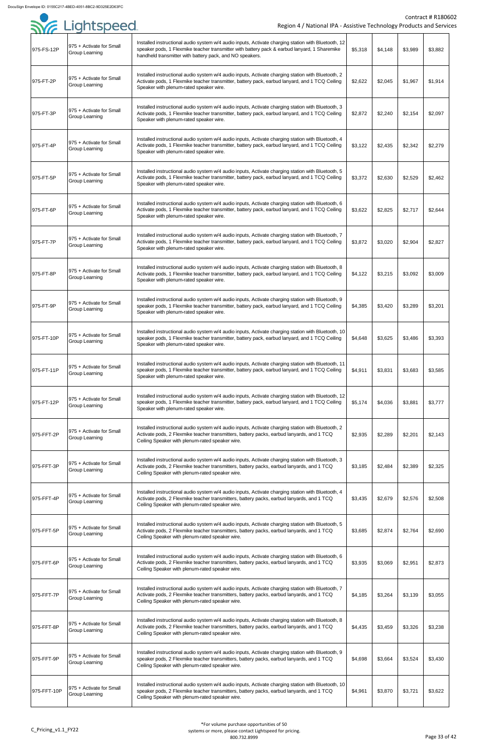| | | | | | | |
|---|---|---|---|---|---|---|
| 975-FS-12P | 975 + Activate for Small Group Learning | Installed instructional audio system w/4 audio inputs, Activate charging station with Bluetooth, 12 speaker pods, 1 Flexmike teacher transmitter with battery pack & earbud lanyard, 1 Sharemike handheld transmitter with battery pack, and NO speakers. | $5,318 | $4,148 | $3,989 | $3,882 |
| 975-FT-2P | 975 + Activate for Small Group Learning | Installed instructional audio system w/4 audio inputs, Activate charging station with Bluetooth, 2 Activate pods, 1 Flexmike teacher transmitter, battery pack, earbud lanyard, and 1 TCQ Ceiling Speaker with plenum-rated speaker wire. | $2,622 | $2,045 | $1,967 | $1,914 |
| 975-FT-3P | 975 + Activate for Small Group Learning | Installed instructional audio system w/4 audio inputs, Activate charging station with Bluetooth, 3 Activate pods, 1 Flexmike teacher transmitter, battery pack, earbud lanyard, and 1 TCQ Ceiling Speaker with plenum-rated speaker wire. | $2,872 | $2,240 | $2,154 | $2,097 |
| 975-FT-4P | 975 + Activate for Small Group Learning | Installed instructional audio system w/4 audio inputs, Activate charging station with Bluetooth, 4 Activate pods, 1 Flexmike teacher transmitter, battery pack, earbud lanyard, and 1 TCQ Ceiling Speaker with plenum-rated speaker wire. | $3,122 | $2,435 | $2,342 | $2,279 |
| 975-FT-5P | 975 + Activate for Small Group Learning | Installed instructional audio system w/4 audio inputs, Activate charging station with Bluetooth, 5 Activate pods, 1 Flexmike teacher transmitter, battery pack, earbud lanyard, and 1 TCQ Ceiling Speaker with plenum-rated speaker wire. | $3,372 | $2,630 | $2,529 | $2,462 |
| 975-FT-6P | 975 + Activate for Small Group Learning | Installed instructional audio system w/4 audio inputs, Activate charging station with Bluetooth, 6 Activate pods, 1 Flexmike teacher transmitter, battery pack, earbud lanyard, and 1 TCQ Ceiling Speaker with plenum-rated speaker wire. | $3,622 | $2,825 | $2,717 | $2,644 |
| 975-FT-7P | 975 + Activate for Small Group Learning | Installed instructional audio system w/4 audio inputs, Activate charging station with Bluetooth, 7 Activate pods, 1 Flexmike teacher transmitter, battery pack, earbud lanyard, and 1 TCQ Ceiling Speaker with plenum-rated speaker wire. | $3,872 | $3,020 | $2,904 | $2,827 |
| 975-FT-8P | 975 + Activate for Small Group Learning | Installed instructional audio system w/4 audio inputs, Activate charging station with Bluetooth, 8 Activate pods, 1 Flexmike teacher transmitter, battery pack, earbud lanyard, and 1 TCQ Ceiling Speaker with plenum-rated speaker wire. | $4,122 | $3,215 | $3,092 | $3,009 |
| 975-FT-9P | 975 + Activate for Small Group Learning | Installed instructional audio system w/4 audio inputs, Activate charging station with Bluetooth, 9 speaker pods, 1 Flexmike teacher transmitter, battery pack, earbud lanyard, and 1 TCQ Ceiling Speaker with plenum-rated speaker wire. | $4,385 | $3,420 | $3,289 | $3,201 |
| 975-FT-10P | 975 + Activate for Small Group Learning | Installed instructional audio system w/4 audio inputs, Activate charging station with Bluetooth, 10 speaker pods, 1 Flexmike teacher transmitter, battery pack, earbud lanyard, and 1 TCQ Ceiling Speaker with plenum-rated speaker wire. | $4,648 | $3,625 | $3,486 | $3,393 |
| 975-FT-11P | 975 + Activate for Small Group Learning | Installed instructional audio system w/4 audio inputs, Activate charging station with Bluetooth, 11 speaker pods, 1 Flexmike teacher transmitter, battery pack, earbud lanyard, and 1 TCQ Ceiling Speaker with plenum-rated speaker wire. | $4,911 | $3,831 | $3,683 | $3,585 |
| 975-FT-12P | 975 + Activate for Small Group Learning | Installed instructional audio system w/4 audio inputs, Activate charging station with Bluetooth, 12 speaker pods, 1 Flexmike teacher transmitter, battery pack, earbud lanyard, and 1 TCQ Ceiling Speaker with plenum-rated speaker wire. | $5,174 | $4,036 | $3,881 | $3,777 |
| 975-FFT-2P | 975 + Activate for Small Group Learning | Installed instructional audio system w/4 audio inputs, Activate charging station with Bluetooth, 2 Activate pods, 2 Flexmike teacher transmitters, battery packs, earbud lanyards, and 1 TCQ Ceiling Speaker with plenum-rated speaker wire. | $2,935 | $2,289 | $2,201 | $2,143 |
| 975-FFT-3P | 975 + Activate for Small Group Learning | Installed instructional audio system w/4 audio inputs, Activate charging station with Bluetooth, 3 Activate pods, 2 Flexmike teacher transmitters, battery packs, earbud lanyards, and 1 TCQ Ceiling Speaker with plenum-rated speaker wire. | $3,185 | $2,484 | $2,389 | $2,325 |
| 975-FFT-4P | 975 + Activate for Small Group Learning | Installed instructional audio system w/4 audio inputs, Activate charging station with Bluetooth, 4 Activate pods, 2 Flexmike teacher transmitters, battery packs, earbud lanyards, and 1 TCQ Ceiling Speaker with plenum-rated speaker wire. | $3,435 | $2,679 | $2,576 | $2,508 |
| 975-FFT-5P | 975 + Activate for Small Group Learning | Installed instructional audio system w/4 audio inputs, Activate charging station with Bluetooth, 5 Activate pods, 2 Flexmike teacher transmitters, battery packs, earbud lanyards, and 1 TCQ Ceiling Speaker with plenum-rated speaker wire. | $3,685 | $2,874 | $2,764 | $2,690 |
| 975-FFT-6P | 975 + Activate for Small Group Learning | Installed instructional audio system w/4 audio inputs, Activate charging station with Bluetooth, 6 Activate pods, 2 Flexmike teacher transmitters, battery packs, earbud lanyards, and 1 TCQ Ceiling Speaker with plenum-rated speaker wire. | $3,935 | $3,069 | $2,951 | $2,873 |
| 975-FFT-7P | 975 + Activate for Small Group Learning | Installed instructional audio system w/4 audio inputs, Activate charging station with Bluetooth, 7 Activate pods, 2 Flexmike teacher transmitters, battery packs, earbud lanyards, and 1 TCQ Ceiling Speaker with plenum-rated speaker wire. | $4,185 | $3,264 | $3,139 | $3,055 |
| 975-FFT-8P | 975 + Activate for Small Group Learning | Installed instructional audio system w/4 audio inputs, Activate charging station with Bluetooth, 8 Activate pods, 2 Flexmike teacher transmitters, battery packs, earbud lanyards, and 1 TCQ Ceiling Speaker with plenum-rated speaker wire. | $4,435 | $3,459 | $3,326 | $3,238 |
| 975-FFT-9P | 975 + Activate for Small Group Learning | Installed instructional audio system w/4 audio inputs, Activate charging station with Bluetooth, 9 speaker pods, 2 Flexmike teacher transmitters, battery packs, earbud lanyards, and 1 TCQ Ceiling Speaker with plenum-rated speaker wire. | $4,698 | $3,664 | $3,524 | $3,430 |
| 975-FFT-10P | 975 + Activate for Small Group Learning | Installed instructional audio system w/4 audio inputs, Activate charging station with Bluetooth, 10 speaker pods, 2 Flexmike teacher transmitters, battery packs, earbud lanyards, and 1 TCQ Ceiling Speaker with plenum-rated speaker wire. | $4,961 | $3,870 | $3,721 | $3,622 |

*For volume purchase opportunities of 50 systems or more, please contact Lightspeed for pricing. 800.732.8999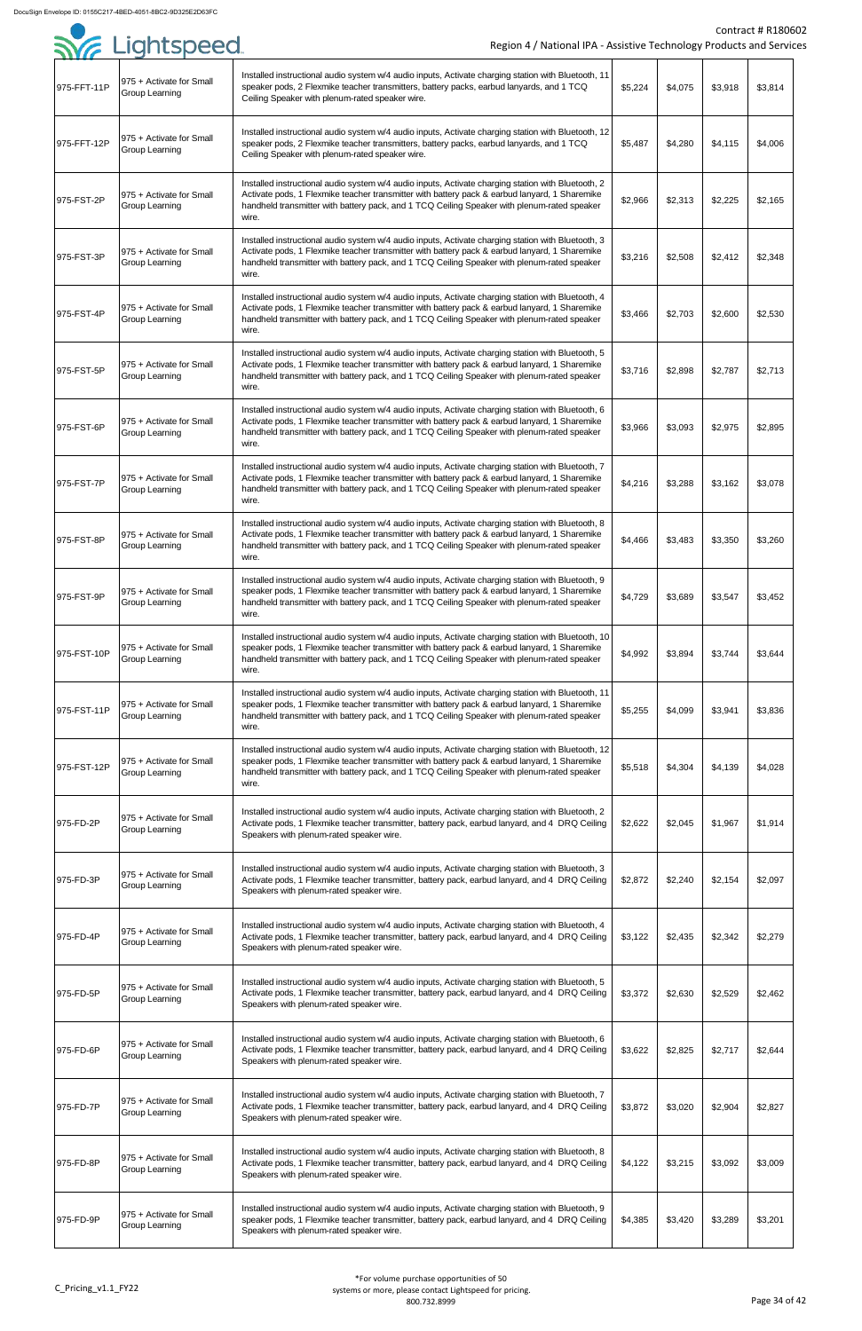| 975-FFT-11P | 975 + Activate for Small Group Learning | Installed instructional audio system w/4 audio inputs, Activate charging station with Bluetooth, 11 speaker pods, 2 Flexmike teacher transmitters, battery packs, earbud lanyards, and 1 TCQ Ceiling Speaker with plenum-rated speaker wire. | $5,224 | $4,075 | $3,918 | $3,814 |
|---|---|---|---|---|---|---|
| 975-FFT-12P | 975 + Activate for Small Group Learning | Installed instructional audio system w/4 audio inputs, Activate charging station with Bluetooth, 12 speaker pods, 2 Flexmike teacher transmitters, battery packs, earbud lanyards, and 1 TCQ Ceiling Speaker with plenum-rated speaker wire. | $5,487 | $4,280 | $4,115 | $4,006 |
| 975-FST-2P | 975 + Activate for Small Group Learning | Installed instructional audio system w/4 audio inputs, Activate charging station with Bluetooth, 2 Activate pods, 1 Flexmike teacher transmitter with battery pack & earbud lanyard, 1 Sharemike handheld transmitter with battery pack, and 1 TCQ Ceiling Speaker with plenum-rated speaker wire. | $2,966 | $2,313 | $2,225 | $2,165 |
| 975-FST-3P | 975 + Activate for Small Group Learning | Installed instructional audio system w/4 audio inputs, Activate charging station with Bluetooth, 3 Activate pods, 1 Flexmike teacher transmitter with battery pack & earbud lanyard, 1 Sharemike handheld transmitter with battery pack, and 1 TCQ Ceiling Speaker with plenum-rated speaker wire. | $3,216 | $2,508 | $2,412 | $2,348 |
| 975-FST-4P | 975 + Activate for Small Group Learning | Installed instructional audio system w/4 audio inputs, Activate charging station with Bluetooth, 4 Activate pods, 1 Flexmike teacher transmitter with battery pack & earbud lanyard, 1 Sharemike handheld transmitter with battery pack, and 1 TCQ Ceiling Speaker with plenum-rated speaker wire. | $3,466 | $2,703 | $2,600 | $2,530 |
| 975-FST-5P | 975 + Activate for Small Group Learning | Installed instructional audio system w/4 audio inputs, Activate charging station with Bluetooth, 5 Activate pods, 1 Flexmike teacher transmitter with battery pack & earbud lanyard, 1 Sharemike handheld transmitter with battery pack, and 1 TCQ Ceiling Speaker with plenum-rated speaker wire. | $3,716 | $2,898 | $2,787 | $2,713 |
| 975-FST-6P | 975 + Activate for Small Group Learning | Installed instructional audio system w/4 audio inputs, Activate charging station with Bluetooth, 6 Activate pods, 1 Flexmike teacher transmitter with battery pack & earbud lanyard, 1 Sharemike handheld transmitter with battery pack, and 1 TCQ Ceiling Speaker with plenum-rated speaker wire. | $3,966 | $3,093 | $2,975 | $2,895 |
| 975-FST-7P | 975 + Activate for Small Group Learning | Installed instructional audio system w/4 audio inputs, Activate charging station with Bluetooth, 7 Activate pods, 1 Flexmike teacher transmitter with battery pack & earbud lanyard, 1 Sharemike handheld transmitter with battery pack, and 1 TCQ Ceiling Speaker with plenum-rated speaker wire. | $4,216 | $3,288 | $3,162 | $3,078 |
| 975-FST-8P | 975 + Activate for Small Group Learning | Installed instructional audio system w/4 audio inputs, Activate charging station with Bluetooth, 8 Activate pods, 1 Flexmike teacher transmitter with battery pack & earbud lanyard, 1 Sharemike handheld transmitter with battery pack, and 1 TCQ Ceiling Speaker with plenum-rated speaker wire. | $4,466 | $3,483 | $3,350 | $3,260 |
| 975-FST-9P | 975 + Activate for Small Group Learning | Installed instructional audio system w/4 audio inputs, Activate charging station with Bluetooth, 9 speaker pods, 1 Flexmike teacher transmitter with battery pack & earbud lanyard, 1 Sharemike handheld transmitter with battery pack, and 1 TCQ Ceiling Speaker with plenum-rated speaker wire. | $4,729 | $3,689 | $3,547 | $3,452 |
| 975-FST-10P | 975 + Activate for Small Group Learning | Installed instructional audio system w/4 audio inputs, Activate charging station with Bluetooth, 10 speaker pods, 1 Flexmike teacher transmitter with battery pack & earbud lanyard, 1 Sharemike handheld transmitter with battery pack, and 1 TCQ Ceiling Speaker with plenum-rated speaker wire. | $4,992 | $3,894 | $3,744 | $3,644 |
| 975-FST-11P | 975 + Activate for Small Group Learning | Installed instructional audio system w/4 audio inputs, Activate charging station with Bluetooth, 11 speaker pods, 1 Flexmike teacher transmitter with battery pack & earbud lanyard, 1 Sharemike handheld transmitter with battery pack, and 1 TCQ Ceiling Speaker with plenum-rated speaker wire. | $5,255 | $4,099 | $3,941 | $3,836 |
| 975-FST-12P | 975 + Activate for Small Group Learning | Installed instructional audio system w/4 audio inputs, Activate charging station with Bluetooth, 12 speaker pods, 1 Flexmike teacher transmitter with battery pack & earbud lanyard, 1 Sharemike handheld transmitter with battery pack, and 1 TCQ Ceiling Speaker with plenum-rated speaker wire. | $5,518 | $4,304 | $4,139 | $4,028 |
| 975-FD-2P | 975 + Activate for Small Group Learning | Installed instructional audio system w/4 audio inputs, Activate charging station with Bluetooth, 2 Activate pods, 1 Flexmike teacher transmitter, battery pack, earbud lanyard, and 4 DRQ Ceiling Speakers with plenum-rated speaker wire. | $2,622 | $2,045 | $1,967 | $1,914 |
| 975-FD-3P | 975 + Activate for Small Group Learning | Installed instructional audio system w/4 audio inputs, Activate charging station with Bluetooth, 3 Activate pods, 1 Flexmike teacher transmitter, battery pack, earbud lanyard, and 4 DRQ Ceiling Speakers with plenum-rated speaker wire. | $2,872 | $2,240 | $2,154 | $2,097 |
| 975-FD-4P | 975 + Activate for Small Group Learning | Installed instructional audio system w/4 audio inputs, Activate charging station with Bluetooth, 4 Activate pods, 1 Flexmike teacher transmitter, battery pack, earbud lanyard, and 4 DRQ Ceiling Speakers with plenum-rated speaker wire. | $3,122 | $2,435 | $2,342 | $2,279 |
| 975-FD-5P | 975 + Activate for Small Group Learning | Installed instructional audio system w/4 audio inputs, Activate charging station with Bluetooth, 5 Activate pods, 1 Flexmike teacher transmitter, battery pack, earbud lanyard, and 4 DRQ Ceiling Speakers with plenum-rated speaker wire. | $3,372 | $2,630 | $2,529 | $2,462 |
| 975-FD-6P | 975 + Activate for Small Group Learning | Installed instructional audio system w/4 audio inputs, Activate charging station with Bluetooth, 6 Activate pods, 1 Flexmike teacher transmitter, battery pack, earbud lanyard, and 4 DRQ Ceiling Speakers with plenum-rated speaker wire. | $3,622 | $2,825 | $2,717 | $2,644 |
| 975-FD-7P | 975 + Activate for Small Group Learning | Installed instructional audio system w/4 audio inputs, Activate charging station with Bluetooth, 7 Activate pods, 1 Flexmike teacher transmitter, battery pack, earbud lanyard, and 4 DRQ Ceiling Speakers with plenum-rated speaker wire. | $3,872 | $3,020 | $2,904 | $2,827 |
| 975-FD-8P | 975 + Activate for Small Group Learning | Installed instructional audio system w/4 audio inputs, Activate charging station with Bluetooth, 8 Activate pods, 1 Flexmike teacher transmitter, battery pack, earbud lanyard, and 4 DRQ Ceiling Speakers with plenum-rated speaker wire. | $4,122 | $3,215 | $3,092 | $3,009 |
| 975-FD-9P | 975 + Activate for Small Group Learning | Installed instructional audio system w/4 audio inputs, Activate charging station with Bluetooth, 9 speaker pods, 1 Flexmike teacher transmitter, battery pack, earbud lanyard, and 4 DRQ Ceiling Speakers with plenum-rated speaker wire. | $4,385 | $3,420 | $3,289 | $3,201 |

*For volume purchase opportunities of 50 systems or more, please contact Lightspeed for pricing. 800.732.8999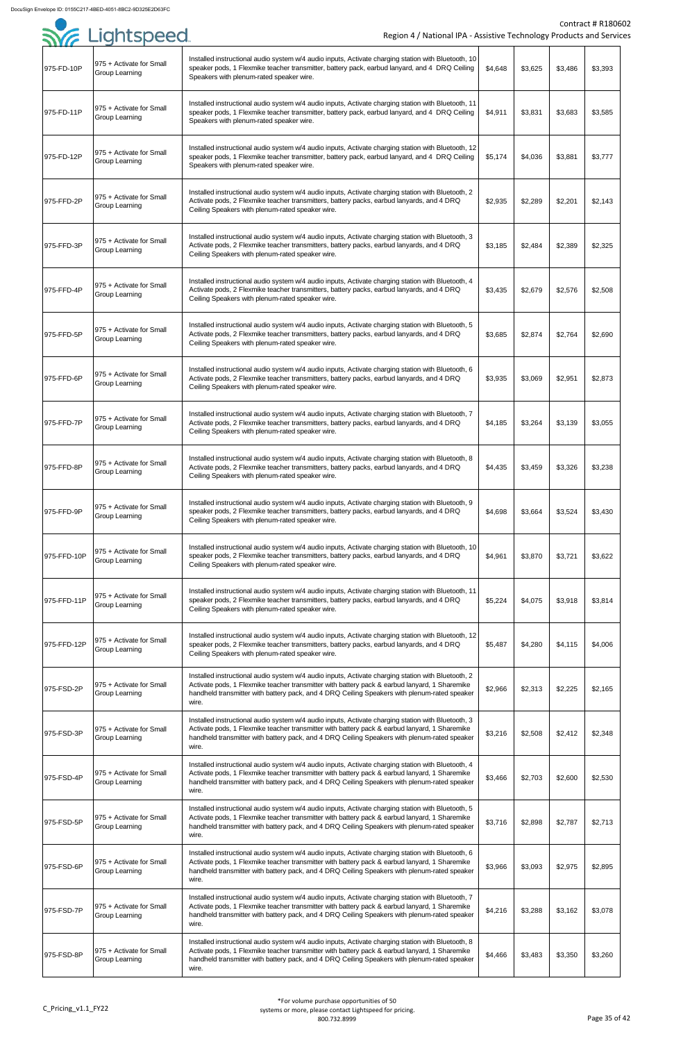| 975-FD-10P | 975 + Activate for Small Group Learning | Installed instructional audio system w/4 audio inputs, Activate charging station with Bluetooth, 10 speaker pods, 1 Flexmike teacher transmitter, battery pack, earbud lanyard, and 4 DRQ Ceiling Speakers with plenum-rated speaker wire. | $4,648 | $3,625 | $3,486 | $3,393 |
|---|---|---|---|---|---|---|
| 975-FD-11P | 975 + Activate for Small Group Learning | Installed instructional audio system w/4 audio inputs, Activate charging station with Bluetooth, 11 speaker pods, 1 Flexmike teacher transmitter, battery pack, earbud lanyard, and 4 DRQ Ceiling Speakers with plenum-rated speaker wire. | $4,911 | $3,831 | $3,683 | $3,585 |
| 975-FD-12P | 975 + Activate for Small Group Learning | Installed instructional audio system w/4 audio inputs, Activate charging station with Bluetooth, 12 speaker pods, 1 Flexmike teacher transmitter, battery pack, earbud lanyard, and 4 DRQ Ceiling Speakers with plenum-rated speaker wire. | $5,174 | $4,036 | $3,881 | $3,777 |
| 975-FFD-2P | 975 + Activate for Small Group Learning | Installed instructional audio system w/4 audio inputs, Activate charging station with Bluetooth, 2 Activate pods, 2 Flexmike teacher transmitters, battery packs, earbud lanyards, and 4 DRQ Ceiling Speakers with plenum-rated speaker wire. | $2,935 | $2,289 | $2,201 | $2,143 |
| 975-FFD-3P | 975 + Activate for Small Group Learning | Installed instructional audio system w/4 audio inputs, Activate charging station with Bluetooth, 3 Activate pods, 2 Flexmike teacher transmitters, battery packs, earbud lanyards, and 4 DRQ Ceiling Speakers with plenum-rated speaker wire. | $3,185 | $2,484 | $2,389 | $2,325 |
| 975-FFD-4P | 975 + Activate for Small Group Learning | Installed instructional audio system w/4 audio inputs, Activate charging station with Bluetooth, 4 Activate pods, 2 Flexmike teacher transmitters, battery packs, earbud lanyards, and 4 DRQ Ceiling Speakers with plenum-rated speaker wire. | $3,435 | $2,679 | $2,576 | $2,508 |
| 975-FFD-5P | 975 + Activate for Small Group Learning | Installed instructional audio system w/4 audio inputs, Activate charging station with Bluetooth, 5 Activate pods, 2 Flexmike teacher transmitters, battery packs, earbud lanyards, and 4 DRQ Ceiling Speakers with plenum-rated speaker wire. | $3,685 | $2,874 | $2,764 | $2,690 |
| 975-FFD-6P | 975 + Activate for Small Group Learning | Installed instructional audio system w/4 audio inputs, Activate charging station with Bluetooth, 6 Activate pods, 2 Flexmike teacher transmitters, battery packs, earbud lanyards, and 4 DRQ Ceiling Speakers with plenum-rated speaker wire. | $3,935 | $3,069 | $2,951 | $2,873 |
| 975-FFD-7P | 975 + Activate for Small Group Learning | Installed instructional audio system w/4 audio inputs, Activate charging station with Bluetooth, 7 Activate pods, 2 Flexmike teacher transmitters, battery packs, earbud lanyards, and 4 DRQ Ceiling Speakers with plenum-rated speaker wire. | $4,185 | $3,264 | $3,139 | $3,055 |
| 975-FFD-8P | 975 + Activate for Small Group Learning | Installed instructional audio system w/4 audio inputs, Activate charging station with Bluetooth, 8 Activate pods, 2 Flexmike teacher transmitters, battery packs, earbud lanyards, and 4 DRQ Ceiling Speakers with plenum-rated speaker wire. | $4,435 | $3,459 | $3,326 | $3,238 |
| 975-FFD-9P | 975 + Activate for Small Group Learning | Installed instructional audio system w/4 audio inputs, Activate charging station with Bluetooth, 9 speaker pods, 2 Flexmike teacher transmitters, battery packs, earbud lanyards, and 4 DRQ Ceiling Speakers with plenum-rated speaker wire. | $4,698 | $3,664 | $3,524 | $3,430 |
| 975-FFD-10P | 975 + Activate for Small Group Learning | Installed instructional audio system w/4 audio inputs, Activate charging station with Bluetooth, 10 speaker pods, 2 Flexmike teacher transmitters, battery packs, earbud lanyards, and 4 DRQ Ceiling Speakers with plenum-rated speaker wire. | $4,961 | $3,870 | $3,721 | $3,622 |
| 975-FFD-11P | 975 + Activate for Small Group Learning | Installed instructional audio system w/4 audio inputs, Activate charging station with Bluetooth, 11 speaker pods, 2 Flexmike teacher transmitters, battery packs, earbud lanyards, and 4 DRQ Ceiling Speakers with plenum-rated speaker wire. | $5,224 | $4,075 | $3,918 | $3,814 |
| 975-FFD-12P | 975 + Activate for Small Group Learning | Installed instructional audio system w/4 audio inputs, Activate charging station with Bluetooth, 12 speaker pods, 2 Flexmike teacher transmitters, battery packs, earbud lanyards, and 4 DRQ Ceiling Speakers with plenum-rated speaker wire. | $5,487 | $4,280 | $4,115 | $4,006 |
| 975-FSD-2P | 975 + Activate for Small Group Learning | Installed instructional audio system w/4 audio inputs, Activate charging station with Bluetooth, 2 Activate pods, 1 Flexmike teacher transmitter with battery pack & earbud lanyard, 1 Sharemike handheld transmitter with battery pack, and 4 DRQ Ceiling Speakers with plenum-rated speaker wire. | $2,966 | $2,313 | $2,225 | $2,165 |
| 975-FSD-3P | 975 + Activate for Small Group Learning | Installed instructional audio system w/4 audio inputs, Activate charging station with Bluetooth, 3 Activate pods, 1 Flexmike teacher transmitter with battery pack & earbud lanyard, 1 Sharemike handheld transmitter with battery pack, and 4 DRQ Ceiling Speakers with plenum-rated speaker wire. | $3,216 | $2,508 | $2,412 | $2,348 |
| 975-FSD-4P | 975 + Activate for Small Group Learning | Installed instructional audio system w/4 audio inputs, Activate charging station with Bluetooth, 4 Activate pods, 1 Flexmike teacher transmitter with battery pack & earbud lanyard, 1 Sharemike handheld transmitter with battery pack, and 4 DRQ Ceiling Speakers with plenum-rated speaker wire. | $3,466 | $2,703 | $2,600 | $2,530 |
| 975-FSD-5P | 975 + Activate for Small Group Learning | Installed instructional audio system w/4 audio inputs, Activate charging station with Bluetooth, 5 Activate pods, 1 Flexmike teacher transmitter with battery pack & earbud lanyard, 1 Sharemike handheld transmitter with battery pack, and 4 DRQ Ceiling Speakers with plenum-rated speaker wire. | $3,716 | $2,898 | $2,787 | $2,713 |
| 975-FSD-6P | 975 + Activate for Small Group Learning | Installed instructional audio system w/4 audio inputs, Activate charging station with Bluetooth, 6 Activate pods, 1 Flexmike teacher transmitter with battery pack & earbud lanyard, 1 Sharemike handheld transmitter with battery pack, and 4 DRQ Ceiling Speakers with plenum-rated speaker wire. | $3,966 | $3,093 | $2,975 | $2,895 |
| 975-FSD-7P | 975 + Activate for Small Group Learning | Installed instructional audio system w/4 audio inputs, Activate charging station with Bluetooth, 7 Activate pods, 1 Flexmike teacher transmitter with battery pack & earbud lanyard, 1 Sharemike handheld transmitter with battery pack, and 4 DRQ Ceiling Speakers with plenum-rated speaker wire. | $4,216 | $3,288 | $3,162 | $3,078 |
| 975-FSD-8P | 975 + Activate for Small Group Learning | Installed instructional audio system w/4 audio inputs, Activate charging station with Bluetooth, 8 Activate pods, 1 Flexmike teacher transmitter with battery pack & earbud lanyard, 1 Sharemike handheld transmitter with battery pack, and 4 DRQ Ceiling Speakers with plenum-rated speaker wire. | $4,466 | $3,483 | $3,350 | $3,260 |

*For volume purchase opportunities of 50 systems or more, please contact Lightspeed for pricing. 800.732.8999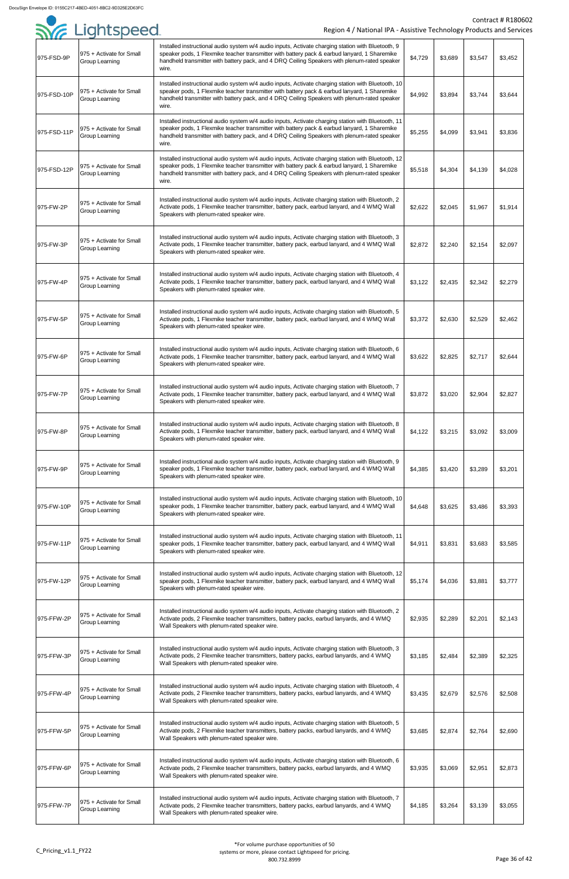| | | | | | | |
|---|---|---|---|---|---|---|
| 975-FSD-9P | 975 + Activate for Small Group Learning | Installed instructional audio system w/4 audio inputs, Activate charging station with Bluetooth, 9 speaker pods, 1 Flexmike teacher transmitter with battery pack & earbud lanyard, 1 Sharemike handheld transmitter with battery pack, and 4 DRQ Ceiling Speakers with plenum-rated speaker wire. | $4,729 | $3,689 | $3,547 | $3,452 |
| 975-FSD-10P | 975 + Activate for Small Group Learning | Installed instructional audio system w/4 audio inputs, Activate charging station with Bluetooth, 10 speaker pods, 1 Flexmike teacher transmitter with battery pack & earbud lanyard, 1 Sharemike handheld transmitter with battery pack, and 4 DRQ Ceiling Speakers with plenum-rated speaker wire. | $4,992 | $3,894 | $3,744 | $3,644 |
| 975-FSD-11P | 975 + Activate for Small Group Learning | Installed instructional audio system w/4 audio inputs, Activate charging station with Bluetooth, 11 speaker pods, 1 Flexmike teacher transmitter with battery pack & earbud lanyard, 1 Sharemike handheld transmitter with battery pack, and 4 DRQ Ceiling Speakers with plenum-rated speaker wire. | $5,255 | $4,099 | $3,941 | $3,836 |
| 975-FSD-12P | 975 + Activate for Small Group Learning | Installed instructional audio system w/4 audio inputs, Activate charging station with Bluetooth, 12 speaker pods, 1 Flexmike teacher transmitter with battery pack & earbud lanyard, 1 Sharemike handheld transmitter with battery pack, and 4 DRQ Ceiling Speakers with plenum-rated speaker wire. | $5,518 | $4,304 | $4,139 | $4,028 |
| 975-FW-2P | 975 + Activate for Small Group Learning | Installed instructional audio system w/4 audio inputs, Activate charging station with Bluetooth, 2 Activate pods, 1 Flexmike teacher transmitter, battery pack, earbud lanyard, and 4 WMQ Wall Speakers with plenum-rated speaker wire. | $2,622 | $2,045 | $1,967 | $1,914 |
| 975-FW-3P | 975 + Activate for Small Group Learning | Installed instructional audio system w/4 audio inputs, Activate charging station with Bluetooth, 3 Activate pods, 1 Flexmike teacher transmitter, battery pack, earbud lanyard, and 4 WMQ Wall Speakers with plenum-rated speaker wire. | $2,872 | $2,240 | $2,154 | $2,097 |
| 975-FW-4P | 975 + Activate for Small Group Learning | Installed instructional audio system w/4 audio inputs, Activate charging station with Bluetooth, 4 Activate pods, 1 Flexmike teacher transmitter, battery pack, earbud lanyard, and 4 WMQ Wall Speakers with plenum-rated speaker wire. | $3,122 | $2,435 | $2,342 | $2,279 |
| 975-FW-5P | 975 + Activate for Small Group Learning | Installed instructional audio system w/4 audio inputs, Activate charging station with Bluetooth, 5 Activate pods, 1 Flexmike teacher transmitter, battery pack, earbud lanyard, and 4 WMQ Wall Speakers with plenum-rated speaker wire. | $3,372 | $2,630 | $2,529 | $2,462 |
| 975-FW-6P | 975 + Activate for Small Group Learning | Installed instructional audio system w/4 audio inputs, Activate charging station with Bluetooth, 6 Activate pods, 1 Flexmike teacher transmitter, battery pack, earbud lanyard, and 4 WMQ Wall Speakers with plenum-rated speaker wire. | $3,622 | $2,825 | $2,717 | $2,644 |
| 975-FW-7P | 975 + Activate for Small Group Learning | Installed instructional audio system w/4 audio inputs, Activate charging station with Bluetooth, 7 Activate pods, 1 Flexmike teacher transmitter, battery pack, earbud lanyard, and 4 WMQ Wall Speakers with plenum-rated speaker wire. | $3,872 | $3,020 | $2,904 | $2,827 |
| 975-FW-8P | 975 + Activate for Small Group Learning | Installed instructional audio system w/4 audio inputs, Activate charging station with Bluetooth, 8 Activate pods, 1 Flexmike teacher transmitter, battery pack, earbud lanyard, and 4 WMQ Wall Speakers with plenum-rated speaker wire. | $4,122 | $3,215 | $3,092 | $3,009 |
| 975-FW-9P | 975 + Activate for Small Group Learning | Installed instructional audio system w/4 audio inputs, Activate charging station with Bluetooth, 9 speaker pods, 1 Flexmike teacher transmitter, battery pack, earbud lanyard, and 4 WMQ Wall Speakers with plenum-rated speaker wire. | $4,385 | $3,420 | $3,289 | $3,201 |
| 975-FW-10P | 975 + Activate for Small Group Learning | Installed instructional audio system w/4 audio inputs, Activate charging station with Bluetooth, 10 speaker pods, 1 Flexmike teacher transmitter, battery pack, earbud lanyard, and 4 WMQ Wall Speakers with plenum-rated speaker wire. | $4,648 | $3,625 | $3,486 | $3,393 |
| 975-FW-11P | 975 + Activate for Small Group Learning | Installed instructional audio system w/4 audio inputs, Activate charging station with Bluetooth, 11 speaker pods, 1 Flexmike teacher transmitter, battery pack, earbud lanyard, and 4 WMQ Wall Speakers with plenum-rated speaker wire. | $4,911 | $3,831 | $3,683 | $3,585 |
| 975-FW-12P | 975 + Activate for Small Group Learning | Installed instructional audio system w/4 audio inputs, Activate charging station with Bluetooth, 12 speaker pods, 1 Flexmike teacher transmitter, battery pack, earbud lanyard, and 4 WMQ Wall Speakers with plenum-rated speaker wire. | $5,174 | $4,036 | $3,881 | $3,777 |
| 975-FFW-2P | 975 + Activate for Small Group Learning | Installed instructional audio system w/4 audio inputs, Activate charging station with Bluetooth, 2 Activate pods, 2 Flexmike teacher transmitters, battery packs, earbud lanyards, and 4 WMQ Wall Speakers with plenum-rated speaker wire. | $2,935 | $2,289 | $2,201 | $2,143 |
| 975-FFW-3P | 975 + Activate for Small Group Learning | Installed instructional audio system w/4 audio inputs, Activate charging station with Bluetooth, 3 Activate pods, 2 Flexmike teacher transmitters, battery packs, earbud lanyards, and 4 WMQ Wall Speakers with plenum-rated speaker wire. | $3,185 | $2,484 | $2,389 | $2,325 |
| 975-FFW-4P | 975 + Activate for Small Group Learning | Installed instructional audio system w/4 audio inputs, Activate charging station with Bluetooth, 4 Activate pods, 2 Flexmike teacher transmitters, battery packs, earbud lanyards, and 4 WMQ Wall Speakers with plenum-rated speaker wire. | $3,435 | $2,679 | $2,576 | $2,508 |
| 975-FFW-5P | 975 + Activate for Small Group Learning | Installed instructional audio system w/4 audio inputs, Activate charging station with Bluetooth, 5 Activate pods, 2 Flexmike teacher transmitters, battery packs, earbud lanyards, and 4 WMQ Wall Speakers with plenum-rated speaker wire. | $3,685 | $2,874 | $2,764 | $2,690 |
| 975-FFW-6P | 975 + Activate for Small Group Learning | Installed instructional audio system w/4 audio inputs, Activate charging station with Bluetooth, 6 Activate pods, 2 Flexmike teacher transmitters, battery packs, earbud lanyards, and 4 WMQ Wall Speakers with plenum-rated speaker wire. | $3,935 | $3,069 | $2,951 | $2,873 |
| 975-FFW-7P | 975 + Activate for Small Group Learning | Installed instructional audio system w/4 audio inputs, Activate charging station with Bluetooth, 7 Activate pods, 2 Flexmike teacher transmitters, battery packs, earbud lanyards, and 4 WMQ Wall Speakers with plenum-rated speaker wire. | $4,185 | $3,264 | $3,139 | $3,055 |

*For volume purchase opportunities of 50 systems or more, please contact Lightspeed for pricing. 800.732.8999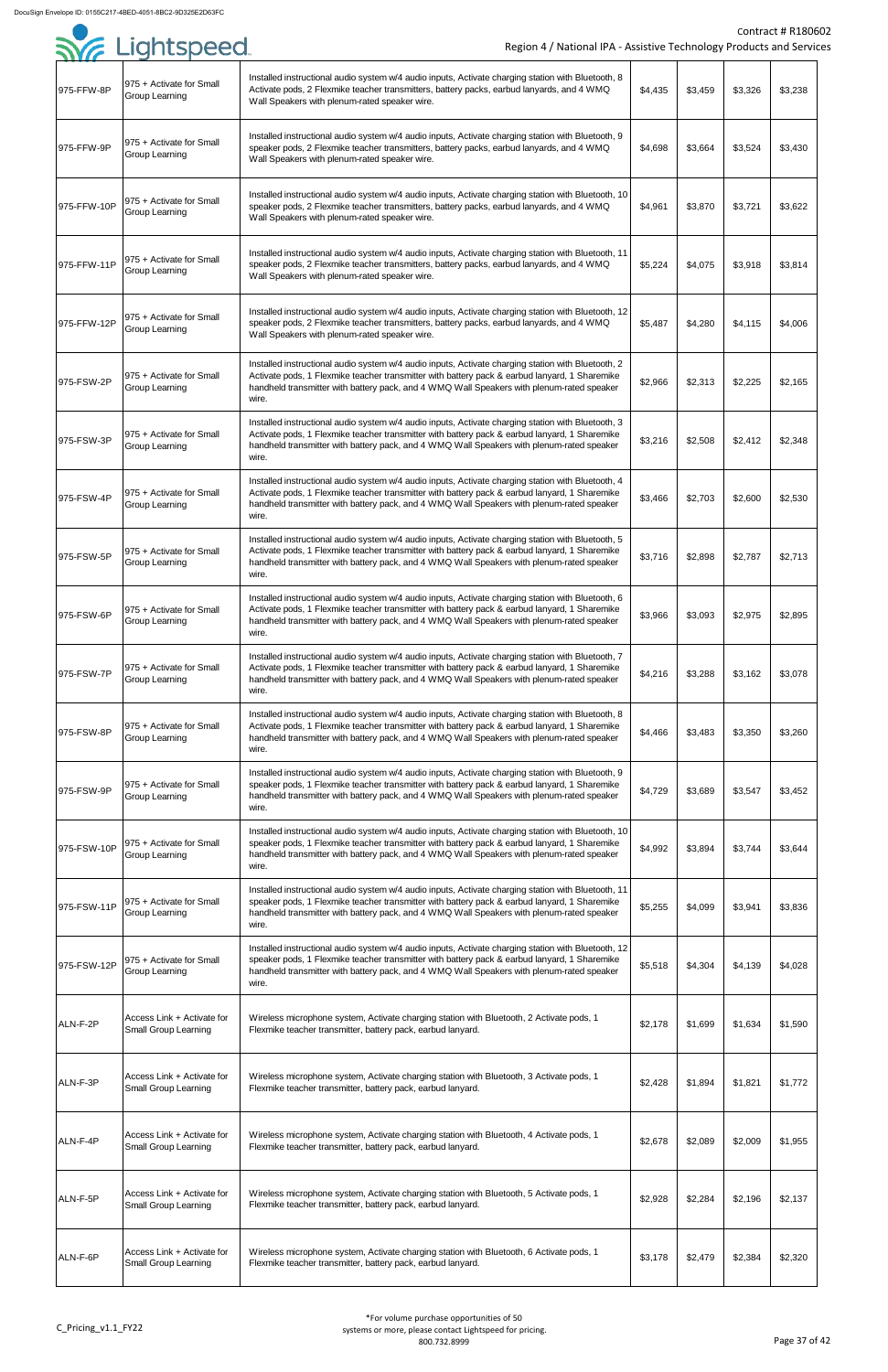| | | | | | | |
|---|---|---|---|---|---|---|
| 975-FFW-8P | 975 + Activate for Small Group Learning | Installed instructional audio system w/4 audio inputs, Activate charging station with Bluetooth, 8 Activate pods, 2 Flexmike teacher transmitters, battery packs, earbud lanyards, and 4 WMQ Wall Speakers with plenum-rated speaker wire. | $4,435 | $3,459 | $3,326 | $3,238 |
| 975-FFW-9P | 975 + Activate for Small Group Learning | Installed instructional audio system w/4 audio inputs, Activate charging station with Bluetooth, 9 speaker pods, 2 Flexmike teacher transmitters, battery packs, earbud lanyards, and 4 WMQ Wall Speakers with plenum-rated speaker wire. | $4,698 | $3,664 | $3,524 | $3,430 |
| 975-FFW-10P | 975 + Activate for Small Group Learning | Installed instructional audio system w/4 audio inputs, Activate charging station with Bluetooth, 10 speaker pods, 2 Flexmike teacher transmitters, battery packs, earbud lanyards, and 4 WMQ Wall Speakers with plenum-rated speaker wire. | $4,961 | $3,870 | $3,721 | $3,622 |
| 975-FFW-11P | 975 + Activate for Small Group Learning | Installed instructional audio system w/4 audio inputs, Activate charging station with Bluetooth, 11 speaker pods, 2 Flexmike teacher transmitters, battery packs, earbud lanyards, and 4 WMQ Wall Speakers with plenum-rated speaker wire. | $5,224 | $4,075 | $3,918 | $3,814 |
| 975-FFW-12P | 975 + Activate for Small Group Learning | Installed instructional audio system w/4 audio inputs, Activate charging station with Bluetooth, 12 speaker pods, 2 Flexmike teacher transmitters, battery packs, earbud lanyards, and 4 WMQ Wall Speakers with plenum-rated speaker wire. | $5,487 | $4,280 | $4,115 | $4,006 |
| 975-FSW-2P | 975 + Activate for Small Group Learning | Installed instructional audio system w/4 audio inputs, Activate charging station with Bluetooth, 2 Activate pods, 1 Flexmike teacher transmitter with battery pack & earbud lanyard, 1 Sharemike handheld transmitter with battery pack, and 4 WMQ Wall Speakers with plenum-rated speaker wire. | $2,966 | $2,313 | $2,225 | $2,165 |
| 975-FSW-3P | 975 + Activate for Small Group Learning | Installed instructional audio system w/4 audio inputs, Activate charging station with Bluetooth, 3 Activate pods, 1 Flexmike teacher transmitter with battery pack & earbud lanyard, 1 Sharemike handheld transmitter with battery pack, and 4 WMQ Wall Speakers with plenum-rated speaker wire. | $3,216 | $2,508 | $2,412 | $2,348 |
| 975-FSW-4P | 975 + Activate for Small Group Learning | Installed instructional audio system w/4 audio inputs, Activate charging station with Bluetooth, 4 Activate pods, 1 Flexmike teacher transmitter with battery pack & earbud lanyard, 1 Sharemike handheld transmitter with battery pack, and 4 WMQ Wall Speakers with plenum-rated speaker wire. | $3,466 | $2,703 | $2,600 | $2,530 |
| 975-FSW-5P | 975 + Activate for Small Group Learning | Installed instructional audio system w/4 audio inputs, Activate charging station with Bluetooth, 5 Activate pods, 1 Flexmike teacher transmitter with battery pack & earbud lanyard, 1 Sharemike handheld transmitter with battery pack, and 4 WMQ Wall Speakers with plenum-rated speaker wire. | $3,716 | $2,898 | $2,787 | $2,713 |
| 975-FSW-6P | 975 + Activate for Small Group Learning | Installed instructional audio system w/4 audio inputs, Activate charging station with Bluetooth, 6 Activate pods, 1 Flexmike teacher transmitter with battery pack & earbud lanyard, 1 Sharemike handheld transmitter with battery pack, and 4 WMQ Wall Speakers with plenum-rated speaker wire. | $3,966 | $3,093 | $2,975 | $2,895 |
| 975-FSW-7P | 975 + Activate for Small Group Learning | Installed instructional audio system w/4 audio inputs, Activate charging station with Bluetooth, 7 Activate pods, 1 Flexmike teacher transmitter with battery pack & earbud lanyard, 1 Sharemike handheld transmitter with battery pack, and 4 WMQ Wall Speakers with plenum-rated speaker wire. | $4,216 | $3,288 | $3,162 | $3,078 |
| 975-FSW-8P | 975 + Activate for Small Group Learning | Installed instructional audio system w/4 audio inputs, Activate charging station with Bluetooth, 8 Activate pods, 1 Flexmike teacher transmitter with battery pack & earbud lanyard, 1 Sharemike handheld transmitter with battery pack, and 4 WMQ Wall Speakers with plenum-rated speaker wire. | $4,466 | $3,483 | $3,350 | $3,260 |
| 975-FSW-9P | 975 + Activate for Small Group Learning | Installed instructional audio system w/4 audio inputs, Activate charging station with Bluetooth, 9 speaker pods, 1 Flexmike teacher transmitter with battery pack & earbud lanyard, 1 Sharemike handheld transmitter with battery pack, and 4 WMQ Wall Speakers with plenum-rated speaker wire. | $4,729 | $3,689 | $3,547 | $3,452 |
| 975-FSW-10P | 975 + Activate for Small Group Learning | Installed instructional audio system w/4 audio inputs, Activate charging station with Bluetooth, 10 speaker pods, 1 Flexmike teacher transmitter with battery pack & earbud lanyard, 1 Sharemike handheld transmitter with battery pack, and 4 WMQ Wall Speakers with plenum-rated speaker wire. | $4,992 | $3,894 | $3,744 | $3,644 |
| 975-FSW-11P | 975 + Activate for Small Group Learning | Installed instructional audio system w/4 audio inputs, Activate charging station with Bluetooth, 11 speaker pods, 1 Flexmike teacher transmitter with battery pack & earbud lanyard, 1 Sharemike handheld transmitter with battery pack, and 4 WMQ Wall Speakers with plenum-rated speaker wire. | $5,255 | $4,099 | $3,941 | $3,836 |
| 975-FSW-12P | 975 + Activate for Small Group Learning | Installed instructional audio system w/4 audio inputs, Activate charging station with Bluetooth, 12 speaker pods, 1 Flexmike teacher transmitter with battery pack & earbud lanyard, 1 Sharemike handheld transmitter with battery pack, and 4 WMQ Wall Speakers with plenum-rated speaker wire. | $5,518 | $4,304 | $4,139 | $4,028 |
| ALN-F-2P | Access Link + Activate for Small Group Learning | Wireless microphone system, Activate charging station with Bluetooth, 2 Activate pods, 1 Flexmike teacher transmitter, battery pack, earbud lanyard. | $2,178 | $1,699 | $1,634 | $1,590 |
| ALN-F-3P | Access Link + Activate for Small Group Learning | Wireless microphone system, Activate charging station with Bluetooth, 3 Activate pods, 1 Flexmike teacher transmitter, battery pack, earbud lanyard. | $2,428 | $1,894 | $1,821 | $1,772 |
| ALN-F-4P | Access Link + Activate for Small Group Learning | Wireless microphone system, Activate charging station with Bluetooth, 4 Activate pods, 1 Flexmike teacher transmitter, battery pack, earbud lanyard. | $2,678 | $2,089 | $2,009 | $1,955 |
| ALN-F-5P | Access Link + Activate for Small Group Learning | Wireless microphone system, Activate charging station with Bluetooth, 5 Activate pods, 1 Flexmike teacher transmitter, battery pack, earbud lanyard. | $2,928 | $2,284 | $2,196 | $2,137 |
| ALN-F-6P | Access Link + Activate for Small Group Learning | Wireless microphone system, Activate charging station with Bluetooth, 6 Activate pods, 1 Flexmike teacher transmitter, battery pack, earbud lanyard. | $3,178 | $2,479 | $2,384 | $2,320 |

*For volume purchase opportunities of 50 systems or more, please contact Lightspeed for pricing. 800.732.8999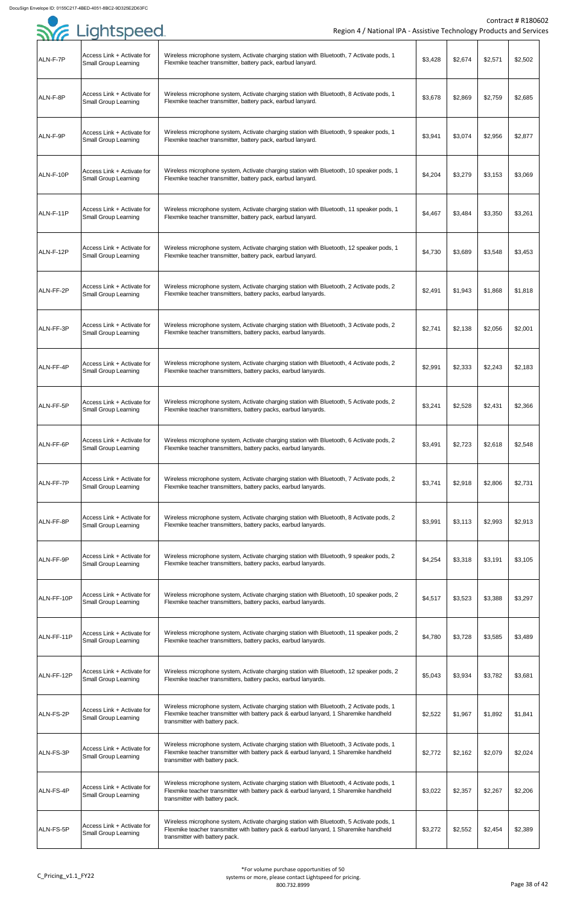| ALN-F-7P | Access Link + Activate for Small Group Learning | Wireless microphone system, Activate charging station with Bluetooth, 7 Activate pods, 1 Flexmike teacher transmitter, battery pack, earbud lanyard. | $3,428 | $2,674 | $2,571 | $2,502 |
|---|---|---|---|---|---|---|
| ALN-F-8P | Access Link + Activate for Small Group Learning | Wireless microphone system, Activate charging station with Bluetooth, 8 Activate pods, 1 Flexmike teacher transmitter, battery pack, earbud lanyard. | $3,678 | $2,869 | $2,759 | $2,685 |
| ALN-F-9P | Access Link + Activate for Small Group Learning | Wireless microphone system, Activate charging station with Bluetooth, 9 speaker pods, 1 Flexmike teacher transmitter, battery pack, earbud lanyard. | $3,941 | $3,074 | $2,956 | $2,877 |
| ALN-F-10P | Access Link + Activate for Small Group Learning | Wireless microphone system, Activate charging station with Bluetooth, 10 speaker pods, 1 Flexmike teacher transmitter, battery pack, earbud lanyard. | $4,204 | $3,279 | $3,153 | $3,069 |
| ALN-F-11P | Access Link + Activate for Small Group Learning | Wireless microphone system, Activate charging station with Bluetooth, 11 speaker pods, 1 Flexmike teacher transmitter, battery pack, earbud lanyard. | $4,467 | $3,484 | $3,350 | $3,261 |
| ALN-F-12P | Access Link + Activate for Small Group Learning | Wireless microphone system, Activate charging station with Bluetooth, 12 speaker pods, 1 Flexmike teacher transmitter, battery pack, earbud lanyard. | $4,730 | $3,689 | $3,548 | $3,453 |
| ALN-FF-2P | Access Link + Activate for Small Group Learning | Wireless microphone system, Activate charging station with Bluetooth, 2 Activate pods, 2 Flexmike teacher transmitters, battery packs, earbud lanyards. | $2,491 | $1,943 | $1,868 | $1,818 |
| ALN-FF-3P | Access Link + Activate for Small Group Learning | Wireless microphone system, Activate charging station with Bluetooth, 3 Activate pods, 2 Flexmike teacher transmitters, battery packs, earbud lanyards. | $2,741 | $2,138 | $2,056 | $2,001 |
| ALN-FF-4P | Access Link + Activate for Small Group Learning | Wireless microphone system, Activate charging station with Bluetooth, 4 Activate pods, 2 Flexmike teacher transmitters, battery packs, earbud lanyards. | $2,991 | $2,333 | $2,243 | $2,183 |
| ALN-FF-5P | Access Link + Activate for Small Group Learning | Wireless microphone system, Activate charging station with Bluetooth, 5 Activate pods, 2 Flexmike teacher transmitters, battery packs, earbud lanyards. | $3,241 | $2,528 | $2,431 | $2,366 |
| ALN-FF-6P | Access Link + Activate for Small Group Learning | Wireless microphone system, Activate charging station with Bluetooth, 6 Activate pods, 2 Flexmike teacher transmitters, battery packs, earbud lanyards. | $3,491 | $2,723 | $2,618 | $2,548 |
| ALN-FF-7P | Access Link + Activate for Small Group Learning | Wireless microphone system, Activate charging station with Bluetooth, 7 Activate pods, 2 Flexmike teacher transmitters, battery packs, earbud lanyards. | $3,741 | $2,918 | $2,806 | $2,731 |
| ALN-FF-8P | Access Link + Activate for Small Group Learning | Wireless microphone system, Activate charging station with Bluetooth, 8 Activate pods, 2 Flexmike teacher transmitters, battery packs, earbud lanyards. | $3,991 | $3,113 | $2,993 | $2,913 |
| ALN-FF-9P | Access Link + Activate for Small Group Learning | Wireless microphone system, Activate charging station with Bluetooth, 9 speaker pods, 2 Flexmike teacher transmitters, battery packs, earbud lanyards. | $4,254 | $3,318 | $3,191 | $3,105 |
| ALN-FF-10P | Access Link + Activate for Small Group Learning | Wireless microphone system, Activate charging station with Bluetooth, 10 speaker pods, 2 Flexmike teacher transmitters, battery packs, earbud lanyards. | $4,517 | $3,523 | $3,388 | $3,297 |
| ALN-FF-11P | Access Link + Activate for Small Group Learning | Wireless microphone system, Activate charging station with Bluetooth, 11 speaker pods, 2 Flexmike teacher transmitters, battery packs, earbud lanyards. | $4,780 | $3,728 | $3,585 | $3,489 |
| ALN-FF-12P | Access Link + Activate for Small Group Learning | Wireless microphone system, Activate charging station with Bluetooth, 12 speaker pods, 2 Flexmike teacher transmitters, battery packs, earbud lanyards. | $5,043 | $3,934 | $3,782 | $3,681 |
| ALN-FS-2P | Access Link + Activate for Small Group Learning | Wireless microphone system, Activate charging station with Bluetooth, 2 Activate pods, 1 Flexmike teacher transmitter with battery pack & earbud lanyard, 1 Sharemike handheld transmitter with battery pack. | $2,522 | $1,967 | $1,892 | $1,841 |
| ALN-FS-3P | Access Link + Activate for Small Group Learning | Wireless microphone system, Activate charging station with Bluetooth, 3 Activate pods, 1 Flexmike teacher transmitter with battery pack & earbud lanyard, 1 Sharemike handheld transmitter with battery pack. | $2,772 | $2,162 | $2,079 | $2,024 |
| ALN-FS-4P | Access Link + Activate for Small Group Learning | Wireless microphone system, Activate charging station with Bluetooth, 4 Activate pods, 1 Flexmike teacher transmitter with battery pack & earbud lanyard, 1 Sharemike handheld transmitter with battery pack. | $3,022 | $2,357 | $2,267 | $2,206 |
| ALN-FS-5P | Access Link + Activate for Small Group Learning | Wireless microphone system, Activate charging station with Bluetooth, 5 Activate pods, 1 Flexmike teacher transmitter with battery pack & earbud lanyard, 1 Sharemike handheld transmitter with battery pack. | $3,272 | $2,552 | $2,454 | $2,389 |

*For volume purchase opportunities of 50 systems or more, please contact Lightspeed for pricing. 800.732.8999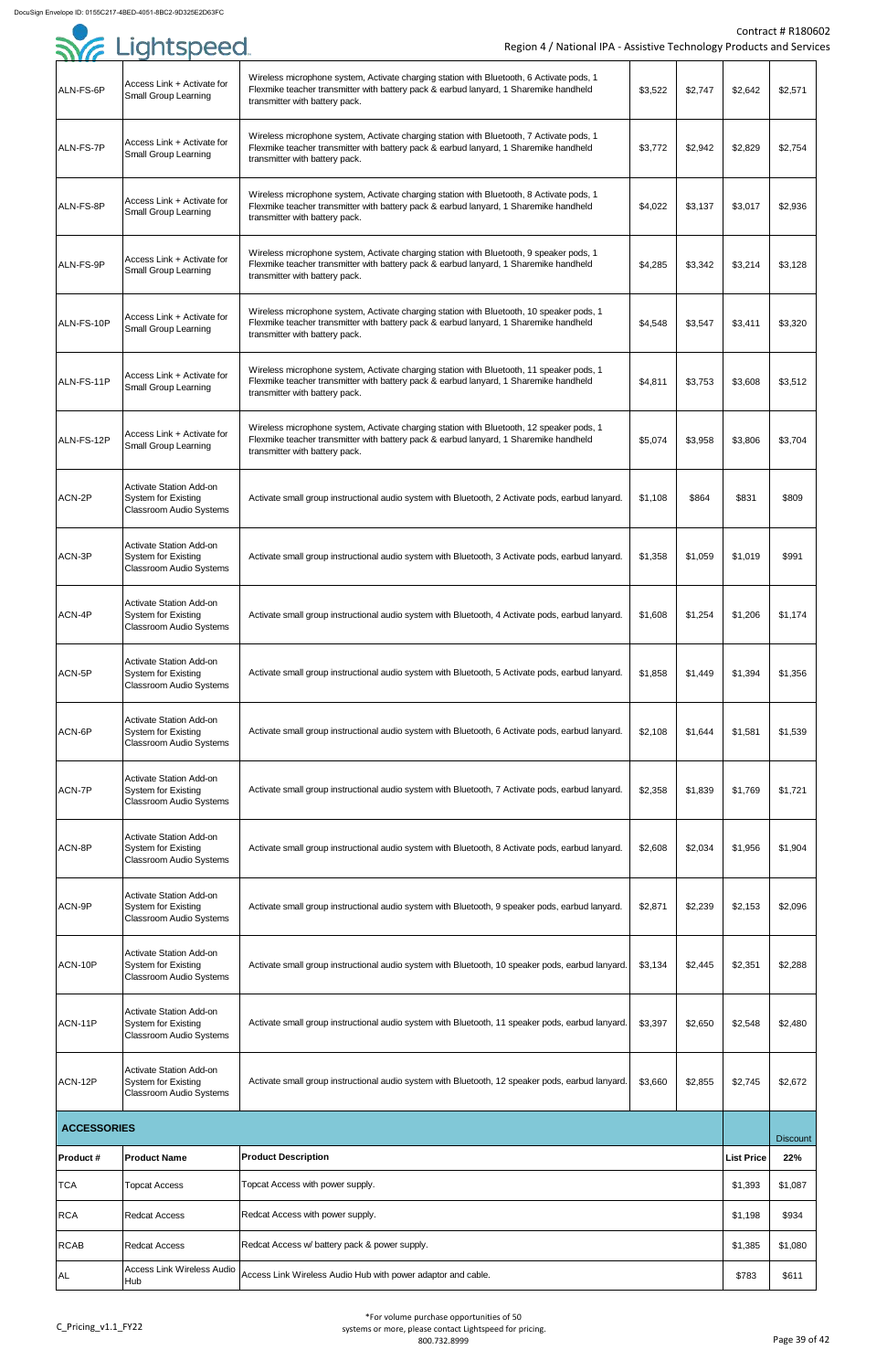| ALN-FS-6P | Access Link + Activate for Small Group Learning | Wireless microphone system, Activate charging station with Bluetooth, 6 Activate pods, 1 Flexmike teacher transmitter with battery pack & earbud lanyard, 1 Sharemike handheld transmitter with battery pack. | $3,522 | $2,747 | $2,642 | $2,571 |
|---|---|---|---|---|---|---|
| ALN-FS-7P | Access Link + Activate for Small Group Learning | Wireless microphone system, Activate charging station with Bluetooth, 7 Activate pods, 1 Flexmike teacher transmitter with battery pack & earbud lanyard, 1 Sharemike handheld transmitter with battery pack. | $3,772 | $2,942 | $2,829 | $2,754 |
| ALN-FS-8P | Access Link + Activate for Small Group Learning | Wireless microphone system, Activate charging station with Bluetooth, 8 Activate pods, 1 Flexmike teacher transmitter with battery pack & earbud lanyard, 1 Sharemike handheld transmitter with battery pack. | $4,022 | $3,137 | $3,017 | $2,936 |
| ALN-FS-9P | Access Link + Activate for Small Group Learning | Wireless microphone system, Activate charging station with Bluetooth, 9 speaker pods, 1 Flexmike teacher transmitter with battery pack & earbud lanyard, 1 Sharemike handheld transmitter with battery pack. | $4,285 | $3,342 | $3,214 | $3,128 |
| ALN-FS-10P | Access Link + Activate for Small Group Learning | Wireless microphone system, Activate charging station with Bluetooth, 10 speaker pods, 1 Flexmike teacher transmitter with battery pack & earbud lanyard, 1 Sharemike handheld transmitter with battery pack. | $4,548 | $3,547 | $3,411 | $3,320 |
| ALN-FS-11P | Access Link + Activate for Small Group Learning | Wireless microphone system, Activate charging station with Bluetooth, 11 speaker pods, 1 Flexmike teacher transmitter with battery pack & earbud lanyard, 1 Sharemike handheld transmitter with battery pack. | $4,811 | $3,753 | $3,608 | $3,512 |
| ALN-FS-12P | Access Link + Activate for Small Group Learning | Wireless microphone system, Activate charging station with Bluetooth, 12 speaker pods, 1 Flexmike teacher transmitter with battery pack & earbud lanyard, 1 Sharemike handheld transmitter with battery pack. | $5,074 | $3,958 | $3,806 | $3,704 |
| ACN-2P | Activate Station Add-on System for Existing Classroom Audio Systems | Activate small group instructional audio system with Bluetooth, 2 Activate pods, earbud lanyard. | $1,108 | $864 | $831 | $809 |
| ACN-3P | Activate Station Add-on System for Existing Classroom Audio Systems | Activate small group instructional audio system with Bluetooth, 3 Activate pods, earbud lanyard. | $1,358 | $1,059 | $1,019 | $991 |
| ACN-4P | Activate Station Add-on System for Existing Classroom Audio Systems | Activate small group instructional audio system with Bluetooth, 4 Activate pods, earbud lanyard. | $1,608 | $1,254 | $1,206 | $1,174 |
| ACN-5P | Activate Station Add-on System for Existing Classroom Audio Systems | Activate small group instructional audio system with Bluetooth, 5 Activate pods, earbud lanyard. | $1,858 | $1,449 | $1,394 | $1,356 |
| ACN-6P | Activate Station Add-on System for Existing Classroom Audio Systems | Activate small group instructional audio system with Bluetooth, 6 Activate pods, earbud lanyard. | $2,108 | $1,644 | $1,581 | $1,539 |
| ACN-7P | Activate Station Add-on System for Existing Classroom Audio Systems | Activate small group instructional audio system with Bluetooth, 7 Activate pods, earbud lanyard. | $2,358 | $1,839 | $1,769 | $1,721 |
| ACN-8P | Activate Station Add-on System for Existing Classroom Audio Systems | Activate small group instructional audio system with Bluetooth, 8 Activate pods, earbud lanyard. | $2,608 | $2,034 | $1,956 | $1,904 |
| ACN-9P | Activate Station Add-on System for Existing Classroom Audio Systems | Activate small group instructional audio system with Bluetooth, 9 speaker pods, earbud lanyard. | $2,871 | $2,239 | $2,153 | $2,096 |
| ACN-10P | Activate Station Add-on System for Existing Classroom Audio Systems | Activate small group instructional audio system with Bluetooth, 10 speaker pods, earbud lanyard. | $3,134 | $2,445 | $2,351 | $2,288 |
| ACN-11P | Activate Station Add-on System for Existing Classroom Audio Systems | Activate small group instructional audio system with Bluetooth, 11 speaker pods, earbud lanyard. | $3,397 | $2,650 | $2,548 | $2,480 |
| ACN-12P | Activate Station Add-on System for Existing Classroom Audio Systems | Activate small group instructional audio system with Bluetooth, 12 speaker pods, earbud lanyard. | $3,660 | $2,855 | $2,745 | $2,672 |

**ACCESSORIES**

| Product # | Product Name | Product Description | List Price | Discount 22% |
|---|---|---|---|---|
| TCA | Topcat Access | Topcat Access with power supply. | $1,393 | $1,087 |
| RCA | Redcat Access | Redcat Access with power supply. | $1,198 | $934 |
| RCAB | Redcat Access | Redcat Access w/ battery pack & power supply. | $1,385 | $1,080 |
| AL | Access Link Wireless Audio Hub | Access Link Wireless Audio Hub with power adaptor and cable. | $783 | $611 |

*For volume purchase opportunities of 50 systems or more, please contact Lightspeed for pricing. 800.732.8999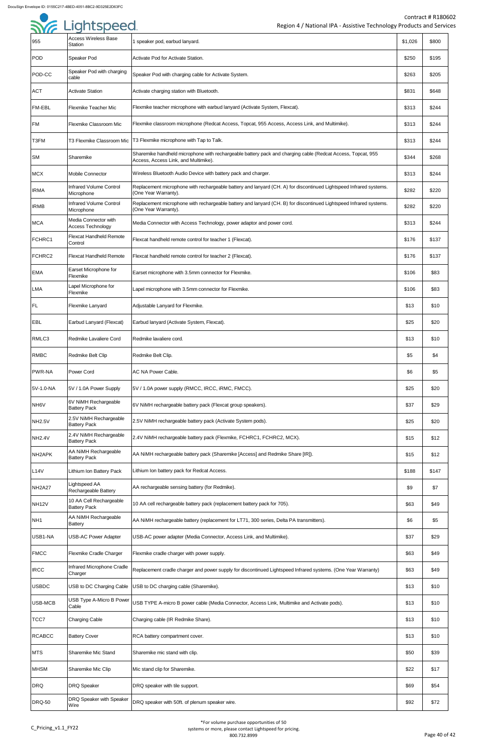| 955 | Access Wireless Base Station | 1 speaker pod, earbud lanyard. | $1,026 | $800 |
|---|---|---|---|---|
| POD | Speaker Pod | Activate Pod for Activate Station. | $250 | $195 |
| POD-CC | Speaker Pod with charging cable | Speaker Pod with charging cable for Activate System. | $263 | $205 |
| ACT | Activate Station | Activate charging station with Bluetooth. | $831 | $648 |
| FM-EBL | Flexmike Teacher Mic | Flexmike teacher microphone with earbud lanyard (Activate System, Flexcat). | $313 | $244 |
| FM | Flexmike Classroom Mic | Flexmike classroom microphone (Redcat Access, Topcat, 955 Access, Access Link, and Multimike). | $313 | $244 |
| T3FM | T3 Flexmike Classroom Mic | T3 Flexmike microphone with Tap to Talk. | $313 | $244 |
| SM | Sharemike | Sharemike handheld microphone with rechargeable battery pack and charging cable (Redcat Access, Topcat, 955 Access, Access Link, and Multimike). | $344 | $268 |
| MCX | Mobile Connector | Wireless Bluetooth Audio Device with battery pack and charger. | $313 | $244 |
| IRMA | Infrared Volume Control Microphone | Replacement microphone with rechargeable battery and lanyard (CH. A) for discontinued Lightspeed Infrared systems. (One Year Warranty). | $282 | $220 |
| IRMB | Infrared Volume Control Microphone | Replacement microphone with rechargeable battery and lanyard (CH. B) for discontinued Lightspeed Infrared systems. (One Year Warranty). | $282 | $220 |
| MCA | Media Connector with Access Technology | Media Connector with Access Technology, power adaptor and power cord. | $313 | $244 |
| FCHRC1 | Flexcat Handheld Remote Control | Flexcat handheld remote control for teacher 1 (Flexcat). | $176 | $137 |
| FCHRC2 | Flexcat Handheld Remote | Flexcat handheld remote control for teacher 2 (Flexcat). | $176 | $137 |
| EMA | Earset Microphone for Flexmike | Earset microphone with 3.5mm connector for Flexmike. | $106 | $83 |
| LMA | Lapel Microphone for Flexmike | Lapel microphone with 3.5mm connector for Flexmike. | $106 | $83 |
| FL | Flexmike Lanyard | Adjustable Lanyard for Flexmike. | $13 | $10 |
| EBL | Earbud Lanyard (Flexcat) | Earbud lanyard (Activate System, Flexcat). | $25 | $20 |
| RMLC3 | Redmike Lavaliere Cord | Redmike lavaliere cord. | $13 | $10 |
| RMBC | Redmike Belt Clip | Redmike Belt Clip. | $5 | $4 |
| PWR-NA | Power Cord | AC NA Power Cable. | $6 | $5 |
| 5V-1.0-NA | 5V / 1.0A Power Supply | 5V / 1.0A power supply (RMCC, IRCC, iRMC, FMCC). | $25 | $20 |
| NH6V | 6V NiMH Rechargeable Battery Pack | 6V NiMH rechargeable battery pack (Flexcat group speakers). | $37 | $29 |
| NH2.5V | 2.5V NiMH Rechargeable Battery Pack | 2.5V NiMH rechargeable battery pack (Activate System pods). | $25 | $20 |
| NH2.4V | 2.4V NiMH Rechargeable Battery Pack | 2.4V NiMH rechargeable battery pack (Flexmike, FCHRC1, FCHRC2, MCX). | $15 | $12 |
| NH2APK | AA NiMH Rechargeable Battery Pack | AA NiMH rechargeable battery pack (Sharemike [Access] and Redmike Share [IR]). | $15 | $12 |
| L14V | Lithium Ion Battery Pack | Lithium Ion battery pack for Redcat Access. | $188 | $147 |
| NH2A27 | Lightspeed AA Rechargeable Battery | AA rechargeable sensing battery (for Redmike). | $9 | $7 |
| NH12V | 10 AA Cell Rechargeable Battery Pack | 10 AA cell rechargeable battery pack (replacement battery pack for 705). | $63 | $49 |
| NH1 | AA NiMH Rechargeable Battery | AA NiMH rechargeable battery (replacement for LT71, 300 series, Delta PA transmitters). | $6 | $5 |
| USB1-NA | USB-AC Power Adapter | USB-AC power adapter (Media Connector, Access Link, and Multimike). | $37 | $29 |
| FMCC | Flexmike Cradle Charger | Flexmike cradle charger with power supply. | $63 | $49 |
| IRCC | Infrared Microphone Cradle Charger | Replacement cradle charger and power supply for discontinued Lightspeed Infrared systems. (One Year Warranty) | $63 | $49 |
| USBDC | USB to DC Charging Cable | USB to DC charging cable (Sharemike). | $13 | $10 |
| USB-MCB | USB Type A-Micro B Power Cable | USB TYPE A-micro B power cable (Media Connector, Access Link, Multimike and Activate pods). | $13 | $10 |
| TCC7 | Charging Cable | Charging cable (IR Redmike Share). | $13 | $10 |
| RCABCC | Battery Cover | RCA battery compartment cover. | $13 | $10 |
| MTS | Sharemike Mic Stand | Sharemike mic stand with clip. | $50 | $39 |
| MHSM | Sharemike Mic Clip | Mic stand clip for Sharemike. | $22 | $17 |
| DRQ | DRQ Speaker | DRQ speaker with tile support. | $69 | $54 |
| DRQ-50 | DRQ Speaker with Speaker Wire | DRQ speaker with 50ft. of plenum speaker wire. | $92 | $72 |

*For volume purchase opportunities of 50 systems or more, please contact Lightspeed for pricing. 800.732.8999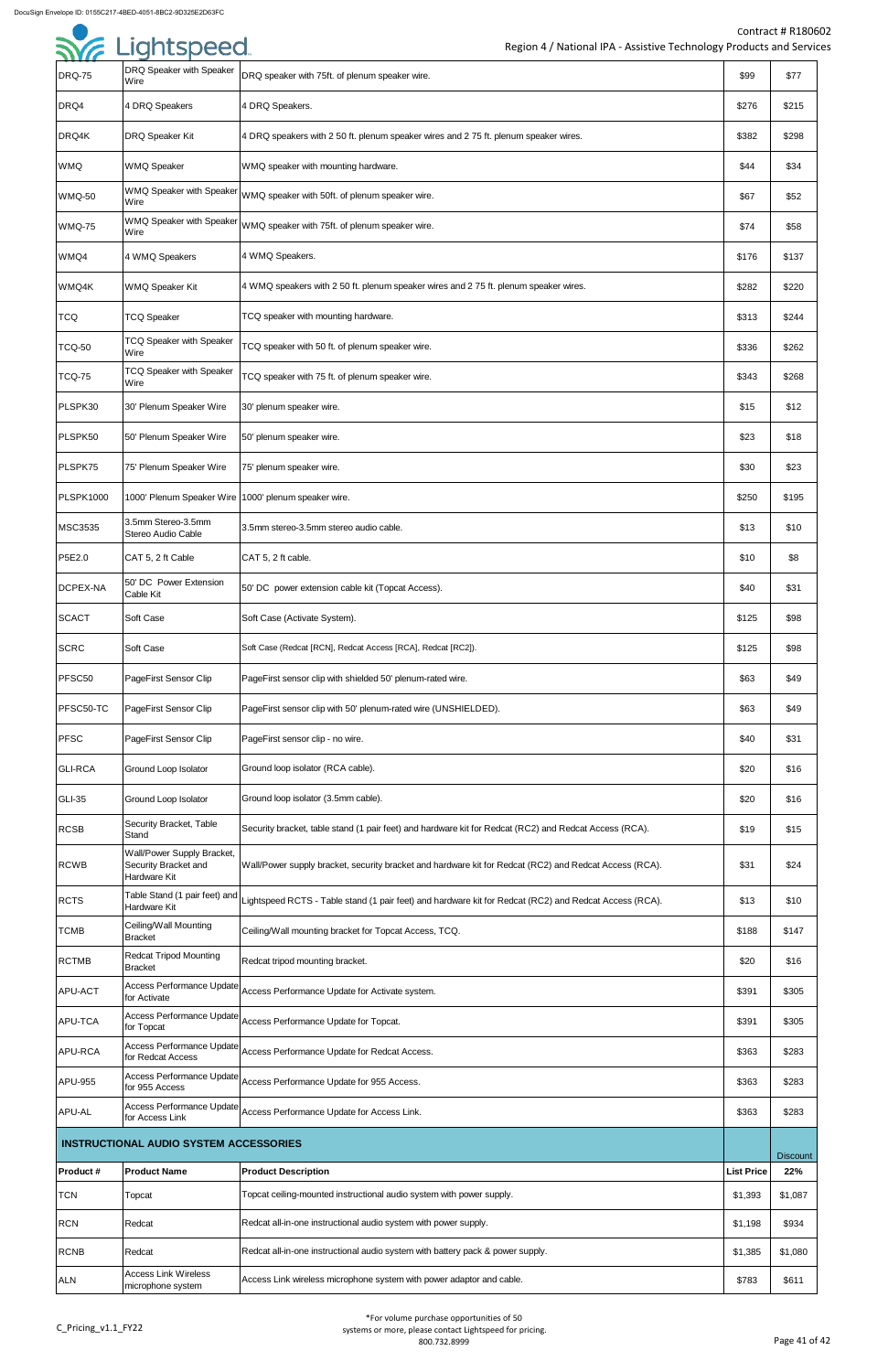| DRQ-75 | DRQ Speaker with Speaker Wire | DRQ speaker with 75ft. of plenum speaker wire. | $99 | $77 |
|---|---|---|---|---|
| DRQ4 | 4 DRQ Speakers | 4 DRQ Speakers. | $276 | $215 |
| DRQ4K | DRQ Speaker Kit | 4 DRQ speakers with 2 50 ft. plenum speaker wires and 2 75 ft. plenum speaker wires. | $382 | $298 |
| WMQ | WMQ Speaker | WMQ speaker with mounting hardware. | $44 | $34 |
| WMQ-50 | WMQ Speaker with Speaker Wire | WMQ speaker with 50ft. of plenum speaker wire. | $67 | $52 |
| WMQ-75 | WMQ Speaker with Speaker Wire | WMQ speaker with 75ft. of plenum speaker wire. | $74 | $58 |
| WMQ4 | 4 WMQ Speakers | 4 WMQ Speakers. | $176 | $137 |
| WMQ4K | WMQ Speaker Kit | 4 WMQ speakers with 2 50 ft. plenum speaker wires and 2 75 ft. plenum speaker wires. | $282 | $220 |
| TCQ | TCQ Speaker | TCQ speaker with mounting hardware. | $313 | $244 |
| TCQ-50 | TCQ Speaker with Speaker Wire | TCQ speaker with 50 ft. of plenum speaker wire. | $336 | $262 |
| TCQ-75 | TCQ Speaker with Speaker Wire | TCQ speaker with 75 ft. of plenum speaker wire. | $343 | $268 |
| PLSPK30 | 30' Plenum Speaker Wire | 30' plenum speaker wire. | $15 | $12 |
| PLSPK50 | 50' Plenum Speaker Wire | 50' plenum speaker wire. | $23 | $18 |
| PLSPK75 | 75' Plenum Speaker Wire | 75' plenum speaker wire. | $30 | $23 |
| PLSPK1000 | 1000' Plenum Speaker Wire | 1000' plenum speaker wire. | $250 | $195 |
| MSC3535 | 3.5mm Stereo-3.5mm Stereo Audio Cable | 3.5mm stereo-3.5mm stereo audio cable. | $13 | $10 |
| P5E2.0 | CAT 5, 2 ft Cable | CAT 5, 2 ft cable. | $10 | $8 |
| DCPEX-NA | 50' DC Power Extension Cable Kit | 50' DC power extension cable kit (Topcat Access). | $40 | $31 |
| SCACT | Soft Case | Soft Case (Activate System). | $125 | $98 |
| SCRC | Soft Case | Soft Case (Redcat [RCN], Redcat Access [RCA], Redcat [RC2]). | $125 | $98 |
| PFSC50 | PageFirst Sensor Clip | PageFirst sensor clip with shielded 50' plenum-rated wire. | $63 | $49 |
| PFSC50-TC | PageFirst Sensor Clip | PageFirst sensor clip with 50' plenum-rated wire (UNSHIELDED). | $63 | $49 |
| PFSC | PageFirst Sensor Clip | PageFirst sensor clip - no wire. | $40 | $31 |
| GLI-RCA | Ground Loop Isolator | Ground loop isolator (RCA cable). | $20 | $16 |
| GLI-35 | Ground Loop Isolator | Ground loop isolator (3.5mm cable). | $20 | $16 |
| RCSB | Security Bracket, Table Stand | Security bracket, table stand (1 pair feet) and hardware kit for Redcat (RC2) and Redcat Access (RCA). | $19 | $15 |
| RCWB | Wall/Power Supply Bracket, Security Bracket and Hardware Kit | Wall/Power supply bracket, security bracket and hardware kit for Redcat (RC2) and Redcat Access (RCA). | $31 | $24 |
| RCTS | Table Stand (1 pair feet) and Hardware Kit | Lightspeed RCTS - Table stand (1 pair feet) and hardware kit for Redcat (RC2) and Redcat Access (RCA). | $13 | $10 |
| TCMB | Ceiling/Wall Mounting Bracket | Ceiling/Wall mounting bracket for Topcat Access, TCQ. | $188 | $147 |
| RCTMB | Redcat Tripod Mounting Bracket | Redcat tripod mounting bracket. | $20 | $16 |
| APU-ACT | Access Performance Update for Activate | Access Performance Update for Activate system. | $391 | $305 |
| APU-TCA | Access Performance Update for Topcat | Access Performance Update for Topcat. | $391 | $305 |
| APU-RCA | Access Performance Update for Redcat Access | Access Performance Update for Redcat Access. | $363 | $283 |
| APU-955 | Access Performance Update for 955 Access | Access Performance Update for 955 Access. | $363 | $283 |
| APU-AL | Access Performance Update for Access Link | Access Performance Update for Access Link. | $363 | $283 |

| **INSTRUCTIONAL AUDIO SYSTEM ACCESSORIES** | | | | Discount |
|---|---|---|---|---|
| **Product #** | **Product Name** | **Product Description** | **List Price** | **22%** |
| TCN | Topcat | Topcat ceiling-mounted instructional audio system with power supply. | $1,393 | $1,087 |
| RCN | Redcat | Redcat all-in-one instructional audio system with power supply. | $1,198 | $934 |
| RCNB | Redcat | Redcat all-in-one instructional audio system with battery pack & power supply. | $1,385 | $1,080 |
| ALN | Access Link Wireless microphone system | Access Link wireless microphone system with power adaptor and cable. | $783 | $611 |

*For volume purchase opportunities of 50 systems or more, please contact Lightspeed for pricing. 800.732.8999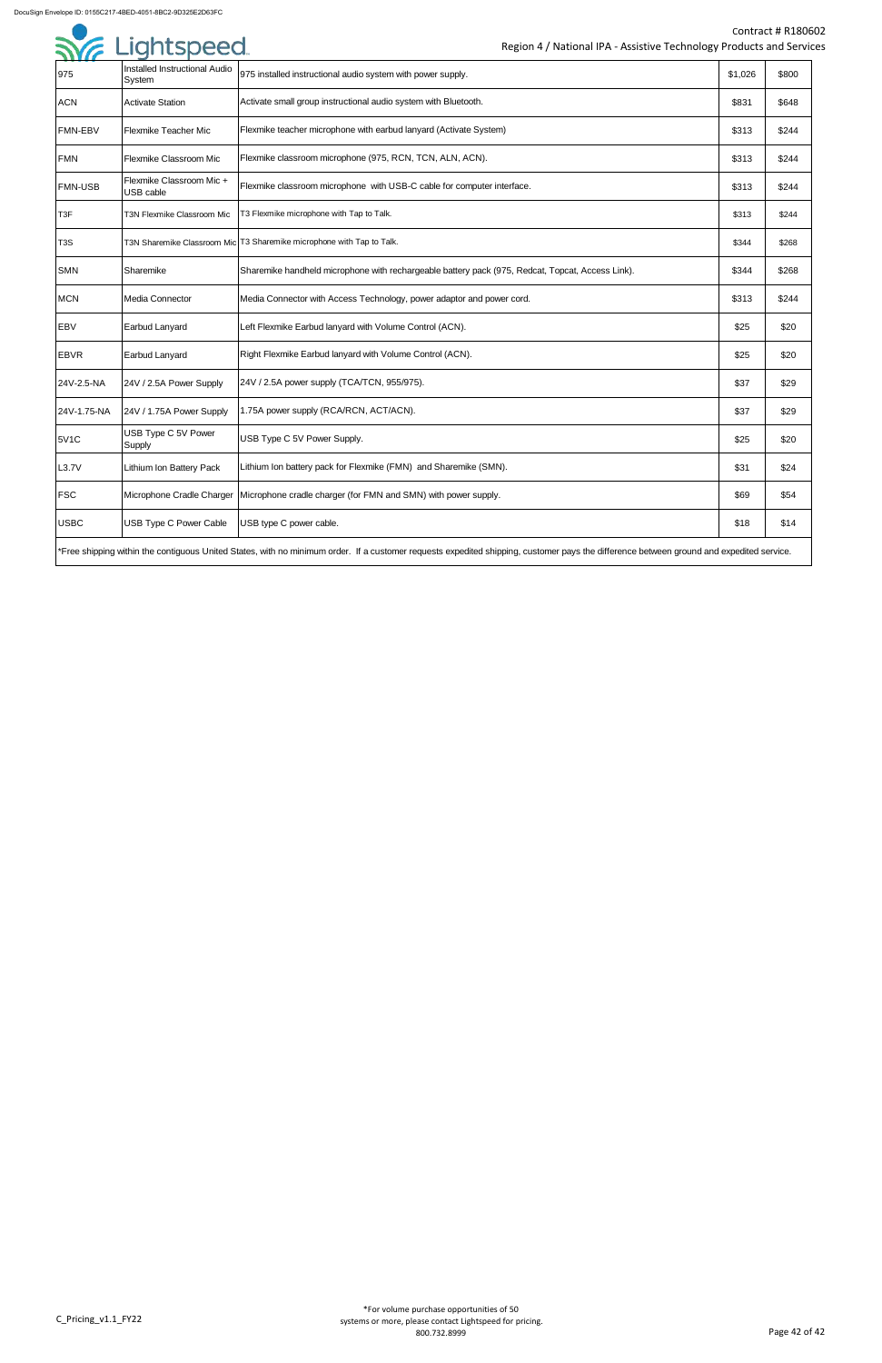Contract # R180602

Region 4 / National IPA - Assistive Technology Products and Services

| | | | | |
|---|---|---|---|---|
| 975 | Installed Instructional Audio System | 975 installed instructional audio system with power supply. | $1,026 | $800 |
| ACN | Activate Station | Activate small group instructional audio system with Bluetooth. | $831 | $648 |
| FMN-EBV | Flexmike Teacher Mic | Flexmike teacher microphone with earbud lanyard (Activate System) | $313 | $244 |
| FMN | Flexmike Classroom Mic | Flexmike classroom microphone (975, RCN, TCN, ALN, ACN). | $313 | $244 |
| FMN-USB | Flexmike Classroom Mic + USB cable | Flexmike classroom microphone with USB-C cable for computer interface. | $313 | $244 |
| T3F | T3N Flexmike Classroom Mic | T3 Flexmike microphone with Tap to Talk. | $313 | $244 |
| T3S | T3N Sharemike Classroom Mic | T3 Sharemike microphone with Tap to Talk. | $344 | $268 |
| SMN | Sharemike | Sharemike handheld microphone with rechargeable battery pack (975, Redcat, Topcat, Access Link). | $344 | $268 |
| MCN | Media Connector | Media Connector with Access Technology, power adaptor and power cord. | $313 | $244 |
| EBV | Earbud Lanyard | Left Flexmike Earbud lanyard with Volume Control (ACN). | $25 | $20 |
| EBVR | Earbud Lanyard | Right Flexmike Earbud lanyard with Volume Control (ACN). | $25 | $20 |
| 24V-2.5-NA | 24V / 2.5A Power Supply | 24V / 2.5A power supply (TCA/TCN, 955/975). | $37 | $29 |
| 24V-1.75-NA | 24V / 1.75A Power Supply | 1.75A power supply (RCA/RCN, ACT/ACN). | $37 | $29 |
| 5V1C | USB Type C 5V Power Supply | USB Type C 5V Power Supply. | $25 | $20 |
| L3.7V | Lithium Ion Battery Pack | Lithium Ion battery pack for Flexmike (FMN) and Sharemike (SMN). | $31 | $24 |
| FSC | Microphone Cradle Charger | Microphone cradle charger (for FMN and SMN) with power supply. | $69 | $54 |
| USBC | USB Type C Power Cable | USB type C power cable. | $18 | $14 |

*Free shipping within the contiguous United States, with no minimum order. If a customer requests expedited shipping, customer pays the difference between ground and expedited service.

C_Pricing_v1.1_FY22

*For volume purchase opportunities of 50 systems or more, please contact Lightspeed for pricing. 800.732.8999